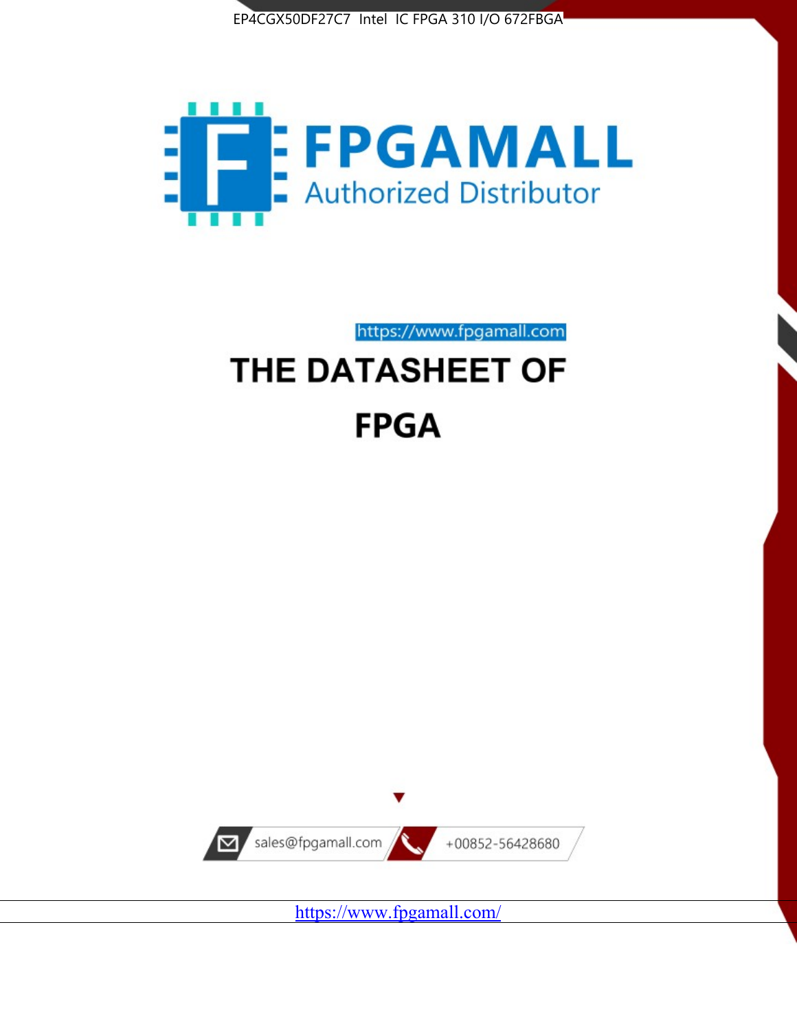EP4CGX50DF27C7 Intel IC FPGA 310 I/O 672FBGA

FPGAMALL

Authorized Distributor

https://www.fpgamall.com

# THE DATASHEET OF

# FPGA

sales@fpgamall.com

+00852-56428680

https://www.fpgamall.com/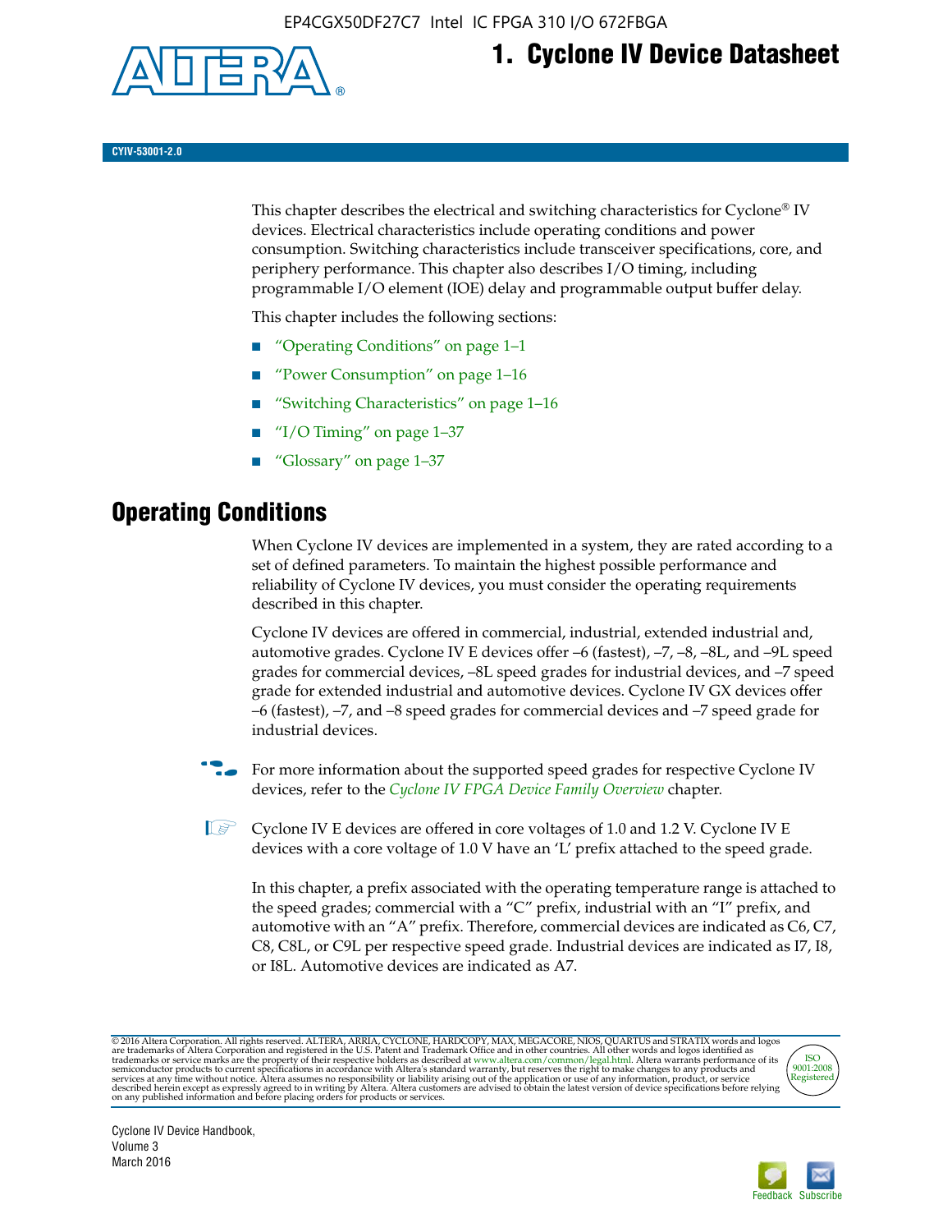# 1. Cyclone IV Device Datasheet

CYIV-53001-2.0

This chapter describes the electrical and switching characteristics for Cyclone® IV devices. Electrical characteristics include operating conditions and power consumption. Switching characteristics include transceiver specifications, core, and periphery performance. This chapter also describes I/O timing, including programmable I/O element (IOE) delay and programmable output buffer delay.

This chapter includes the following sections:

- "Operating Conditions" on page 1–1
- "Power Consumption" on page 1–16
- "Switching Characteristics" on page 1–16
- "I/O Timing" on page 1–37
- "Glossary" on page 1–37

## Operating Conditions

When Cyclone IV devices are implemented in a system, they are rated according to a set of defined parameters. To maintain the highest possible performance and reliability of Cyclone IV devices, you must consider the operating requirements described in this chapter.

Cyclone IV devices are offered in commercial, industrial, extended industrial and, automotive grades. Cyclone IV E devices offer –6 (fastest), –7, –8, –8L, and –9L speed grades for commercial devices, –8L speed grades for industrial devices, and –7 speed grade for extended industrial and automotive devices. Cyclone IV GX devices offer –6 (fastest), –7, and –8 speed grades for commercial devices and –7 speed grade for industrial devices.

For more information about the supported speed grades for respective Cyclone IV devices, refer to the *Cyclone IV FPGA Device Family Overview* chapter.

Cyclone IV E devices are offered in core voltages of 1.0 and 1.2 V. Cyclone IV E devices with a core voltage of 1.0 V have an 'L' prefix attached to the speed grade.

In this chapter, a prefix associated with the operating temperature range is attached to the speed grades; commercial with a "C" prefix, industrial with an "I" prefix, and automotive with an "A" prefix. Therefore, commercial devices are indicated as C6, C7, C8, C8L, or C9L per respective speed grade. Industrial devices are indicated as I7, I8, or I8L. Automotive devices are indicated as A7.

© 2016 Altera Corporation. All rights reserved. ALTERA, ARRIA, CYCLONE, HARDCOPY, MAX, MEGACORE, NIOS, QUARTUS and STRATIX words and logos are trademarks of Altera Corporation and registered in the U.S. Patent and Trademark Office and in other countries. All other words and logos identified as trademarks or service marks are the property of their respective holders as described at www.altera.com/common/legal.html. Altera warrants performance of its semiconductor products to current specifications in accordance with Altera's standard warranty, but reserves the right to make changes to any products and services at any time without notice. Altera assumes no responsibility or liability arising out of the application or use of any information, product, or service described herein except as expressly agreed to in writing by Altera. Altera customers are advised to obtain the latest version of device specifications before relying on any published information and before placing orders for products or services.

Cyclone IV Device Handbook, Volume 3
March 2016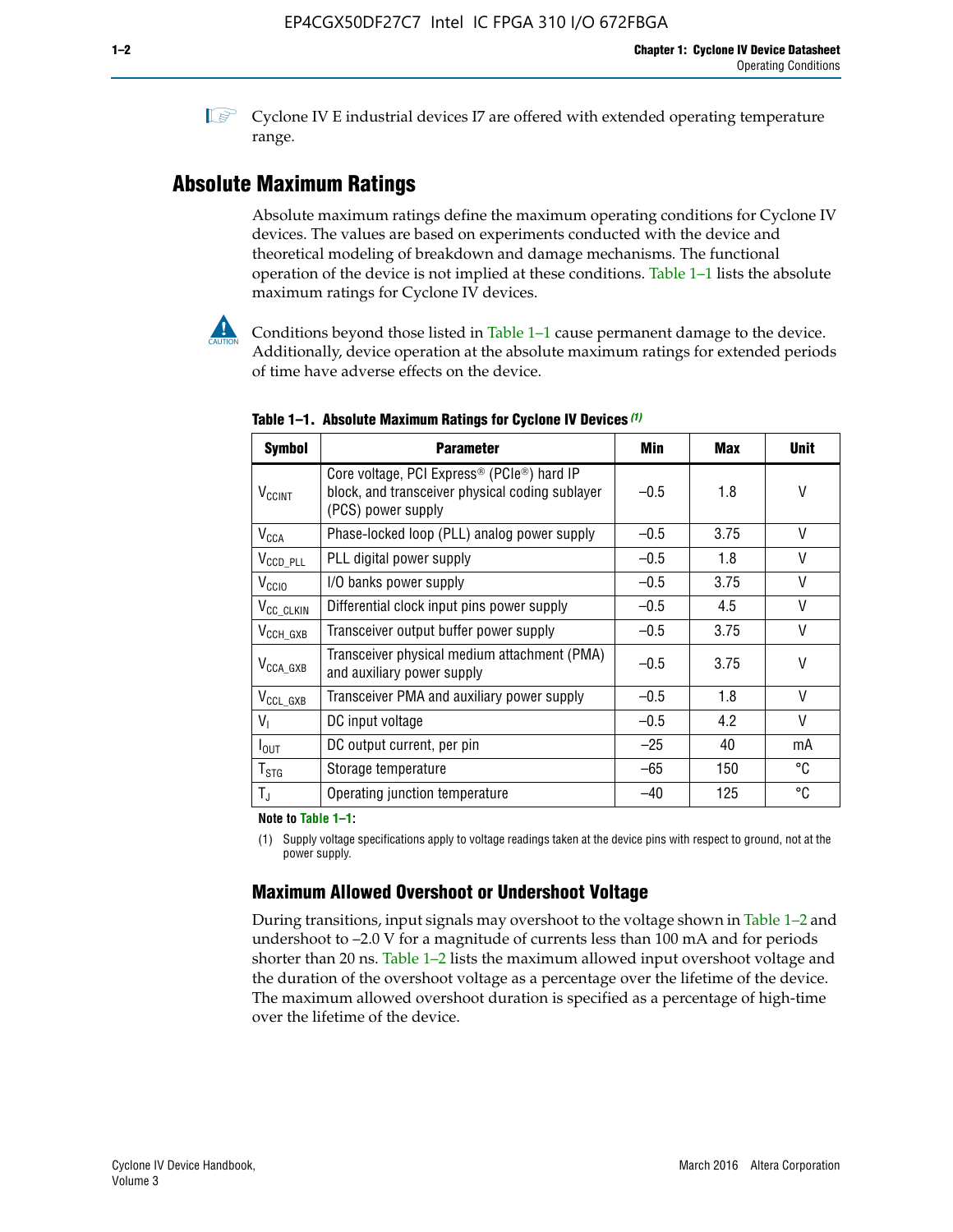Cyclone IV E industrial devices I7 are offered with extended operating temperature range.

## Absolute Maximum Ratings

Absolute maximum ratings define the maximum operating conditions for Cyclone IV devices. The values are based on experiments conducted with the device and theoretical modeling of breakdown and damage mechanisms. The functional operation of the device is not implied at these conditions. Table 1–1 lists the absolute maximum ratings for Cyclone IV devices.

Conditions beyond those listed in Table 1–1 cause permanent damage to the device. Additionally, device operation at the absolute maximum ratings for extended periods of time have adverse effects on the device.

**Table 1–1. Absolute Maximum Ratings for Cyclone IV Devices (1)**

| Symbol | Parameter | Min | Max | Unit |
|---|---|---|---|---|
| $V_{CCINT}$ | Core voltage, PCI Express® (PCIe®) hard IP block, and transceiver physical coding sublayer (PCS) power supply | –0.5 | 1.8 | V |
| $V_{CCA}$ | Phase-locked loop (PLL) analog power supply | –0.5 | 3.75 | V |
| $V_{CCD\_PLL}$ | PLL digital power supply | –0.5 | 1.8 | V |
| $V_{CCIO}$ | I/O banks power supply | –0.5 | 3.75 | V |
| $V_{CC\_CLKIN}$ | Differential clock input pins power supply | –0.5 | 4.5 | V |
| $V_{CCH\_GXB}$ | Transceiver output buffer power supply | –0.5 | 3.75 | V |
| $V_{CCA\_GXB}$ | Transceiver physical medium attachment (PMA) and auxiliary power supply | –0.5 | 3.75 | V |
| $V_{CCL\_GXB}$ | Transceiver PMA and auxiliary power supply | –0.5 | 1.8 | V |
| $V_I$ | DC input voltage | –0.5 | 4.2 | V |
| $I_{OUT}$ | DC output current, per pin | –25 | 40 | mA |
| $T_{STG}$ | Storage temperature | –65 | 150 | °C |
| $T_J$ | Operating junction temperature | –40 | 125 | °C |

**Note to Table 1–1:**

(1) Supply voltage specifications apply to voltage readings taken at the device pins with respect to ground, not at the power supply.

### Maximum Allowed Overshoot or Undershoot Voltage

During transitions, input signals may overshoot to the voltage shown in Table 1–2 and undershoot to –2.0 V for a magnitude of currents less than 100 mA and for periods shorter than 20 ns. Table 1–2 lists the maximum allowed input overshoot voltage and the duration of the overshoot voltage as a percentage over the lifetime of the device. The maximum allowed overshoot duration is specified as a percentage of high-time over the lifetime of the device.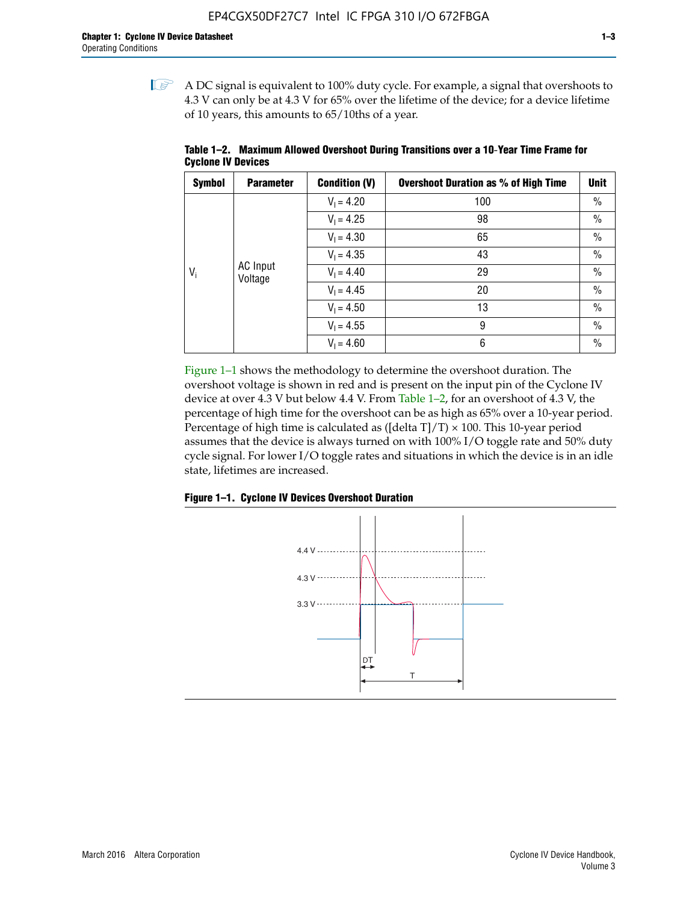A DC signal is equivalent to 100% duty cycle. For example, a signal that overshoots to 4.3 V can only be at 4.3 V for 65% over the lifetime of the device; for a device lifetime of 10 years, this amounts to 65/10ths of a year.

**Table 1–2. Maximum Allowed Overshoot During Transitions over a 10-Year Time Frame for Cyclone IV Devices**

| Symbol | Parameter | Condition (V) | Overshoot Duration as % of High Time | Unit |
|---|---|---|---|---|
| $V_i$ | AC Input Voltage | $V_I$ = 4.20 | 100 | % |
| | | $V_I$ = 4.25 | 98 | % |
| | | $V_I$ = 4.30 | 65 | % |
| | | $V_I$ = 4.35 | 43 | % |
| | | $V_I$ = 4.40 | 29 | % |
| | | $V_I$ = 4.45 | 20 | % |
| | | $V_I$ = 4.50 | 13 | % |
| | | $V_I$ = 4.55 | 9 | % |
| | | $V_I$ = 4.60 | 6 | % |

Figure 1–1 shows the methodology to determine the overshoot duration. The overshoot voltage is shown in red and is present on the input pin of the Cyclone IV device at over 4.3 V but below 4.4 V. From Table 1–2, for an overshoot of 4.3 V, the percentage of high time for the overshoot can be as high as 65% over a 10-year period. Percentage of high time is calculated as ([delta T]/T) × 100. This 10-year period assumes that the device is always turned on with 100% I/O toggle rate and 50% duty cycle signal. For lower I/O toggle rates and situations in which the device is in an idle state, lifetimes are increased.

**Figure 1–1. Cyclone IV Devices Overshoot Duration**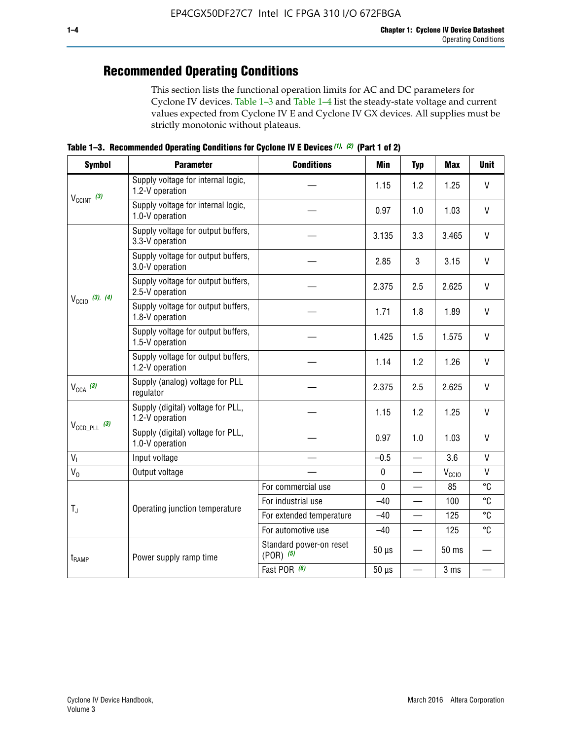## Recommended Operating Conditions

This section lists the functional operation limits for AC and DC parameters for Cyclone IV devices. Table 1–3 and Table 1–4 list the steady-state voltage and current values expected from Cyclone IV E and Cyclone IV GX devices. All supplies must be strictly monotonic without plateaus.

**Table 1–3. Recommended Operating Conditions for Cyclone IV E Devices (1), (2) (Part 1 of 2)**

| Symbol | Parameter | Conditions | Min | Typ | Max | Unit |
|---|---|---|---|---|---|---|
| $V_{CCINT}$ (3) | Supply voltage for internal logic, 1.2-V operation | — | 1.15 | 1.2 | 1.25 | V |
| | Supply voltage for internal logic, 1.0-V operation | — | 0.97 | 1.0 | 1.03 | V |
| $V_{CCIO}$ (3), (4) | Supply voltage for output buffers, 3.3-V operation | — | 3.135 | 3.3 | 3.465 | V |
| | Supply voltage for output buffers, 3.0-V operation | — | 2.85 | 3 | 3.15 | V |
| | Supply voltage for output buffers, 2.5-V operation | — | 2.375 | 2.5 | 2.625 | V |
| | Supply voltage for output buffers, 1.8-V operation | — | 1.71 | 1.8 | 1.89 | V |
| | Supply voltage for output buffers, 1.5-V operation | — | 1.425 | 1.5 | 1.575 | V |
| | Supply voltage for output buffers, 1.2-V operation | — | 1.14 | 1.2 | 1.26 | V |
| $V_{CCA}$ (3) | Supply (analog) voltage for PLL regulator | — | 2.375 | 2.5 | 2.625 | V |
| $V_{CCD\_PLL}$ (3) | Supply (digital) voltage for PLL, 1.2-V operation | — | 1.15 | 1.2 | 1.25 | V |
| | Supply (digital) voltage for PLL, 1.0-V operation | — | 0.97 | 1.0 | 1.03 | V |
| $V_I$ | Input voltage | — | –0.5 | — | 3.6 | V |
| $V_O$ | Output voltage | — | 0 | — | $V_{CCIO}$ | V |
| $T_J$ | Operating junction temperature | For commercial use | 0 | — | 85 | °C |
| | | For industrial use | –40 | — | 100 | °C |
| | | For extended temperature | –40 | — | 125 | °C |
| | | For automotive use | –40 | — | 125 | °C |
| $t_{RAMP}$ | Power supply ramp time | Standard power-on reset (POR) (5) | 50 µs | — | 50 ms | — |
| | | Fast POR (6) | 50 µs | — | 3 ms | — |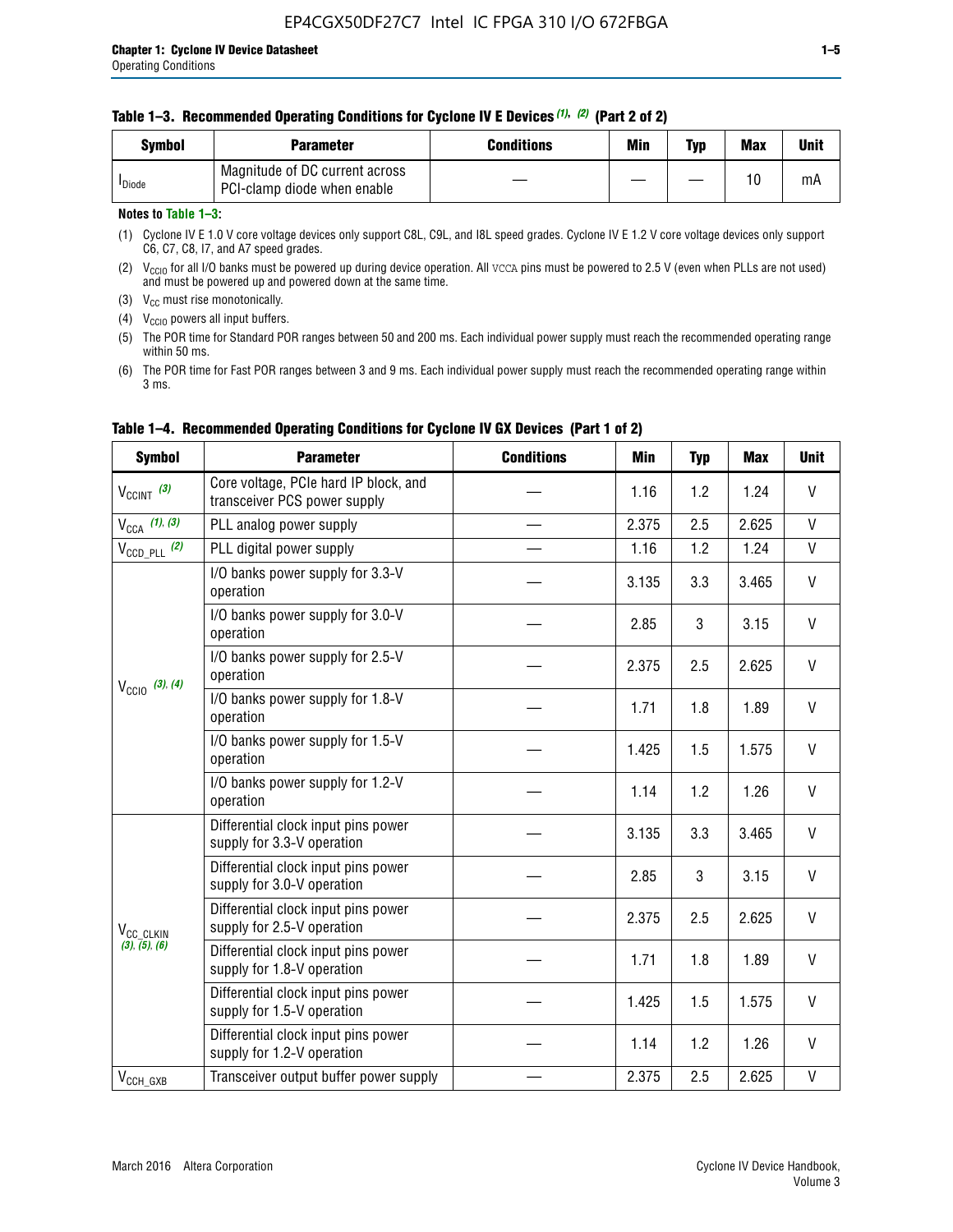**Table 1–3. Recommended Operating Conditions for Cyclone IV E Devices (1), (2) (Part 2 of 2)**

| Symbol | Parameter | Conditions | Min | Typ | Max | Unit |
|---|---|---|---|---|---|---|
| $I_{Diode}$ | Magnitude of DC current across PCI-clamp diode when enable | — | — | — | 10 | mA |

**Notes to Table 1–3:**

(1) Cyclone IV E 1.0 V core voltage devices only support C8L, C9L, and I8L speed grades. Cyclone IV E 1.2 V core voltage devices only support C6, C7, C8, I7, and A7 speed grades.

(2) $V_{CCIO}$ for all I/O banks must be powered up during device operation. All VCCA pins must be powered to 2.5 V (even when PLLs are not used) and must be powered up and powered down at the same time.

(3) $V_{CC}$ must rise monotonically.

(4) $V_{CCIO}$ powers all input buffers.

(5) The POR time for Standard POR ranges between 50 and 200 ms. Each individual power supply must reach the recommended operating range within 50 ms.

(6) The POR time for Fast POR ranges between 3 and 9 ms. Each individual power supply must reach the recommended operating range within 3 ms.

**Table 1–4. Recommended Operating Conditions for Cyclone IV GX Devices (Part 1 of 2)**

| Symbol | Parameter | Conditions | Min | Typ | Max | Unit |
|---|---|---|---|---|---|---|
| $V_{CCINT}$ (3) | Core voltage, PCIe hard IP block, and transceiver PCS power supply | — | 1.16 | 1.2 | 1.24 | V |
| $V_{CCA}$ (1), (3) | PLL analog power supply | — | 2.375 | 2.5 | 2.625 | V |
| $V_{CCD\_PLL}$ (2) | PLL digital power supply | — | 1.16 | 1.2 | 1.24 | V |
| $V_{CCIO}$ (3), (4) | I/O banks power supply for 3.3-V operation | — | 3.135 | 3.3 | 3.465 | V |
| | I/O banks power supply for 3.0-V operation | — | 2.85 | 3 | 3.15 | V |
| | I/O banks power supply for 2.5-V operation | — | 2.375 | 2.5 | 2.625 | V |
| | I/O banks power supply for 1.8-V operation | — | 1.71 | 1.8 | 1.89 | V |
| | I/O banks power supply for 1.5-V operation | — | 1.425 | 1.5 | 1.575 | V |
| | I/O banks power supply for 1.2-V operation | — | 1.14 | 1.2 | 1.26 | V |
| $V_{CC\_CLKIN}$ (3), (5), (6) | Differential clock input pins power supply for 3.3-V operation | — | 3.135 | 3.3 | 3.465 | V |
| | Differential clock input pins power supply for 3.0-V operation | — | 2.85 | 3 | 3.15 | V |
| | Differential clock input pins power supply for 2.5-V operation | — | 2.375 | 2.5 | 2.625 | V |
| | Differential clock input pins power supply for 1.8-V operation | — | 1.71 | 1.8 | 1.89 | V |
| | Differential clock input pins power supply for 1.5-V operation | — | 1.425 | 1.5 | 1.575 | V |
| | Differential clock input pins power supply for 1.2-V operation | — | 1.14 | 1.2 | 1.26 | V |
| $V_{CCH\_GXB}$ | Transceiver output buffer power supply | — | 2.375 | 2.5 | 2.625 | V |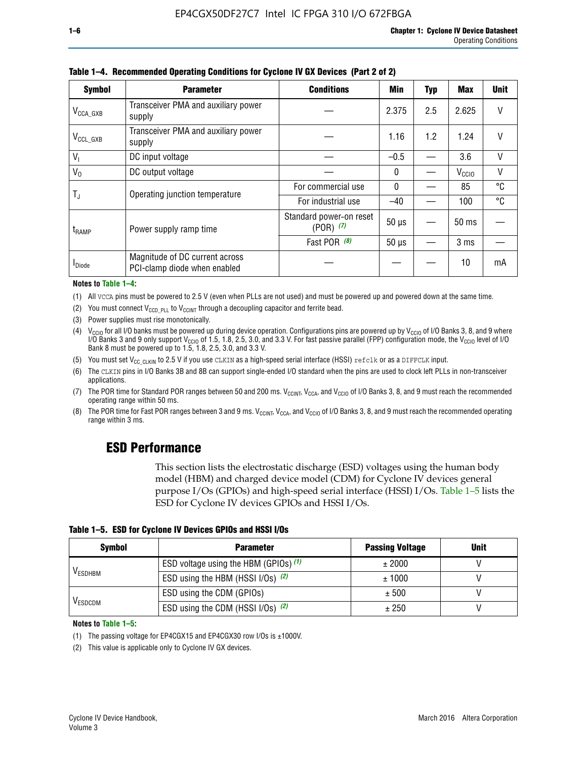**Table 1–4. Recommended Operating Conditions for Cyclone IV GX Devices (Part 2 of 2)**

| Symbol | Parameter | Conditions | Min | Typ | Max | Unit |
|---|---|---|---|---|---|---|
| $V_{CCA\_GXB}$ | Transceiver PMA and auxiliary power supply | — | 2.375 | 2.5 | 2.625 | V |
| $V_{CCL\_GXB}$ | Transceiver PMA and auxiliary power supply | — | 1.16 | 1.2 | 1.24 | V |
| $V_I$ | DC input voltage | — | –0.5 | — | 3.6 | V |
| $V_O$ | DC output voltage | — | 0 | — | $V_{CCIO}$ | V |
| $T_J$ | Operating junction temperature | For commercial use | 0 | — | 85 | °C |
| | | For industrial use | –40 | — | 100 | °C |
| $t_{RAMP}$ | Power supply ramp time | Standard power-on reset (POR) *(7)* | 50 µs | — | 50 ms | — |
| | | Fast POR *(8)* | 50 µs | — | 3 ms | — |
| $I_{Diode}$ | Magnitude of DC current across PCI-clamp diode when enabled | — | — | — | 10 | mA |

**Notes to Table 1–4:**

(1) All VCCA pins must be powered to 2.5 V (even when PLLs are not used) and must be powered up and powered down at the same time.

(2) You must connect $V_{CCD\_PLL}$ to $V_{CCINT}$ through a decoupling capacitor and ferrite bead.

(3) Power supplies must rise monotonically.

(4) $V_{CCIO}$ for all I/O banks must be powered up during device operation. Configurations pins are powered up by $V_{CCIO}$ of I/O Banks 3, 8, and 9 where I/O Banks 3 and 9 only support $V_{CCIO}$ of 1.5, 1.8, 2.5, 3.0, and 3.3 V. For fast passive parallel (FPP) configuration mode, the $V_{CCIO}$ level of I/O Bank 8 must be powered up to 1.5, 1.8, 2.5, 3.0, and 3.3 V.

(5) You must set $V_{CC\_CLKIN}$ to 2.5 V if you use CLKIN as a high-speed serial interface (HSSI) refclk or as a DIFFCLK input.

(6) The CLKIN pins in I/O Banks 3B and 8B can support single-ended I/O standard when the pins are used to clock left PLLs in non-transceiver applications.

(7) The POR time for Standard POR ranges between 50 and 200 ms. $V_{CCINT}$, $V_{CCA}$, and $V_{CCIO}$ of I/O Banks 3, 8, and 9 must reach the recommended operating range within 50 ms.

(8) The POR time for Fast POR ranges between 3 and 9 ms. $V_{CCINT}$, $V_{CCA}$, and $V_{CCIO}$ of I/O Banks 3, 8, and 9 must reach the recommended operating range within 3 ms.

## ESD Performance

This section lists the electrostatic discharge (ESD) voltages using the human body model (HBM) and charged device model (CDM) for Cyclone IV devices general purpose I/Os (GPIOs) and high-speed serial interface (HSSI) I/Os. Table 1–5 lists the ESD for Cyclone IV devices GPIOs and HSSI I/Os.

**Table 1–5. ESD for Cyclone IV Devices GPIOs and HSSI I/Os**

| Symbol | Parameter | Passing Voltage | Unit |
|---|---|---|---|
| $V_{ESDHBM}$ | ESD voltage using the HBM (GPIOs) *(1)* | ± 2000 | V |
| | ESD using the HBM (HSSI I/Os) *(2)* | ± 1000 | V |
| $V_{ESDCDM}$ | ESD using the CDM (GPIOs) | ± 500 | V |
| | ESD using the CDM (HSSI I/Os) *(2)* | ± 250 | V |

**Notes to Table 1–5:**

(1) The passing voltage for EP4CGX15 and EP4CGX30 row I/Os is ±1000V.

(2) This value is applicable only to Cyclone IV GX devices.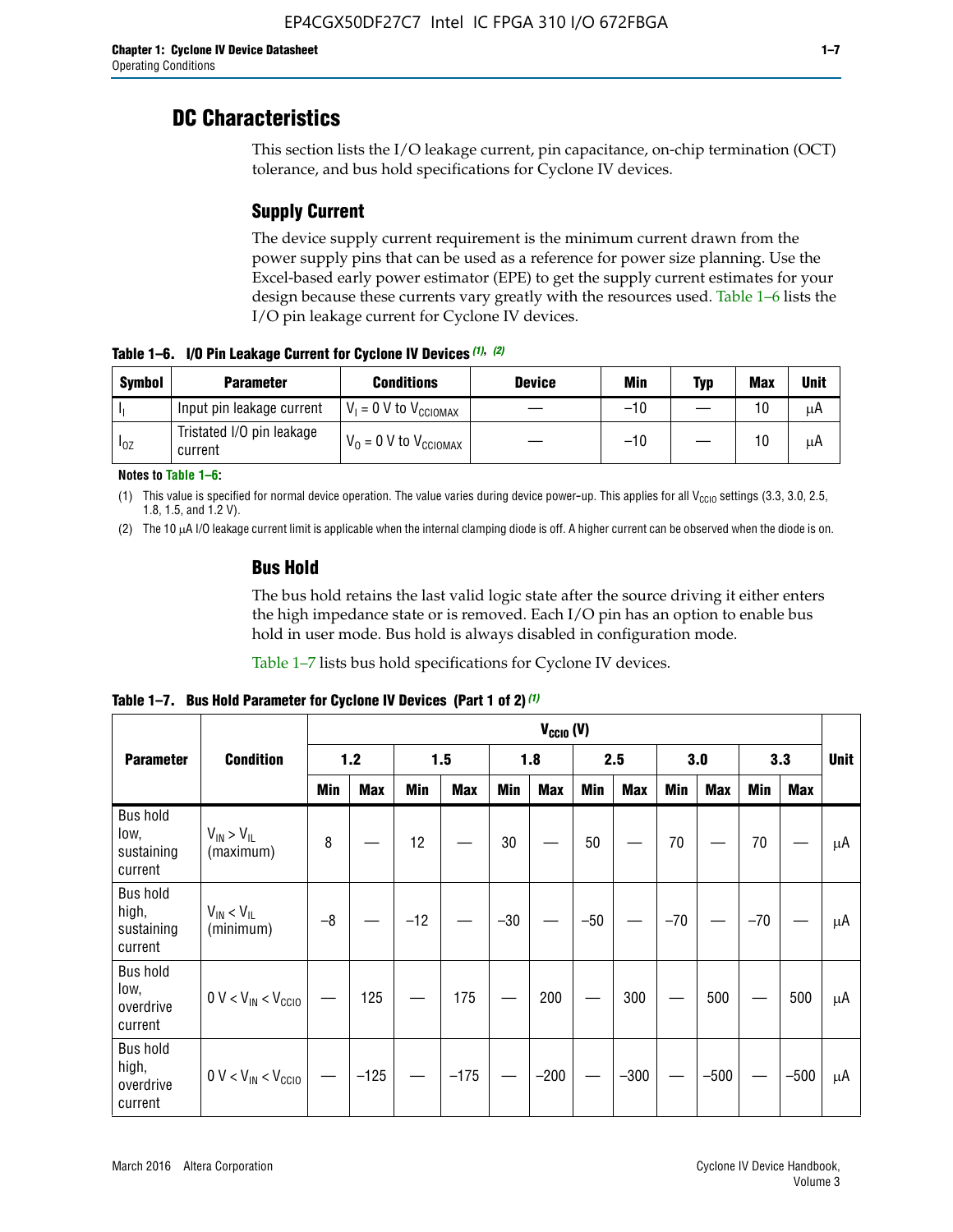# DC Characteristics

This section lists the I/O leakage current, pin capacitance, on-chip termination (OCT) tolerance, and bus hold specifications for Cyclone IV devices.

## Supply Current

The device supply current requirement is the minimum current drawn from the power supply pins that can be used as a reference for power size planning. Use the Excel-based early power estimator (EPE) to get the supply current estimates for your design because these currents vary greatly with the resources used. Table 1–6 lists the I/O pin leakage current for Cyclone IV devices.

**Table 1–6. I/O Pin Leakage Current for Cyclone IV Devices (1), (2)**

| Symbol | Parameter | Conditions | Device | Min | Typ | Max | Unit |
|---|---|---|---|---|---|---|---|
| $I_I$ | Input pin leakage current | $V_I$ = 0 V to $V_{CCIOMAX}$ | — | –10 | — | 10 | μA |
| $I_{OZ}$ | Tristated I/O pin leakage current | $V_O$ = 0 V to $V_{CCIOMAX}$ | — | –10 | — | 10 | μA |

**Notes to Table 1–6:**

(1) This value is specified for normal device operation. The value varies during device power-up. This applies for all $V_{CCIO}$ settings (3.3, 3.0, 2.5, 1.8, 1.5, and 1.2 V).

(2) The 10 μA I/O leakage current limit is applicable when the internal clamping diode is off. A higher current can be observed when the diode is on.

## Bus Hold

The bus hold retains the last valid logic state after the source driving it either enters the high impedance state or is removed. Each I/O pin has an option to enable bus hold in user mode. Bus hold is always disabled in configuration mode.

Table 1–7 lists bus hold specifications for Cyclone IV devices.

**Table 1–7. Bus Hold Parameter for Cyclone IV Devices (Part 1 of 2) (1)**

| Parameter | Condition | $V_{CCIO}$ (V) | | | | | | | | | | | | Unit |
|---|---|---|---|---|---|---|---|---|---|---|---|---|---|---|
| | | 1.2 | | 1.5 | | 1.8 | | 2.5 | | 3.0 | | 3.3 | | |
| | | Min | Max | Min | Max | Min | Max | Min | Max | Min | Max | Min | Max | |
| Bus hold low, sustaining current | $V_{IN} > V_{IL}$ (maximum) | 8 | — | 12 | — | 30 | — | 50 | — | 70 | — | 70 | — | μA |
| Bus hold high, sustaining current | $V_{IN} < V_{IL}$ (minimum) | –8 | — | –12 | — | –30 | — | –50 | — | –70 | — | –70 | — | μA |
| Bus hold low, overdrive current | 0 V < $V_{IN}$ < $V_{CCIO}$ | — | 125 | — | 175 | — | 200 | — | 300 | — | 500 | — | 500 | μA |
| Bus hold high, overdrive current | 0 V < $V_{IN}$ < $V_{CCIO}$ | — | –125 | — | –175 | — | –200 | — | –300 | — | –500 | — | –500 | μA |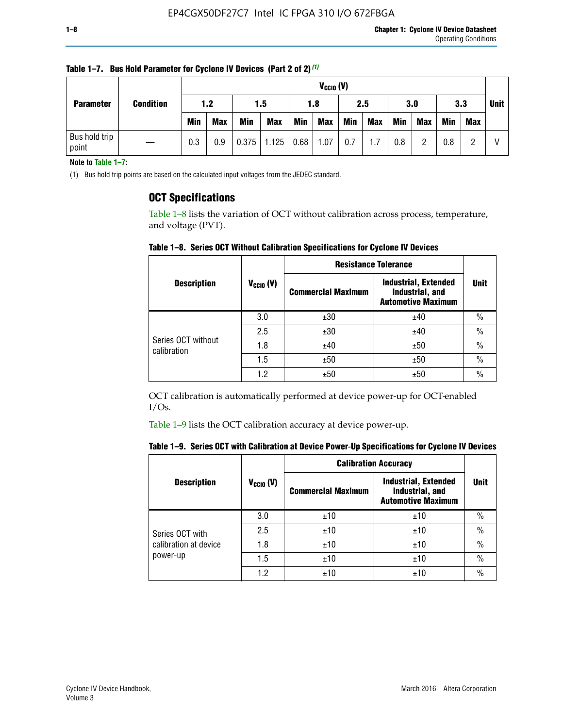**Table 1–7. Bus Hold Parameter for Cyclone IV Devices (Part 2 of 2)** (1)

| Parameter | Condition | $V_{CCIO}$ (V) | | | | | | | | | | | | Unit |
|---|---|---|---|---|---|---|---|---|---|---|---|---|---|---|
| | | 1.2 | | 1.5 | | 1.8 | | 2.5 | | 3.0 | | 3.3 | | |
| | | Min | Max | Min | Max | Min | Max | Min | Max | Min | Max | Min | Max | |
| Bus hold trip point | — | 0.3 | 0.9 | 0.375 | 1.125 | 0.68 | 1.07 | 0.7 | 1.7 | 0.8 | 2 | 0.8 | 2 | V |

**Note to Table 1–7:**

(1) Bus hold trip points are based on the calculated input voltages from the JEDEC standard.

## OCT Specifications

Table 1–8 lists the variation of OCT without calibration across process, temperature, and voltage (PVT).

**Table 1–8. Series OCT Without Calibration Specifications for Cyclone IV Devices**

| Description | $V_{CCIO}$ (V) | Resistance Tolerance | | Unit |
|---|---|---|---|---|
| | | Commercial Maximum | Industrial, Extended industrial, and Automotive Maximum | |
| Series OCT without calibration | 3.0 | ±30 | ±40 | % |
| | 2.5 | ±30 | ±40 | % |
| | 1.8 | ±40 | ±50 | % |
| | 1.5 | ±50 | ±50 | % |
| | 1.2 | ±50 | ±50 | % |

OCT calibration is automatically performed at device power-up for OCT-enabled I/Os.

Table 1–9 lists the OCT calibration accuracy at device power-up.

**Table 1–9. Series OCT with Calibration at Device Power-Up Specifications for Cyclone IV Devices**

| Description | $V_{CCIO}$ (V) | Calibration Accuracy | | Unit |
|---|---|---|---|---|
| | | Commercial Maximum | Industrial, Extended industrial, and Automotive Maximum | |
| Series OCT with calibration at device power-up | 3.0 | ±10 | ±10 | % |
| | 2.5 | ±10 | ±10 | % |
| | 1.8 | ±10 | ±10 | % |
| | 1.5 | ±10 | ±10 | % |
| | 1.2 | ±10 | ±10 | % |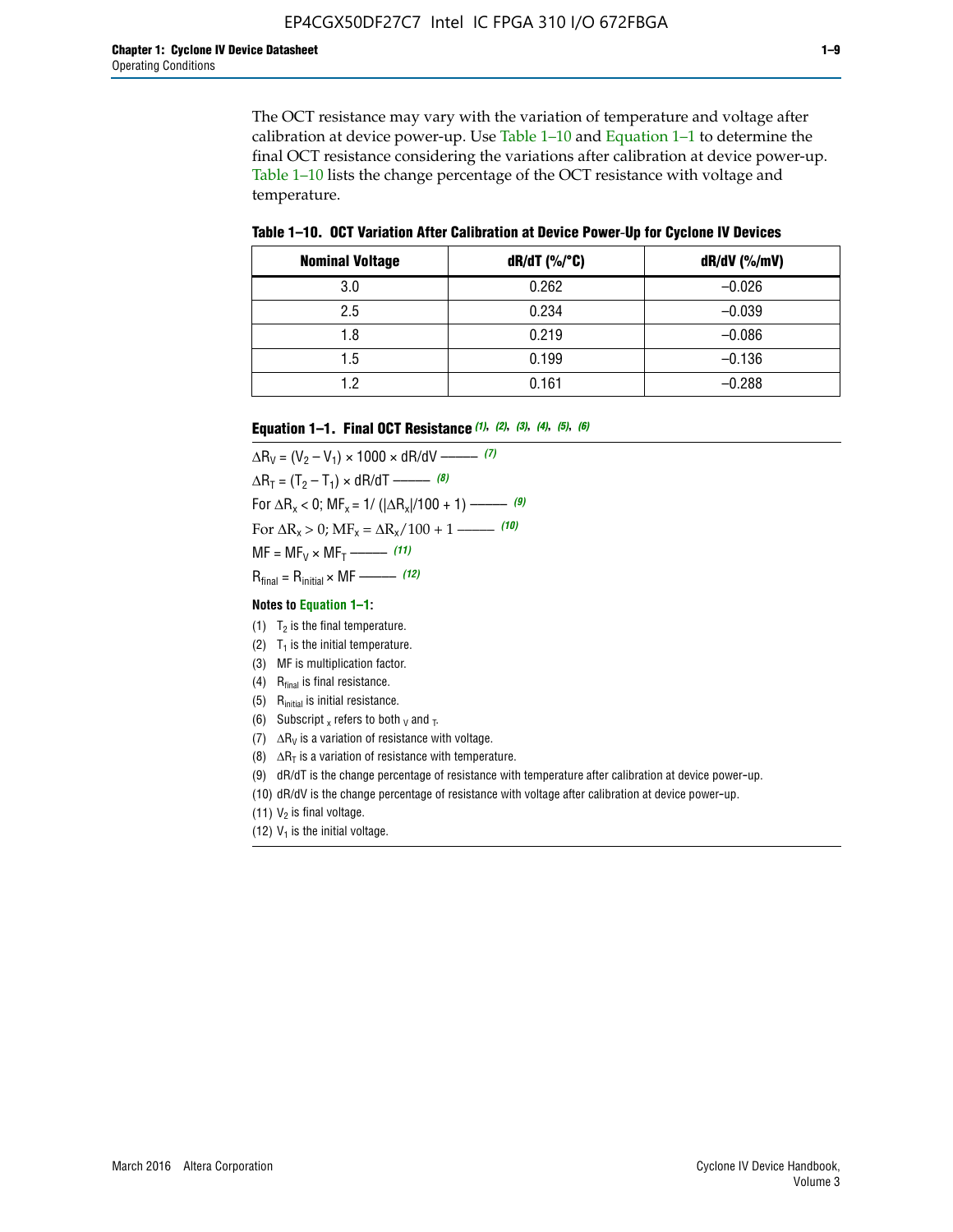The OCT resistance may vary with the variation of temperature and voltage after calibration at device power-up. Use Table 1–10 and Equation 1–1 to determine the final OCT resistance considering the variations after calibration at device power-up. Table 1–10 lists the change percentage of the OCT resistance with voltage and temperature.

**Table 1–10. OCT Variation After Calibration at Device Power-Up for Cyclone IV Devices**

| Nominal Voltage | dR/dT (%/°C) | dR/dV (%/mV) |
|---|---|---|
| 3.0 | 0.262 | –0.026 |
| 2.5 | 0.234 | –0.039 |
| 1.8 | 0.219 | –0.086 |
| 1.5 | 0.199 | –0.136 |
| 1.2 | 0.161 | –0.288 |

**Equation 1–1. Final OCT Resistance** *(1)*, *(2)*, *(3)*, *(4)*, *(5)*, *(6)*

$\Delta R_V = (V_2 - V_1) \times 1000 \times dR/dV$ ——— *(7)*

$\Delta R_T = (T_2 - T_1) \times dR/dT$ ——— *(8)*

For $\Delta R_x < 0$; $MF_x = 1/(|\Delta R_x|/100 + 1)$ ——— *(9)*

For $\Delta R_x > 0$; $MF_x = \Delta R_x/100 + 1$ ——— *(10)*

$MF = MF_V \times MF_T$ ——— *(11)*

$R_{final} = R_{initial} \times MF$ ——— *(12)*

**Notes to Equation 1–1:**

(1) $T_2$ is the final temperature.

(2) $T_1$ is the initial temperature.

(3) MF is multiplication factor.

(4) $R_{final}$ is final resistance.

(5) $R_{initial}$ is initial resistance.

(6) Subscript $_x$ refers to both $_V$ and $_T$.

(7) $\Delta R_V$ is a variation of resistance with voltage.

(8) $\Delta R_T$ is a variation of resistance with temperature.

(9) dR/dT is the change percentage of resistance with temperature after calibration at device power-up.

(10) dR/dV is the change percentage of resistance with voltage after calibration at device power-up.

(11) $V_2$ is final voltage.

(12) $V_1$ is the initial voltage.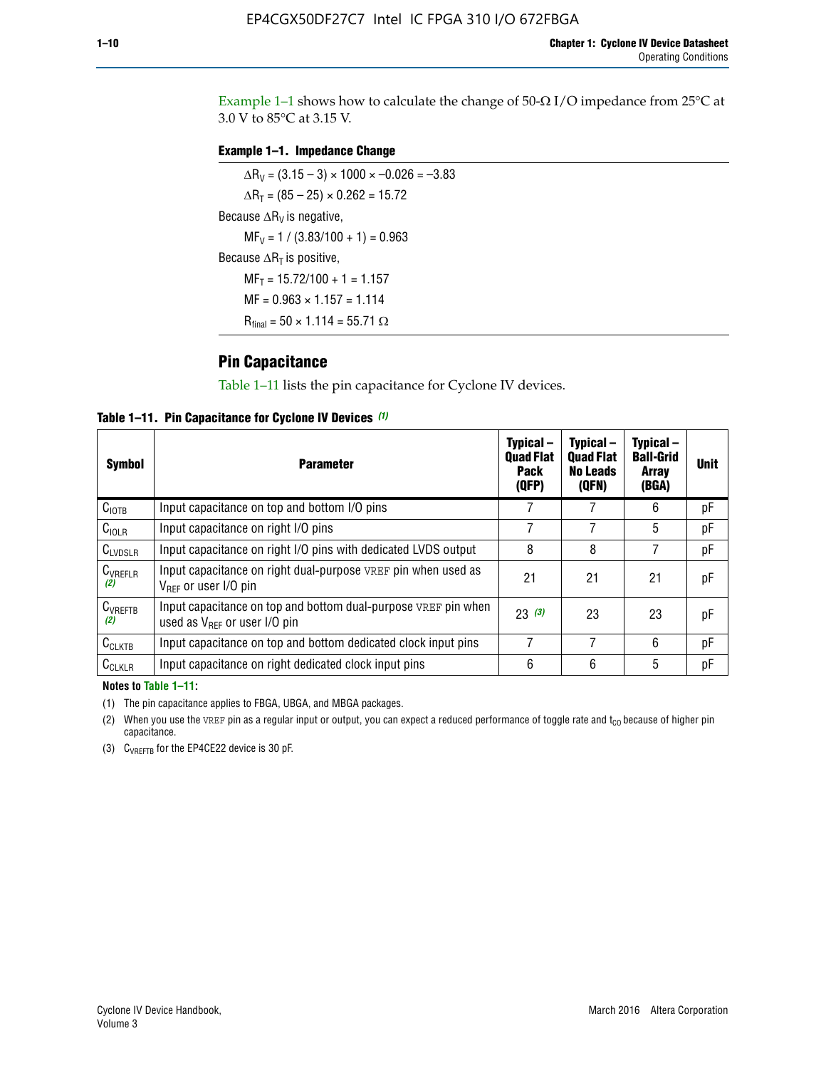Example 1–1 shows how to calculate the change of 50-Ω I/O impedance from 25°C at 3.0 V to 85°C at 3.15 V.

**Example 1–1. Impedance Change**

$\Delta R_V = (3.15 - 3) \times 1000 \times -0.026 = -3.83$

$\Delta R_T = (85 - 25) \times 0.262 = 15.72$

Because $\Delta R_V$ is negative,

$MF_V = 1 / (3.83/100 + 1) = 0.963$

Because $\Delta R_T$ is positive,

$MF_T = 15.72/100 + 1 = 1.157$

$MF = 0.963 \times 1.157 = 1.114$

$R_{final} = 50 \times 1.114 = 55.71\ \Omega$

## Pin Capacitance

Table 1–11 lists the pin capacitance for Cyclone IV devices.

**Table 1–11. Pin Capacitance for Cyclone IV Devices (1)**

| Symbol | Parameter | Typical – Quad Flat Pack (QFP) | Typical – Quad Flat No Leads (QFN) | Typical – Ball-Grid Array (BGA) | Unit |
|---|---|---|---|---|---|
| $C_{IOTB}$ | Input capacitance on top and bottom I/O pins | 7 | 7 | 6 | pF |
| $C_{IOLR}$ | Input capacitance on right I/O pins | 7 | 7 | 5 | pF |
| $C_{LVDSLR}$ | Input capacitance on right I/O pins with dedicated LVDS output | 8 | 8 | 7 | pF |
| $C_{VREFLR}$ (2) | Input capacitance on right dual-purpose VREF pin when used as $V_{REF}$ or user I/O pin | 21 | 21 | 21 | pF |
| $C_{VREFTB}$ (2) | Input capacitance on top and bottom dual-purpose VREF pin when used as $V_{REF}$ or user I/O pin | 23 (3) | 23 | 23 | pF |
| $C_{CLKTB}$ | Input capacitance on top and bottom dedicated clock input pins | 7 | 7 | 6 | pF |
| $C_{CLKLR}$ | Input capacitance on right dedicated clock input pins | 6 | 6 | 5 | pF |

**Notes to Table 1–11:**

(1) The pin capacitance applies to FBGA, UBGA, and MBGA packages.

(2) When you use the VREF pin as a regular input or output, you can expect a reduced performance of toggle rate and $t_{CO}$ because of higher pin capacitance.

(3) $C_{VREFTB}$ for the EP4CE22 device is 30 pF.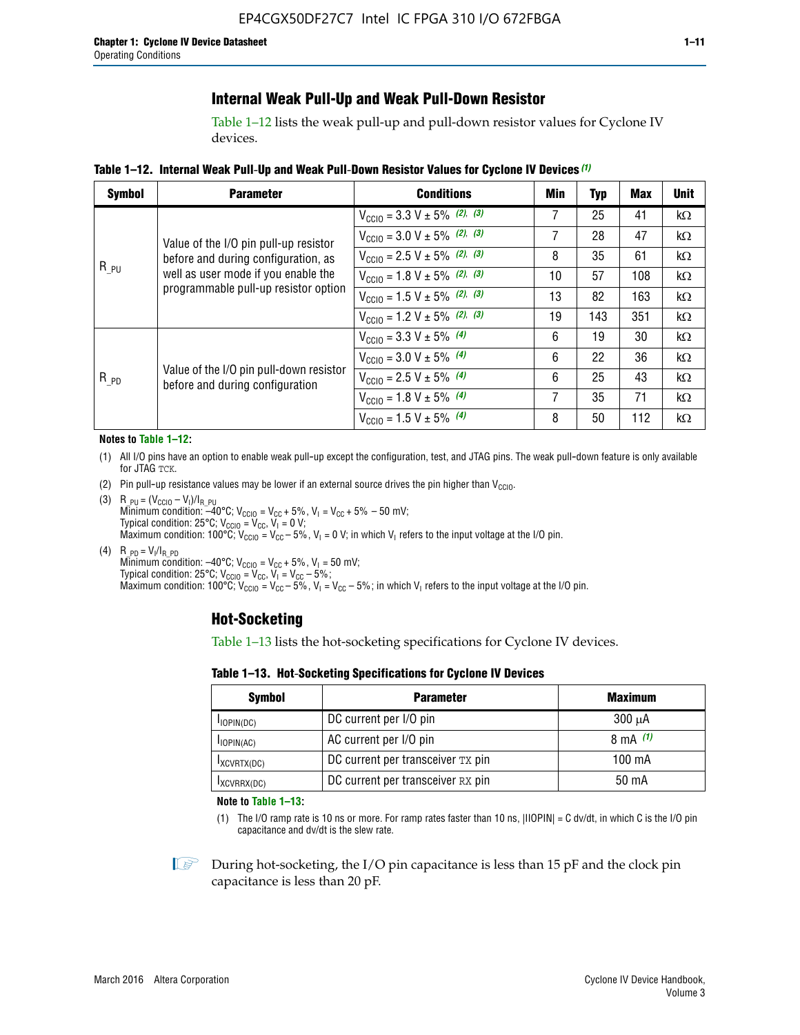## Internal Weak Pull-Up and Weak Pull-Down Resistor

Table 1–12 lists the weak pull-up and pull-down resistor values for Cyclone IV devices.

**Table 1–12. Internal Weak Pull-Up and Weak Pull-Down Resistor Values for Cyclone IV Devices (1)**

| Symbol | Parameter | Conditions | Min | Typ | Max | Unit |
|---|---|---|---|---|---|---|
| $R_{\_PU}$ | Value of the I/O pin pull-up resistor before and during configuration, as well as user mode if you enable the programmable pull-up resistor option | $V_{CCIO}$ = 3.3 V ± 5% (2), (3) | 7 | 25 | 41 | kΩ |
| | | $V_{CCIO}$ = 3.0 V ± 5% (2), (3) | 7 | 28 | 47 | kΩ |
| | | $V_{CCIO}$ = 2.5 V ± 5% (2), (3) | 8 | 35 | 61 | kΩ |
| | | $V_{CCIO}$ = 1.8 V ± 5% (2), (3) | 10 | 57 | 108 | kΩ |
| | | $V_{CCIO}$ = 1.5 V ± 5% (2), (3) | 13 | 82 | 163 | kΩ |
| | | $V_{CCIO}$ = 1.2 V ± 5% (2), (3) | 19 | 143 | 351 | kΩ |
| $R_{\_PD}$ | Value of the I/O pin pull-down resistor before and during configuration | $V_{CCIO}$ = 3.3 V ± 5% (4) | 6 | 19 | 30 | kΩ |
| | | $V_{CCIO}$ = 3.0 V ± 5% (4) | 6 | 22 | 36 | kΩ |
| | | $V_{CCIO}$ = 2.5 V ± 5% (4) | 6 | 25 | 43 | kΩ |
| | | $V_{CCIO}$ = 1.8 V ± 5% (4) | 7 | 35 | 71 | kΩ |
| | | $V_{CCIO}$ = 1.5 V ± 5% (4) | 8 | 50 | 112 | kΩ |

**Notes to Table 1–12:**

(1) All I/O pins have an option to enable weak pull-up except the configuration, test, and JTAG pins. The weak pull-down feature is only available for JTAG TCK.

(2) Pin pull-up resistance values may be lower if an external source drives the pin higher than $V_{CCIO}$.

(3) $R_{\_PU} = (V_{CCIO} - V_I)/I_{R\_PU}$
Minimum condition: –40°C; $V_{CCIO} = V_{CC} + 5\%$, $V_I = V_{CC} + 5\% - 50$ mV;
Typical condition: 25°C; $V_{CCIO} = V_{CC}$, $V_I = 0$ V;
Maximum condition: 100°C; $V_{CCIO} = V_{CC} - 5\%$, $V_I = 0$ V; in which $V_I$ refers to the input voltage at the I/O pin.

(4) $R_{\_PD} = V_I/I_{R\_PD}$
Minimum condition: –40°C; $V_{CCIO} = V_{CC} + 5\%$, $V_I = 50$ mV;
Typical condition: 25°C; $V_{CCIO} = V_{CC}$, $V_I = V_{CC} - 5\%$;
Maximum condition: 100°C; $V_{CCIO} = V_{CC} - 5\%$, $V_I = V_{CC} - 5\%$; in which $V_I$ refers to the input voltage at the I/O pin.

## Hot-Socketing

Table 1–13 lists the hot-socketing specifications for Cyclone IV devices.

**Table 1–13. Hot-Socketing Specifications for Cyclone IV Devices**

| Symbol | Parameter | Maximum |
|---|---|---|
| $I_{IOPIN(DC)}$ | DC current per I/O pin | 300 μA |
| $I_{IOPIN(AC)}$ | AC current per I/O pin | 8 mA (1) |
| $I_{XCVRTX(DC)}$ | DC current per transceiver TX pin | 100 mA |
| $I_{XCVRRX(DC)}$ | DC current per transceiver RX pin | 50 mA |

**Note to Table 1–13:**

(1) The I/O ramp rate is 10 ns or more. For ramp rates faster than 10 ns, |IIOPIN| = C dv/dt, in which C is the I/O pin capacitance and dv/dt is the slew rate.

During hot-socketing, the I/O pin capacitance is less than 15 pF and the clock pin capacitance is less than 20 pF.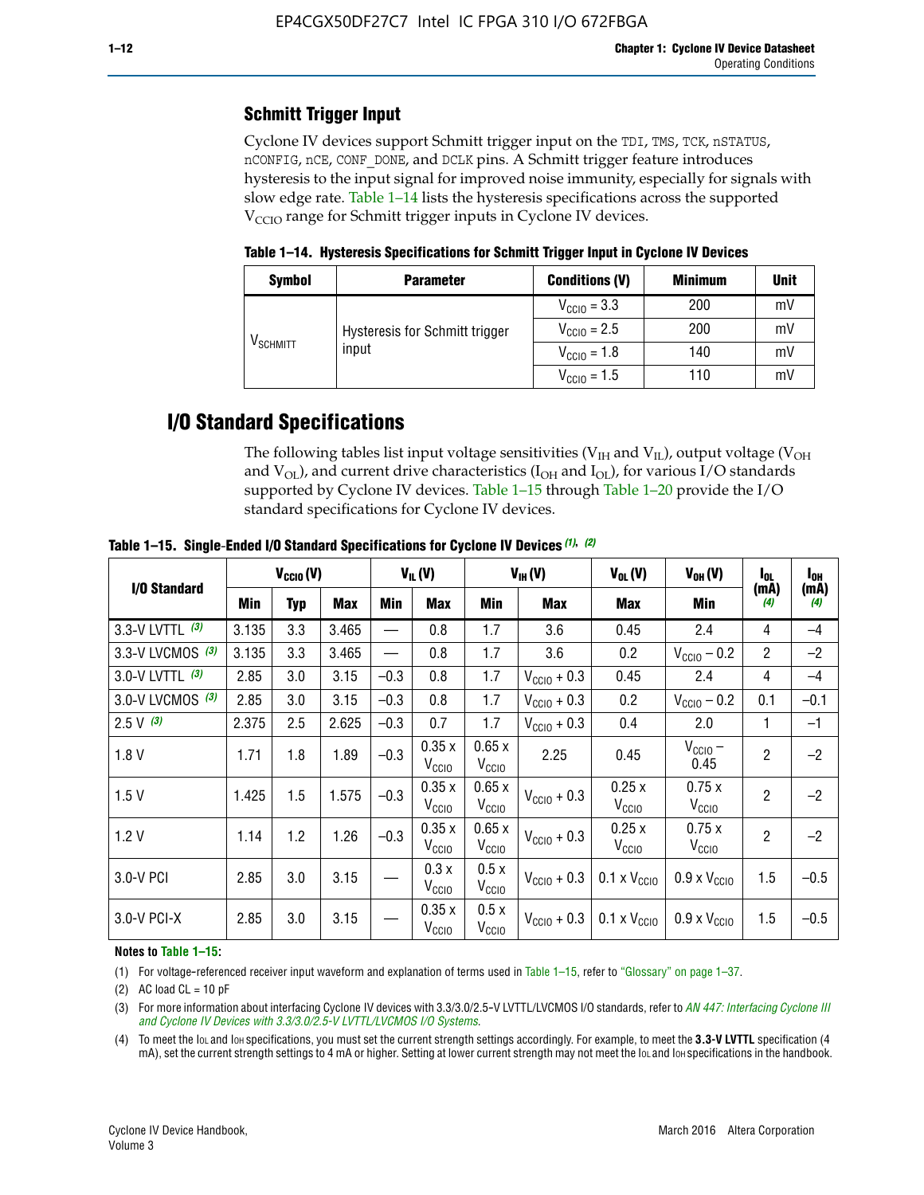### Schmitt Trigger Input

Cyclone IV devices support Schmitt trigger input on the TDI, TMS, TCK, nSTATUS, nCONFIG, nCE, CONF_DONE, and DCLK pins. A Schmitt trigger feature introduces hysteresis to the input signal for improved noise immunity, especially for signals with slow edge rate. Table 1–14 lists the hysteresis specifications across the supported $V_{CCIO}$ range for Schmitt trigger inputs in Cyclone IV devices.

**Table 1–14. Hysteresis Specifications for Schmitt Trigger Input in Cyclone IV Devices**

| Symbol | Parameter | Conditions (V) | Minimum | Unit |
|---|---|---|---|---|
| $V_{SCHMITT}$ | Hysteresis for Schmitt trigger input | $V_{CCIO}$ = 3.3 | 200 | mV |
| | | $V_{CCIO}$ = 2.5 | 200 | mV |
| | | $V_{CCIO}$ = 1.8 | 140 | mV |
| | | $V_{CCIO}$ = 1.5 | 110 | mV |

## I/O Standard Specifications

The following tables list input voltage sensitivities ($V_{IH}$ and $V_{IL}$), output voltage ($V_{OH}$ and $V_{OL}$), and current drive characteristics ($I_{OH}$ and $I_{OL}$), for various I/O standards supported by Cyclone IV devices. Table 1–15 through Table 1–20 provide the I/O standard specifications for Cyclone IV devices.

**Table 1–15. Single-Ended I/O Standard Specifications for Cyclone IV Devices (1), (2)**

| I/O Standard | $V_{CCIO}$ (V) | | | $V_{IL}$ (V) | | $V_{IH}$ (V) | | $V_{OL}$ (V) | $V_{OH}$ (V) | $I_{OL}$ (mA) (4) | $I_{OH}$ (mA) (4) |
|---|---|---|---|---|---|---|---|---|---|---|---|
| | Min | Typ | Max | Min | Max | Min | Max | Max | Min | | |
| 3.3-V LVTTL (3) | 3.135 | 3.3 | 3.465 | — | 0.8 | 1.7 | 3.6 | 0.45 | 2.4 | 4 | –4 |
| 3.3-V LVCMOS (3) | 3.135 | 3.3 | 3.465 | — | 0.8 | 1.7 | 3.6 | 0.2 | $V_{CCIO}$ – 0.2 | 2 | –2 |
| 3.0-V LVTTL (3) | 2.85 | 3.0 | 3.15 | –0.3 | 0.8 | 1.7 | $V_{CCIO}$ + 0.3 | 0.45 | 2.4 | 4 | –4 |
| 3.0-V LVCMOS (3) | 2.85 | 3.0 | 3.15 | –0.3 | 0.8 | 1.7 | $V_{CCIO}$ + 0.3 | 0.2 | $V_{CCIO}$ – 0.2 | 0.1 | –0.1 |
| 2.5 V (3) | 2.375 | 2.5 | 2.625 | –0.3 | 0.7 | 1.7 | $V_{CCIO}$ + 0.3 | 0.4 | 2.0 | 1 | –1 |
| 1.8 V | 1.71 | 1.8 | 1.89 | –0.3 | 0.35 x $V_{CCIO}$ | 0.65 x $V_{CCIO}$ | 2.25 | 0.45 | $V_{CCIO}$ – 0.45 | 2 | –2 |
| 1.5 V | 1.425 | 1.5 | 1.575 | –0.3 | 0.35 x $V_{CCIO}$ | 0.65 x $V_{CCIO}$ | $V_{CCIO}$ + 0.3 | 0.25 x $V_{CCIO}$ | 0.75 x $V_{CCIO}$ | 2 | –2 |
| 1.2 V | 1.14 | 1.2 | 1.26 | –0.3 | 0.35 x $V_{CCIO}$ | 0.65 x $V_{CCIO}$ | $V_{CCIO}$ + 0.3 | 0.25 x $V_{CCIO}$ | 0.75 x $V_{CCIO}$ | 2 | –2 |
| 3.0-V PCI | 2.85 | 3.0 | 3.15 | — | 0.3 x $V_{CCIO}$ | 0.5 x $V_{CCIO}$ | $V_{CCIO}$ + 0.3 | 0.1 x $V_{CCIO}$ | 0.9 x $V_{CCIO}$ | 1.5 | –0.5 |
| 3.0-V PCI-X | 2.85 | 3.0 | 3.15 | — | 0.35 x $V_{CCIO}$ | 0.5 x $V_{CCIO}$ | $V_{CCIO}$ + 0.3 | 0.1 x $V_{CCIO}$ | 0.9 x $V_{CCIO}$ | 1.5 | –0.5 |

**Notes to Table 1–15:**

(1) For voltage-referenced receiver input waveform and explanation of terms used in Table 1–15, refer to "Glossary" on page 1–37.

(2) AC load CL = 10 pF

(3) For more information about interfacing Cyclone IV devices with 3.3/3.0/2.5-V LVTTL/LVCMOS I/O standards, refer to *AN 447: Interfacing Cyclone III and Cyclone IV Devices with 3.3/3.0/2.5-V LVTTL/LVCMOS I/O Systems*.

(4) To meet the IOL and IOH specifications, you must set the current strength settings accordingly. For example, to meet the **3.3-V LVTTL** specification (4 mA), set the current strength settings to 4 mA or higher. Setting at lower current strength may not meet the IOL and IOH specifications in the handbook.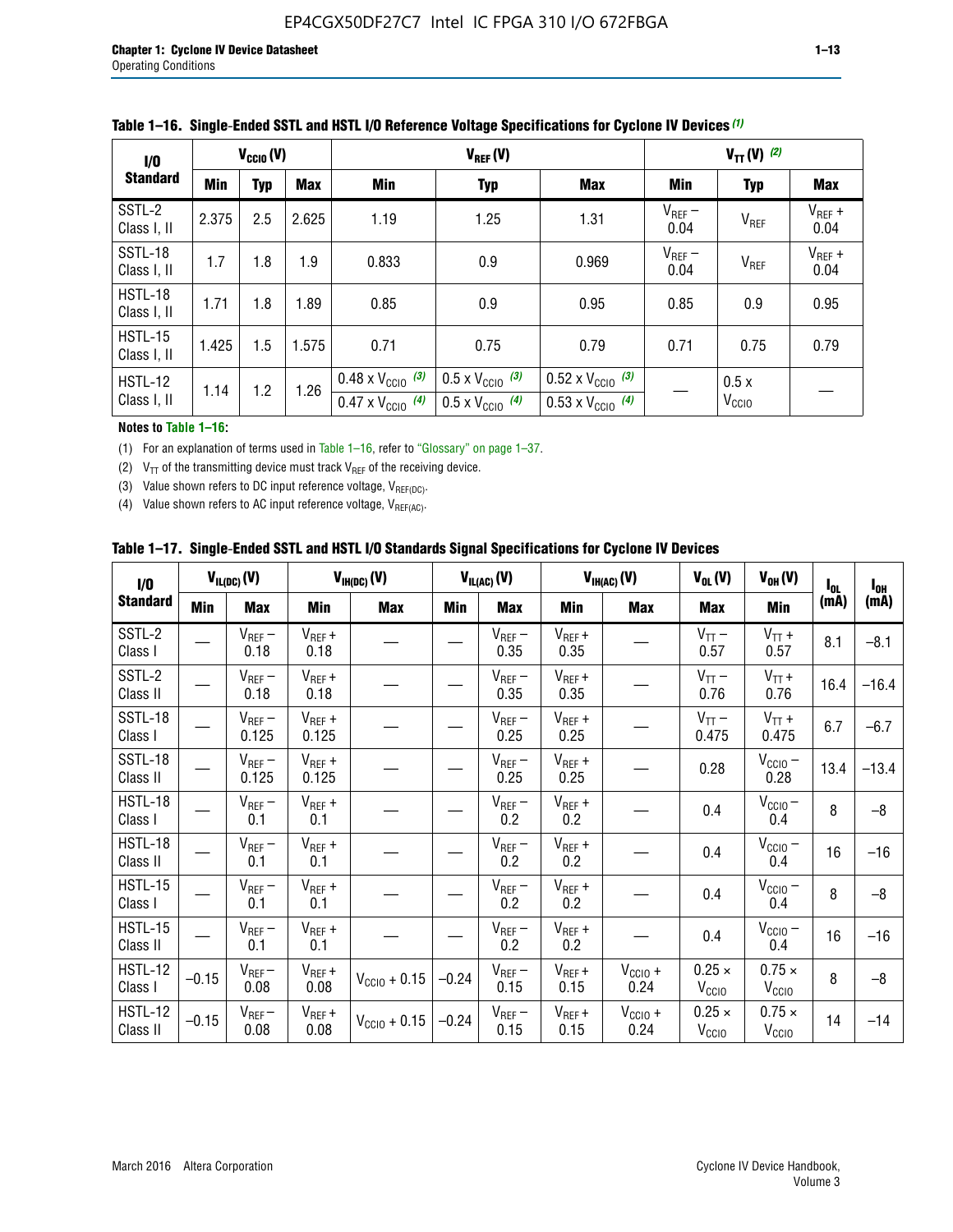**Table 1–16. Single-Ended SSTL and HSTL I/O Reference Voltage Specifications for Cyclone IV Devices (1)**

| I/O Standard | $V_{CCIO}$ (V) | | | $V_{REF}$ (V) | | | $V_{TT}$ (V) (2) | | |
|---|---|---|---|---|---|---|---|---|---|
| | Min | Typ | Max | Min | Typ | Max | Min | Typ | Max |
| SSTL-2 Class I, II | 2.375 | 2.5 | 2.625 | 1.19 | 1.25 | 1.31 | $V_{REF}$ – 0.04 | $V_{REF}$ | $V_{REF}$ + 0.04 |
| SSTL-18 Class I, II | 1.7 | 1.8 | 1.9 | 0.833 | 0.9 | 0.969 | $V_{REF}$ – 0.04 | $V_{REF}$ | $V_{REF}$ + 0.04 |
| HSTL-18 Class I, II | 1.71 | 1.8 | 1.89 | 0.85 | 0.9 | 0.95 | 0.85 | 0.9 | 0.95 |
| HSTL-15 Class I, II | 1.425 | 1.5 | 1.575 | 0.71 | 0.75 | 0.79 | 0.71 | 0.75 | 0.79 |
| HSTL-12 Class I, II | 1.14 | 1.2 | 1.26 | 0.48 x $V_{CCIO}$ (3) / 0.47 x $V_{CCIO}$ (4) | 0.5 x $V_{CCIO}$ (3) / 0.5 x $V_{CCIO}$ (4) | 0.52 x $V_{CCIO}$ (3) / 0.53 x $V_{CCIO}$ (4) | — | 0.5 x $V_{CCIO}$ | — |

**Notes to Table 1–16:**

(1) For an explanation of terms used in Table 1–16, refer to "Glossary" on page 1–37.

(2) $V_{TT}$ of the transmitting device must track $V_{REF}$ of the receiving device.

(3) Value shown refers to DC input reference voltage, $V_{REF(DC)}$.

(4) Value shown refers to AC input reference voltage, $V_{REF(AC)}$.

**Table 1–17. Single-Ended SSTL and HSTL I/O Standards Signal Specifications for Cyclone IV Devices**

| I/O Standard | $V_{IL(DC)}$ (V) | | $V_{IH(DC)}$ (V) | | $V_{IL(AC)}$ (V) | | $V_{IH(AC)}$ (V) | | $V_{OL}$ (V) | $V_{OH}$ (V) | $I_{OL}$ (mA) | $I_{OH}$ (mA) |
|---|---|---|---|---|---|---|---|---|---|---|---|---|
| | Min | Max | Min | Max | Min | Max | Min | Max | Max | Min | | |
| SSTL-2 Class I | — | $V_{REF}$ – 0.18 | $V_{REF}$ + 0.18 | — | — | $V_{REF}$ – 0.35 | $V_{REF}$ + 0.35 | — | $V_{TT}$ – 0.57 | $V_{TT}$ + 0.57 | 8.1 | –8.1 |
| SSTL-2 Class II | — | $V_{REF}$ – 0.18 | $V_{REF}$ + 0.18 | — | — | $V_{REF}$ – 0.35 | $V_{REF}$ + 0.35 | — | $V_{TT}$ – 0.76 | $V_{TT}$ + 0.76 | 16.4 | –16.4 |
| SSTL-18 Class I | — | $V_{REF}$ – 0.125 | $V_{REF}$ + 0.125 | — | — | $V_{REF}$ – 0.25 | $V_{REF}$ + 0.25 | — | $V_{TT}$ – 0.475 | $V_{TT}$ + 0.475 | 6.7 | –6.7 |
| SSTL-18 Class II | — | $V_{REF}$ – 0.125 | $V_{REF}$ + 0.125 | — | — | $V_{REF}$ – 0.25 | $V_{REF}$ + 0.25 | — | 0.28 | $V_{CCIO}$ – 0.28 | 13.4 | –13.4 |
| HSTL-18 Class I | — | $V_{REF}$ – 0.1 | $V_{REF}$ + 0.1 | — | — | $V_{REF}$ – 0.2 | $V_{REF}$ + 0.2 | — | 0.4 | $V_{CCIO}$ – 0.4 | 8 | –8 |
| HSTL-18 Class II | — | $V_{REF}$ – 0.1 | $V_{REF}$ + 0.1 | — | — | $V_{REF}$ – 0.2 | $V_{REF}$ + 0.2 | — | 0.4 | $V_{CCIO}$ – 0.4 | 16 | –16 |
| HSTL-15 Class I | — | $V_{REF}$ – 0.1 | $V_{REF}$ + 0.1 | — | — | $V_{REF}$ – 0.2 | $V_{REF}$ + 0.2 | — | 0.4 | $V_{CCIO}$ – 0.4 | 8 | –8 |
| HSTL-15 Class II | — | $V_{REF}$ – 0.1 | $V_{REF}$ + 0.1 | — | — | $V_{REF}$ – 0.2 | $V_{REF}$ + 0.2 | — | 0.4 | $V_{CCIO}$ – 0.4 | 16 | –16 |
| HSTL-12 Class I | –0.15 | $V_{REF}$ – 0.08 | $V_{REF}$ + 0.08 | $V_{CCIO}$ + 0.15 | –0.24 | $V_{REF}$ – 0.15 | $V_{REF}$ + 0.15 | $V_{CCIO}$ + 0.24 | 0.25 × $V_{CCIO}$ | 0.75 × $V_{CCIO}$ | 8 | –8 |
| HSTL-12 Class II | –0.15 | $V_{REF}$ – 0.08 | $V_{REF}$ + 0.08 | $V_{CCIO}$ + 0.15 | –0.24 | $V_{REF}$ – 0.15 | $V_{REF}$ + 0.15 | $V_{CCIO}$ + 0.24 | 0.25 × $V_{CCIO}$ | 0.75 × $V_{CCIO}$ | 14 | –14 |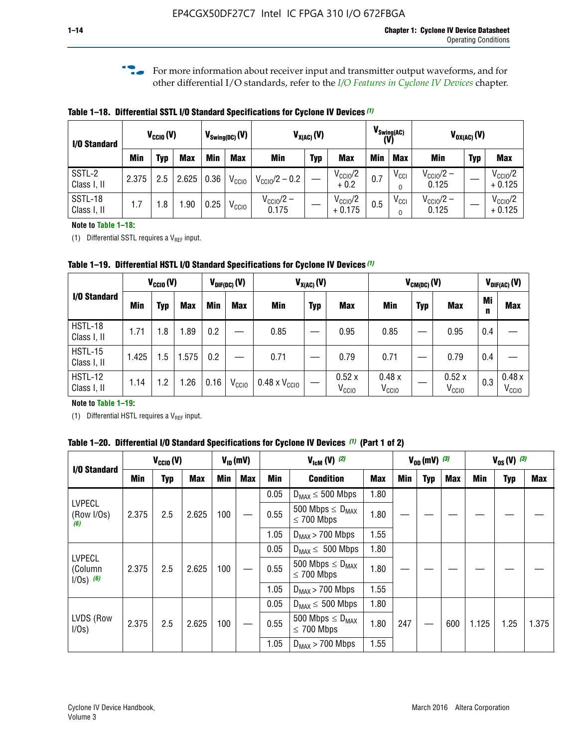For more information about receiver input and transmitter output waveforms, and for other differential I/O standards, refer to the *I/O Features in Cyclone IV Devices* chapter.

**Table 1–18. Differential SSTL I/O Standard Specifications for Cyclone IV Devices (1)**

| I/O Standard | $V_{CCIO}$ (V) | | | $V_{Swing(DC)}$ (V) | | $V_{X(AC)}$ (V) | | | $V_{Swing(AC)}$ (V) | | $V_{OX(AC)}$ (V) | | |
|---|---|---|---|---|---|---|---|---|---|---|---|---|---|
| | Min | Typ | Max | Min | Max | Min | Typ | Max | Min | Max | Min | Typ | Max |
| SSTL-2 Class I, II | 2.375 | 2.5 | 2.625 | 0.36 | $V_{CCIO}$ | $V_{CCIO}/2 - 0.2$ | — | $V_{CCIO}/2 + 0.2$ | 0.7 | $V_{CCIO}$ | $V_{CCIO}/2 - 0.125$ | — | $V_{CCIO}/2 + 0.125$ |
| SSTL-18 Class I, II | 1.7 | 1.8 | 1.90 | 0.25 | $V_{CCIO}$ | $V_{CCIO}/2 - 0.175$ | — | $V_{CCIO}/2 + 0.175$ | 0.5 | $V_{CCIO}$ | $V_{CCIO}/2 - 0.125$ | — | $V_{CCIO}/2 + 0.125$ |

**Note to Table 1–18:**

(1) Differential SSTL requires a $V_{REF}$ input.

**Table 1–19. Differential HSTL I/O Standard Specifications for Cyclone IV Devices (1)**

| I/O Standard | $V_{CCIO}$ (V) | | | $V_{DIF(DC)}$ (V) | | $V_{X(AC)}$ (V) | | | $V_{CM(DC)}$ (V) | | | $V_{DIF(AC)}$ (V) | |
|---|---|---|---|---|---|---|---|---|---|---|---|---|---|
| | Min | Typ | Max | Min | Max | Min | Typ | Max | Min | Typ | Max | Min | Max |
| HSTL-18 Class I, II | 1.71 | 1.8 | 1.89 | 0.2 | — | 0.85 | — | 0.95 | 0.85 | — | 0.95 | 0.4 | — |
| HSTL-15 Class I, II | 1.425 | 1.5 | 1.575 | 0.2 | — | 0.71 | — | 0.79 | 0.71 | — | 0.79 | 0.4 | — |
| HSTL-12 Class I, II | 1.14 | 1.2 | 1.26 | 0.16 | $V_{CCIO}$ | 0.48 x $V_{CCIO}$ | — | 0.52 x $V_{CCIO}$ | 0.48 x $V_{CCIO}$ | — | 0.52 x $V_{CCIO}$ | 0.3 | 0.48 x $V_{CCIO}$ |

**Note to Table 1–19:**

(1) Differential HSTL requires a $V_{REF}$ input.

**Table 1–20. Differential I/O Standard Specifications for Cyclone IV Devices (1) (Part 1 of 2)**

| I/O Standard | $V_{CCIO}$ (V) | | | $V_{ID}$ (mV) | | $V_{IcM}$ (V) (2) | | | $V_{OD}$ (mV) (3) | | | $V_{OS}$ (V) (3) | | |
|---|---|---|---|---|---|---|---|---|---|---|---|---|---|---|
| | Min | Typ | Max | Min | Max | Min | Condition | Max | Min | Typ | Max | Min | Typ | Max |
| LVPECL (Row I/Os) (6) | 2.375 | 2.5 | 2.625 | 100 | — | 0.05 | $D_{MAX} \leq 500$ Mbps | 1.80 | — | — | — | — | — | — |
| | | | | | | 0.55 | 500 Mbps $\leq D_{MAX} \leq 700$ Mbps | 1.80 | | | | | | |
| | | | | | | 1.05 | $D_{MAX} > 700$ Mbps | 1.55 | | | | | | |
| LVPECL (Column I/Os) (6) | 2.375 | 2.5 | 2.625 | 100 | — | 0.05 | $D_{MAX} \leq 500$ Mbps | 1.80 | — | — | — | — | — | — |
| | | | | | | 0.55 | 500 Mbps $\leq D_{MAX} \leq 700$ Mbps | 1.80 | | | | | | |
| | | | | | | 1.05 | $D_{MAX} > 700$ Mbps | 1.55 | | | | | | |
| LVDS (Row I/Os) | 2.375 | 2.5 | 2.625 | 100 | — | 0.05 | $D_{MAX} \leq 500$ Mbps | 1.80 | 247 | — | 600 | 1.125 | 1.25 | 1.375 |
| | | | | | | 0.55 | 500 Mbps $\leq D_{MAX} \leq 700$ Mbps | 1.80 | | | | | | |
| | | | | | | 1.05 | $D_{MAX} > 700$ Mbps | 1.55 | | | | | | |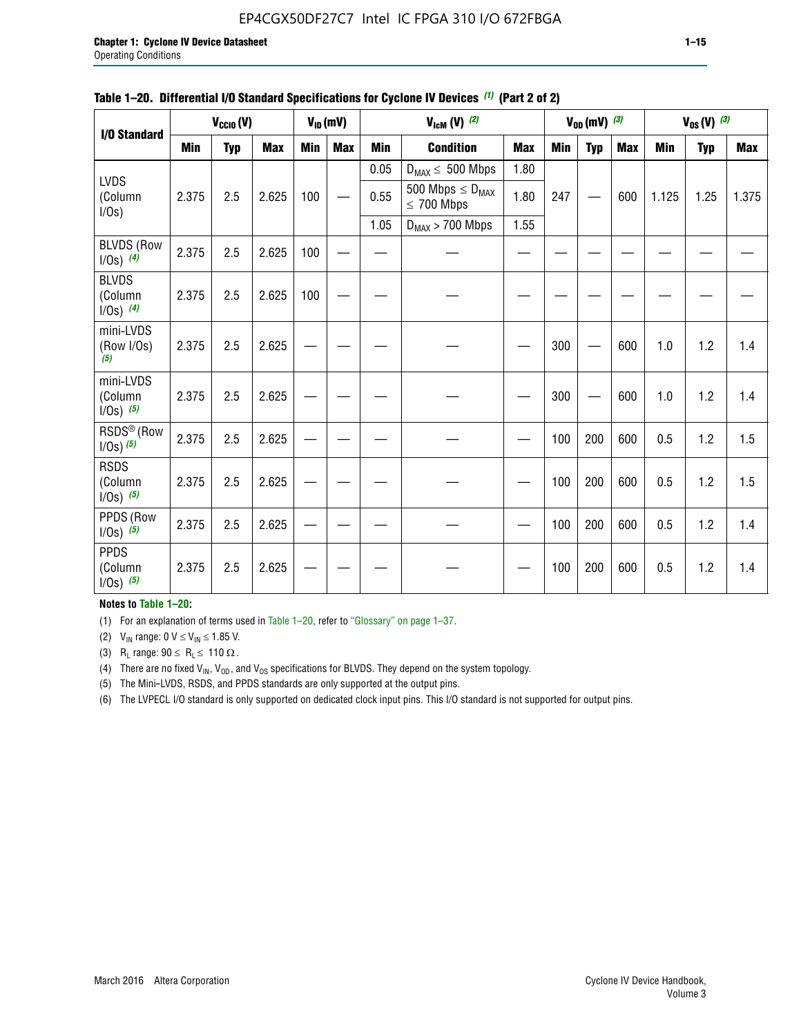**Table 1–20. Differential I/O Standard Specifications for Cyclone IV Devices (1) (Part 2 of 2)**

| I/O Standard | $V_{CCIO}$ (V) | | | $V_{ID}$ (mV) | | $V_{IcM}$ (V) (2) | | | $V_{OD}$ (mV) (3) | | | $V_{OS}$ (V) (3) | | |
|---|---|---|---|---|---|---|---|---|---|---|---|---|---|---|
| | Min | Typ | Max | Min | Max | Min | Condition | Max | Min | Typ | Max | Min | Typ | Max |
| LVDS (Column I/Os) | 2.375 | 2.5 | 2.625 | 100 | — | 0.05 | $D_{MAX} \leq$ 500 Mbps | 1.80 | 247 | — | 600 | 1.125 | 1.25 | 1.375 |
| | | | | | | 0.55 | 500 Mbps $\leq D_{MAX}$ $\leq$ 700 Mbps | 1.80 | | | | | | |
| | | | | | | 1.05 | $D_{MAX}$ > 700 Mbps | 1.55 | | | | | | |
| BLVDS (Row I/Os) (4) | 2.375 | 2.5 | 2.625 | 100 | — | — | — | — | — | — | — | — | — | — |
| BLVDS (Column I/Os) (4) | 2.375 | 2.5 | 2.625 | 100 | — | — | — | — | — | — | — | — | — | — |
| mini-LVDS (Row I/Os) (5) | 2.375 | 2.5 | 2.625 | — | — | — | — | — | 300 | — | 600 | 1.0 | 1.2 | 1.4 |
| mini-LVDS (Column I/Os) (5) | 2.375 | 2.5 | 2.625 | — | — | — | — | — | 300 | — | 600 | 1.0 | 1.2 | 1.4 |
| RSDS® (Row I/Os) (5) | 2.375 | 2.5 | 2.625 | — | — | — | — | — | 100 | 200 | 600 | 0.5 | 1.2 | 1.5 |
| RSDS (Column I/Os) (5) | 2.375 | 2.5 | 2.625 | — | — | — | — | — | 100 | 200 | 600 | 0.5 | 1.2 | 1.5 |
| PPDS (Row I/Os) (5) | 2.375 | 2.5 | 2.625 | — | — | — | — | — | 100 | 200 | 600 | 0.5 | 1.2 | 1.4 |
| PPDS (Column I/Os) (5) | 2.375 | 2.5 | 2.625 | — | — | — | — | — | 100 | 200 | 600 | 0.5 | 1.2 | 1.4 |

**Notes to Table 1–20:**

(1) For an explanation of terms used in Table 1–20, refer to "Glossary" on page 1–37.

(2) $V_{IN}$ range: 0 V ≤ $V_{IN}$ ≤ 1.85 V.

(3) $R_L$ range: 90 ≤ $R_L$ ≤ 110 Ω.

(4) There are no fixed $V_{IN}$, $V_{OD}$, and $V_{OS}$ specifications for BLVDS. They depend on the system topology.

(5) The Mini-LVDS, RSDS, and PPDS standards are only supported at the output pins.

(6) The LVPECL I/O standard is only supported on dedicated clock input pins. This I/O standard is not supported for output pins.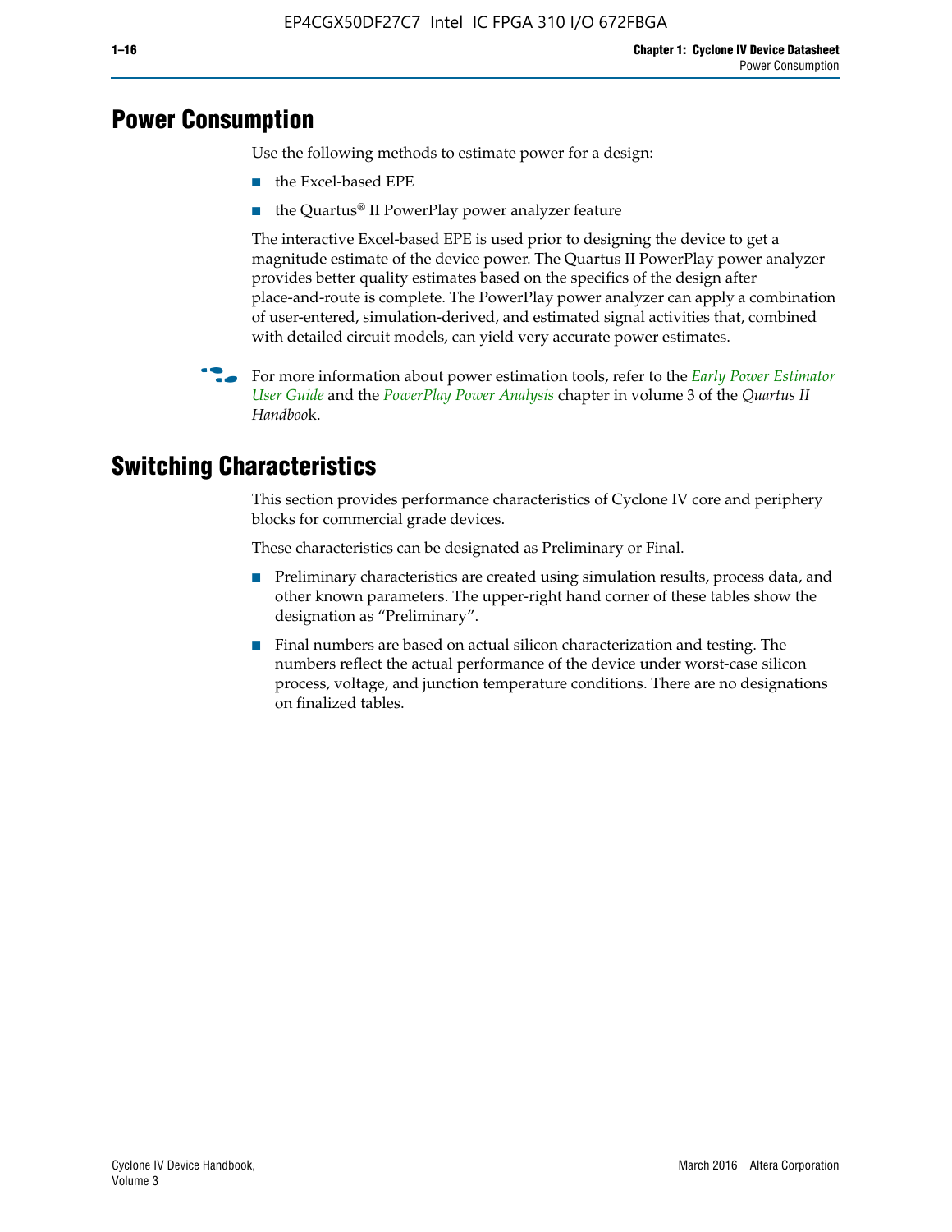## Power Consumption

Use the following methods to estimate power for a design:

- the Excel-based EPE
- the Quartus® II PowerPlay power analyzer feature

The interactive Excel-based EPE is used prior to designing the device to get a magnitude estimate of the device power. The Quartus II PowerPlay power analyzer provides better quality estimates based on the specifics of the design after place-and-route is complete. The PowerPlay power analyzer can apply a combination of user-entered, simulation-derived, and estimated signal activities that, combined with detailed circuit models, can yield very accurate power estimates.

For more information about power estimation tools, refer to the *Early Power Estimator User Guide* and the *PowerPlay Power Analysis* chapter in volume 3 of the *Quartus II Handbook*.

## Switching Characteristics

This section provides performance characteristics of Cyclone IV core and periphery blocks for commercial grade devices.

These characteristics can be designated as Preliminary or Final.

- Preliminary characteristics are created using simulation results, process data, and other known parameters. The upper-right hand corner of these tables show the designation as "Preliminary".
- Final numbers are based on actual silicon characterization and testing. The numbers reflect the actual performance of the device under worst-case silicon process, voltage, and junction temperature conditions. There are no designations on finalized tables.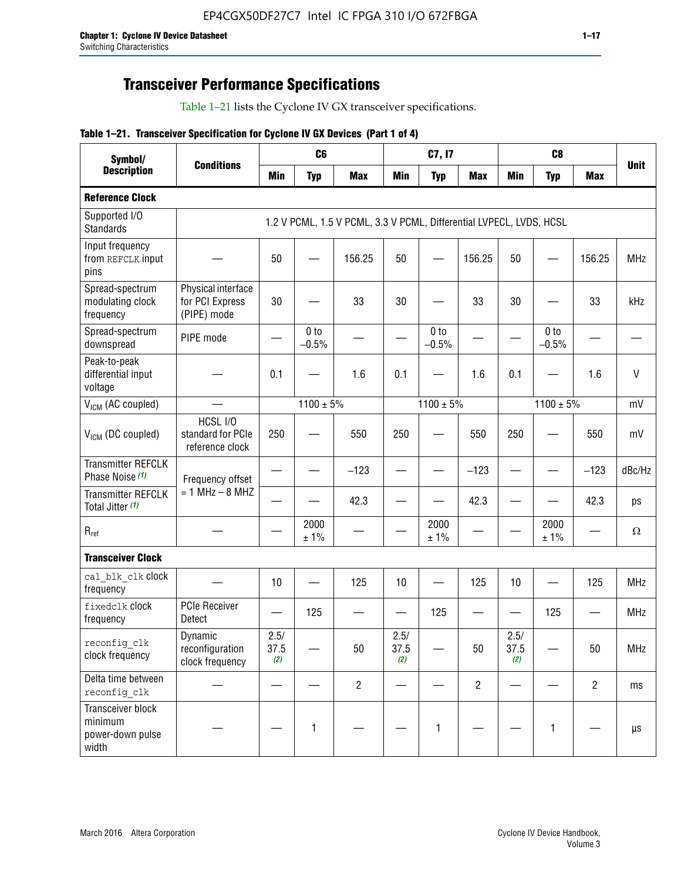## Transceiver Performance Specifications

Table 1–21 lists the Cyclone IV GX transceiver specifications.

**Table 1–21. Transceiver Specification for Cyclone IV GX Devices (Part 1 of 4)**

| Symbol/ Description | Conditions | C6 | | | C7, I7 | | | C8 | | | Unit |
|---|---|---|---|---|---|---|---|---|---|---|---|
| | | Min | Typ | Max | Min | Typ | Max | Min | Typ | Max | |
| **Reference Clock** | | | | | | | | | | | |
| Supported I/O Standards | 1.2 V PCML, 1.5 V PCML, 3.3 V PCML, Differential LVPECL, LVDS, HCSL | | | | | | | | | | |
| Input frequency from REFCLK input pins | — | 50 | — | 156.25 | 50 | — | 156.25 | 50 | — | 156.25 | MHz |
| Spread-spectrum modulating clock frequency | Physical interface for PCI Express (PIPE) mode | 30 | — | 33 | 30 | — | 33 | 30 | — | 33 | kHz |
| Spread-spectrum downspread | PIPE mode | — | 0 to −0.5% | — | — | 0 to −0.5% | — | — | 0 to −0.5% | — | — |
| Peak-to-peak differential input voltage | — | 0.1 | — | 1.6 | 0.1 | — | 1.6 | 0.1 | — | 1.6 | V |
| $V_{ICM}$ (AC coupled) | — | 1100 ± 5% | | | 1100 ± 5% | | | 1100 ± 5% | | | mV |
| $V_{ICM}$ (DC coupled) | HCSL I/O standard for PCIe reference clock | 250 | — | 550 | 250 | — | 550 | 250 | — | 550 | mV |
| Transmitter REFCLK Phase Noise *(1)* | Frequency offset = 1 MHz – 8 MHZ | — | — | −123 | — | — | −123 | — | — | −123 | dBc/Hz |
| Transmitter REFCLK Total Jitter *(1)* | | — | — | 42.3 | — | — | 42.3 | — | — | 42.3 | ps |
| $R_{ref}$ | — | — | 2000 ± 1% | — | — | 2000 ± 1% | — | — | 2000 ± 1% | — | Ω |
| **Transceiver Clock** | | | | | | | | | | | |
| cal_blk_clk clock frequency | — | 10 | — | 125 | 10 | — | 125 | 10 | — | 125 | MHz |
| fixedclk clock frequency | PCIe Receiver Detect | — | 125 | — | — | 125 | — | — | 125 | — | MHz |
| reconfig_clk clock frequency | Dynamic reconfiguration clock frequency | 2.5/ 37.5 *(2)* | — | 50 | 2.5/ 37.5 *(2)* | — | 50 | 2.5/ 37.5 *(2)* | — | 50 | MHz |
| Delta time between reconfig_clk | — | — | — | 2 | — | — | 2 | — | — | 2 | ms |
| Transceiver block minimum power-down pulse width | — | — | 1 | — | — | 1 | — | — | 1 | — | µs |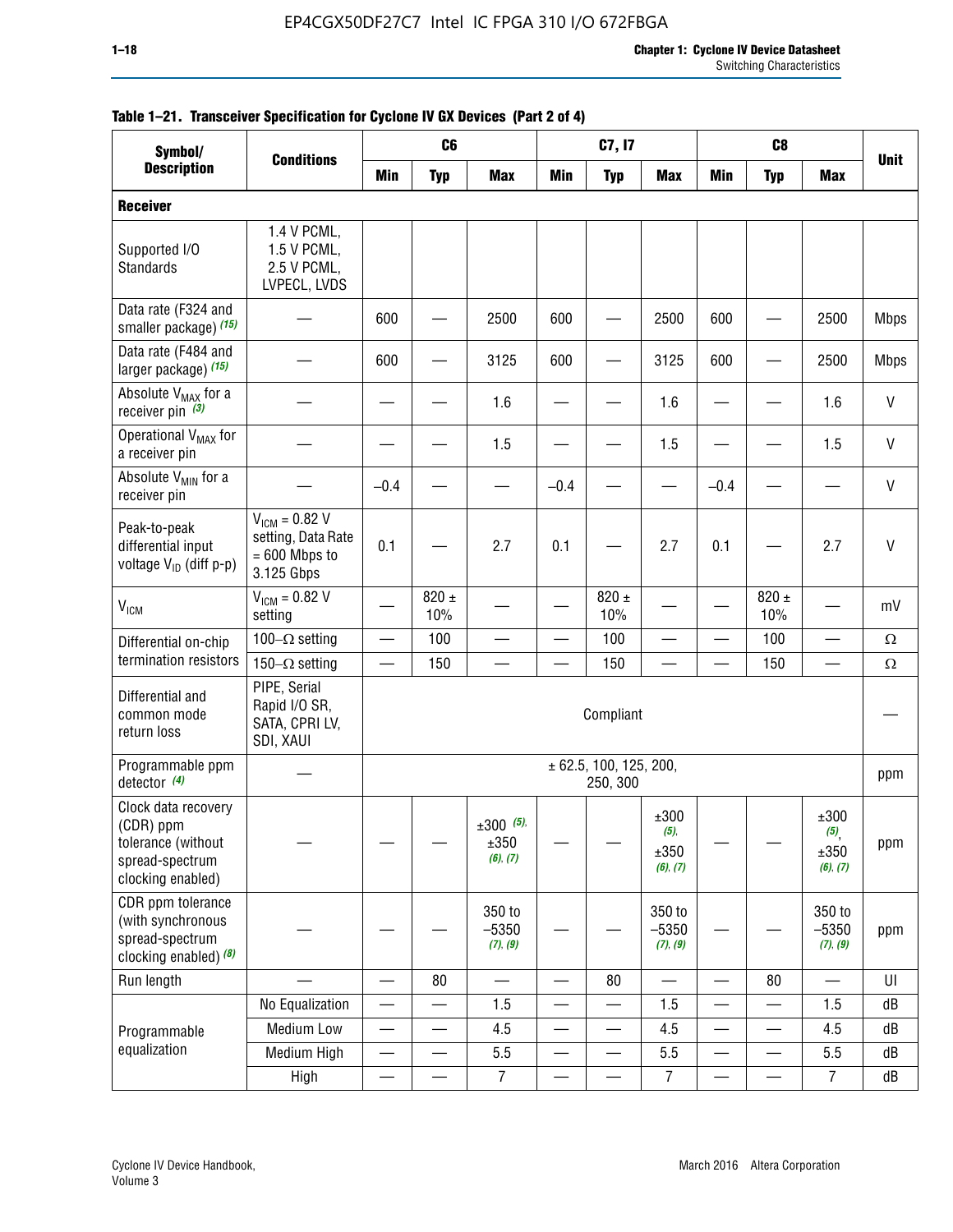**Table 1–21. Transceiver Specification for Cyclone IV GX Devices (Part 2 of 4)**

| Symbol/ Description | Conditions | C6 | | | C7, I7 | | | C8 | | | Unit |
|---|---|---|---|---|---|---|---|---|---|---|---|
| | | Min | Typ | Max | Min | Typ | Max | Min | Typ | Max | |
| **Receiver** | | | | | | | | | | | |
| Supported I/O Standards | 1.4 V PCML, 1.5 V PCML, 2.5 V PCML, LVPECL, LVDS | | | | | | | | | | |
| Data rate (F324 and smaller package) *(15)* | — | 600 | — | 2500 | 600 | — | 2500 | 600 | — | 2500 | Mbps |
| Data rate (F484 and larger package) *(15)* | — | 600 | — | 3125 | 600 | — | 3125 | 600 | — | 2500 | Mbps |
| Absolute $V_{MAX}$ for a receiver pin *(3)* | — | — | — | 1.6 | — | — | 1.6 | — | — | 1.6 | V |
| Operational $V_{MAX}$ for a receiver pin | — | — | — | 1.5 | — | — | 1.5 | — | — | 1.5 | V |
| Absolute $V_{MIN}$ for a receiver pin | — | –0.4 | — | — | –0.4 | — | — | –0.4 | — | — | V |
| Peak-to-peak differential input voltage $V_{ID}$ (diff p-p) | $V_{ICM}$ = 0.82 V setting, Data Rate = 600 Mbps to 3.125 Gbps | 0.1 | — | 2.7 | 0.1 | — | 2.7 | 0.1 | — | 2.7 | V |
| $V_{ICM}$ | $V_{ICM}$ = 0.82 V setting | — | 820 ± 10% | — | — | 820 ± 10% | — | — | 820 ± 10% | — | mV |
| Differential on-chip termination resistors | 100–Ω setting | — | 100 | — | — | 100 | — | — | 100 | — | Ω |
| | 150–Ω setting | — | 150 | — | — | 150 | — | — | 150 | — | Ω |
| Differential and common mode return loss | PIPE, Serial Rapid I/O SR, SATA, CPRI LV, SDI, XAUI | Compliant | | | | | | | | | — |
| Programmable ppm detector *(4)* | — | ± 62.5, 100, 125, 200, 250, 300 | | | | | | | | | ppm |
| Clock data recovery (CDR) ppm tolerance (without spread-spectrum clocking enabled) | — | — | — | ±300 *(5)*, ±350 *(6)*, *(7)* | — | — | ±300 *(5)*, ±350 *(6)*, *(7)* | — | — | ±300 *(5)*, ±350 *(6)*, *(7)* | ppm |
| CDR ppm tolerance (with synchronous spread-spectrum clocking enabled) *(8)* | — | — | — | 350 to –5350 *(7)*, *(9)* | — | — | 350 to –5350 *(7)*, *(9)* | — | — | 350 to –5350 *(7)*, *(9)* | ppm |
| Run length | — | — | 80 | — | — | 80 | — | — | 80 | — | UI |
| Programmable equalization | No Equalization | — | — | 1.5 | — | — | 1.5 | — | — | 1.5 | dB |
| | Medium Low | — | — | 4.5 | — | — | 4.5 | — | — | 4.5 | dB |
| | Medium High | — | — | 5.5 | — | — | 5.5 | — | — | 5.5 | dB |
| | High | — | — | 7 | — | — | 7 | — | — | 7 | dB |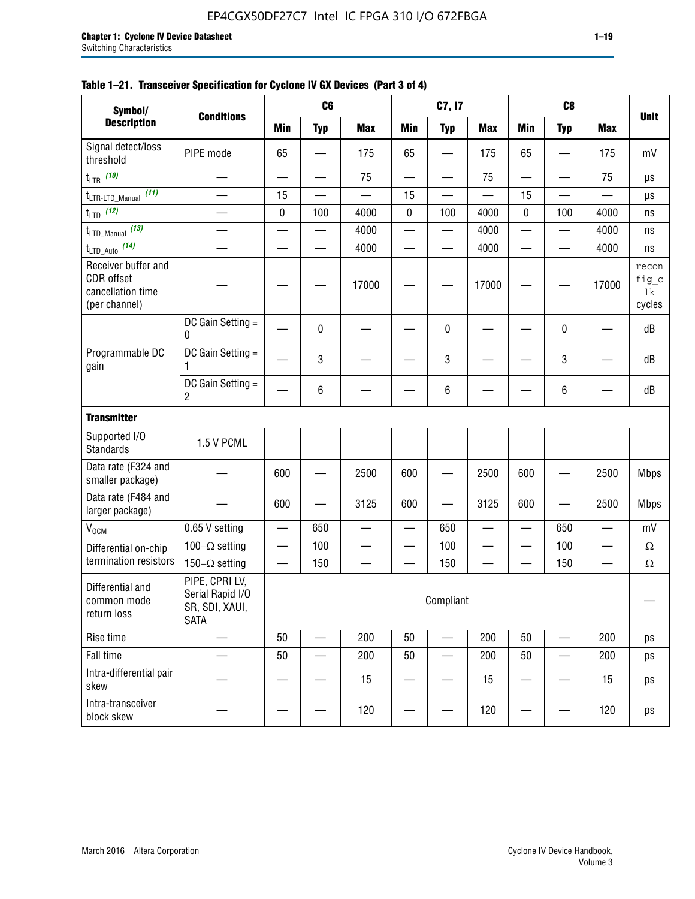**Table 1–21. Transceiver Specification for Cyclone IV GX Devices (Part 3 of 4)**

| Symbol/ Description | Conditions | C6 | | | C7, I7 | | | C8 | | | Unit |
|---|---|---|---|---|---|---|---|---|---|---|---|
| | | Min | Typ | Max | Min | Typ | Max | Min | Typ | Max | |
| Signal detect/loss threshold | PIPE mode | 65 | — | 175 | 65 | — | 175 | 65 | — | 175 | mV |
| $t_{LTR}$ (10) | — | — | — | 75 | — | — | 75 | — | — | 75 | µs |
| $t_{LTR\text{-}LTD\_Manual}$ (11) | — | 15 | — | — | 15 | — | — | 15 | — | — | µs |
| $t_{LTD}$ (12) | — | 0 | 100 | 4000 | 0 | 100 | 4000 | 0 | 100 | 4000 | ns |
| $t_{LTD\_Manual}$ (13) | — | — | — | 4000 | — | — | 4000 | — | — | 4000 | ns |
| $t_{LTD\_Auto}$ (14) | — | — | — | 4000 | — | — | 4000 | — | — | 4000 | ns |
| Receiver buffer and CDR offset cancellation time (per channel) | — | — | — | 17000 | — | — | 17000 | — | — | 17000 | reconfig_clk cycles |
| Programmable DC gain | DC Gain Setting = 0 | — | 0 | — | — | 0 | — | — | 0 | — | dB |
| | DC Gain Setting = 1 | — | 3 | — | — | 3 | — | — | 3 | — | dB |
| | DC Gain Setting = 2 | — | 6 | — | — | 6 | — | — | 6 | — | dB |
| **Transmitter** | | | | | | | | | | | |
| Supported I/O Standards | 1.5 V PCML | | | | | | | | | | |
| Data rate (F324 and smaller package) | — | 600 | — | 2500 | 600 | — | 2500 | 600 | — | 2500 | Mbps |
| Data rate (F484 and larger package) | — | 600 | — | 3125 | 600 | — | 3125 | 600 | — | 2500 | Mbps |
| $V_{OCM}$ | 0.65 V setting | — | 650 | — | — | 650 | — | — | 650 | — | mV |
| Differential on-chip termination resistors | 100–Ω setting | — | 100 | — | — | 100 | — | — | 100 | — | Ω |
| | 150–Ω setting | — | 150 | — | — | 150 | — | — | 150 | — | Ω |
| Differential and common mode return loss | PIPE, CPRI LV, Serial Rapid I/O SR, SDI, XAUI, SATA | Compliant | | | | | | | | | — |
| Rise time | — | 50 | — | 200 | 50 | — | 200 | 50 | — | 200 | ps |
| Fall time | — | 50 | — | 200 | 50 | — | 200 | 50 | — | 200 | ps |
| Intra-differential pair skew | — | — | — | 15 | — | — | 15 | — | — | 15 | ps |
| Intra-transceiver block skew | — | — | — | 120 | — | — | 120 | — | — | 120 | ps |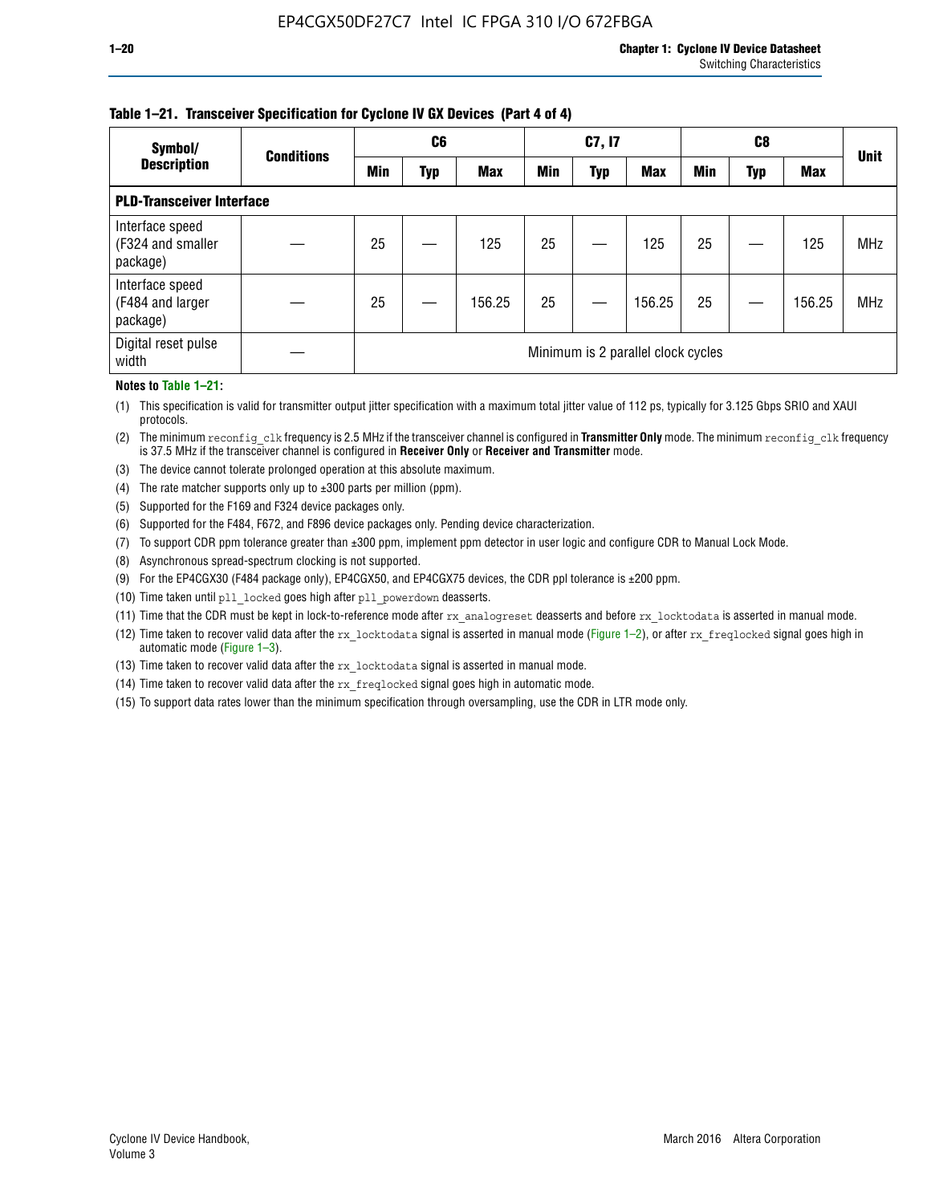**Table 1–21. Transceiver Specification for Cyclone IV GX Devices (Part 4 of 4)**

| Symbol/ Description | Conditions | C6 | | | C7, I7 | | | C8 | | | Unit |
|---|---|---|---|---|---|---|---|---|---|---|---|
| | | Min | Typ | Max | Min | Typ | Max | Min | Typ | Max | |
| **PLD-Transceiver Interface** | | | | | | | | | | | |
| Interface speed (F324 and smaller package) | — | 25 | — | 125 | 25 | — | 125 | 25 | — | 125 | MHz |
| Interface speed (F484 and larger package) | — | 25 | — | 156.25 | 25 | — | 156.25 | 25 | — | 156.25 | MHz |
| Digital reset pulse width | — | Minimum is 2 parallel clock cycles | | | | | | | | | |

**Notes to Table 1–21:**

(1) This specification is valid for transmitter output jitter specification with a maximum total jitter value of 112 ps, typically for 3.125 Gbps SRIO and XAUI protocols.

(2) The minimum reconfig_clk frequency is 2.5 MHz if the transceiver channel is configured in **Transmitter Only** mode. The minimum reconfig_clk frequency is 37.5 MHz if the transceiver channel is configured in **Receiver Only** or **Receiver and Transmitter** mode.

(3) The device cannot tolerate prolonged operation at this absolute maximum.

(4) The rate matcher supports only up to ±300 parts per million (ppm).

(5) Supported for the F169 and F324 device packages only.

(6) Supported for the F484, F672, and F896 device packages only. Pending device characterization.

(7) To support CDR ppm tolerance greater than ±300 ppm, implement ppm detector in user logic and configure CDR to Manual Lock Mode.

(8) Asynchronous spread-spectrum clocking is not supported.

(9) For the EP4CGX30 (F484 package only), EP4CGX50, and EP4CGX75 devices, the CDR ppl tolerance is ±200 ppm.

(10) Time taken until pll_locked goes high after pll_powerdown deasserts.

(11) Time that the CDR must be kept in lock-to-reference mode after rx_analogreset deasserts and before rx_locktodata is asserted in manual mode.

(12) Time taken to recover valid data after the rx_locktodata signal is asserted in manual mode (Figure 1–2), or after rx_freqlocked signal goes high in automatic mode (Figure 1–3).

(13) Time taken to recover valid data after the rx_locktodata signal is asserted in manual mode.

(14) Time taken to recover valid data after the rx_freqlocked signal goes high in automatic mode.

(15) To support data rates lower than the minimum specification through oversampling, use the CDR in LTR mode only.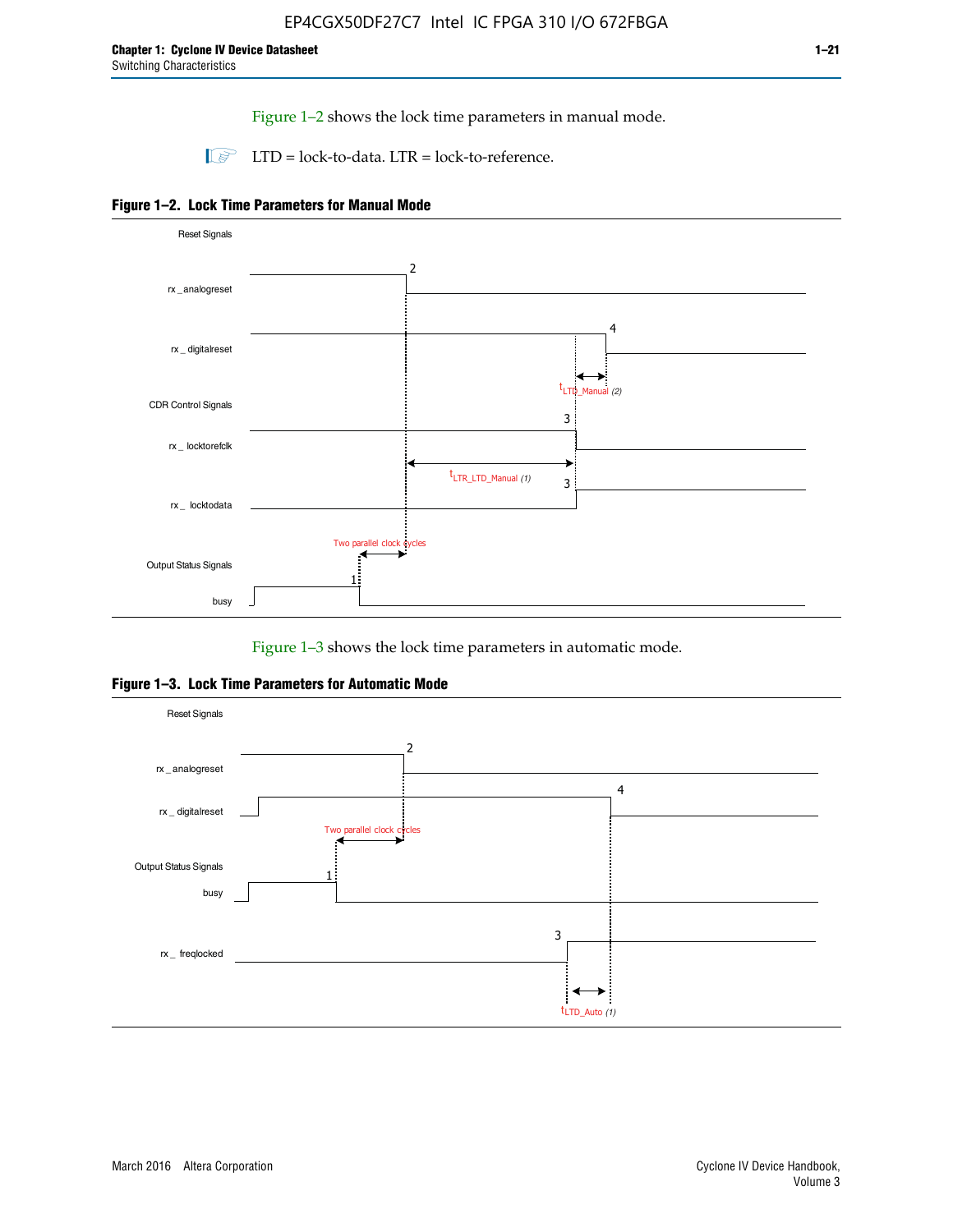Figure 1–2 shows the lock time parameters in manual mode.

LTD = lock-to-data. LTR = lock-to-reference.

**Figure 1–2. Lock Time Parameters for Manual Mode**

Reset Signals

rx_analogreset

rx_digitalreset

CDR Control Signals

rx_locktorefclk

rx_locktodata

Output Status Signals

busy

Two parallel clock cycles

$t_{LTR\_LTD\_Manual}$ (1)

$t_{LTD\_Manual}$ (2)

Figure 1–3 shows the lock time parameters in automatic mode.

**Figure 1–3. Lock Time Parameters for Automatic Mode**

Reset Signals

rx_analogreset

rx_digitalreset

Output Status Signals

busy

rx_freqlocked

Two parallel clock cycles

$t_{LTD\_Auto}$ (1)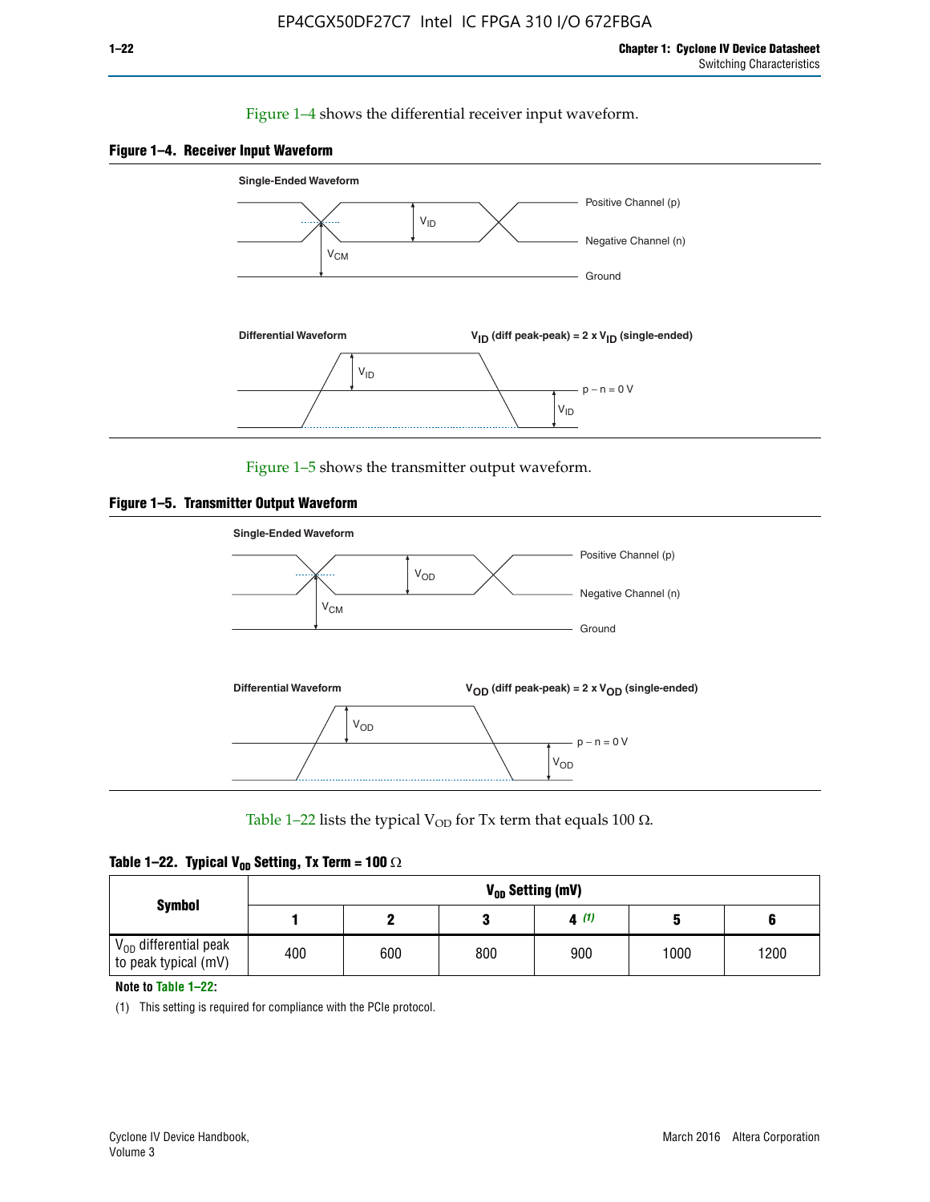Figure 1–4 shows the differential receiver input waveform.

**Figure 1–4. Receiver Input Waveform**

Single-Ended Waveform

Positive Channel (p)

Negative Channel (n)

Ground

$V_{ID}$

$V_{CM}$

Differential Waveform

$V_{ID}$ (diff peak-peak) = 2 x $V_{ID}$ (single-ended)

$V_{ID}$

p − n = 0 V

$V_{ID}$

Figure 1–5 shows the transmitter output waveform.

**Figure 1–5. Transmitter Output Waveform**

Single-Ended Waveform

Positive Channel (p)

Negative Channel (n)

Ground

$V_{OD}$

$V_{CM}$

Differential Waveform

$V_{OD}$ (diff peak-peak) = 2 x $V_{OD}$ (single-ended)

$V_{OD}$

p − n = 0 V

$V_{OD}$

Table 1–22 lists the typical $V_{OD}$ for Tx term that equals 100 Ω.

**Table 1–22. Typical $V_{OD}$ Setting, Tx Term = 100 Ω**

| Symbol | $V_{OD}$ Setting (mV) | | | | | |
|---|---|---|---|---|---|---|
| | 1 | 2 | 3 | 4 (1) | 5 | 6 |
| $V_{OD}$ differential peak to peak typical (mV) | 400 | 600 | 800 | 900 | 1000 | 1200 |

**Note to Table 1–22:**

(1) This setting is required for compliance with the PCIe protocol.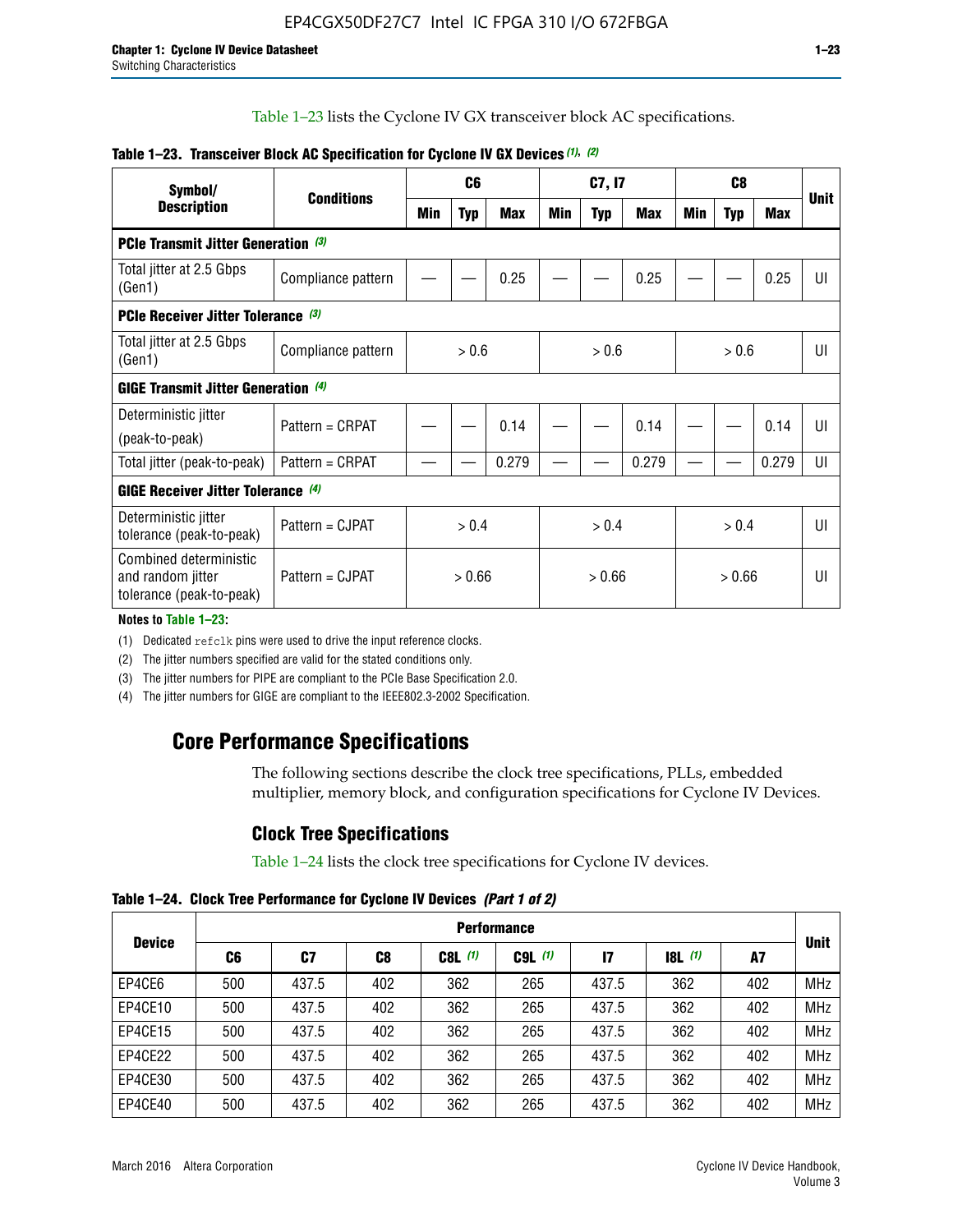Table 1–23 lists the Cyclone IV GX transceiver block AC specifications.

**Table 1–23. Transceiver Block AC Specification for Cyclone IV GX Devices (1), (2)**

| Symbol/ Description | Conditions | C6 | | | C7, I7 | | | C8 | | | Unit |
|---|---|---|---|---|---|---|---|---|---|---|---|
| | | Min | Typ | Max | Min | Typ | Max | Min | Typ | Max | |
| **PCIe Transmit Jitter Generation (3)** | | | | | | | | | | | |
| Total jitter at 2.5 Gbps (Gen1) | Compliance pattern | — | — | 0.25 | — | — | 0.25 | — | — | 0.25 | UI |
| **PCIe Receiver Jitter Tolerance (3)** | | | | | | | | | | | |
| Total jitter at 2.5 Gbps (Gen1) | Compliance pattern | > 0.6 | | | > 0.6 | | | > 0.6 | | | UI |
| **GIGE Transmit Jitter Generation (4)** | | | | | | | | | | | |
| Deterministic jitter (peak-to-peak) | Pattern = CRPAT | — | — | 0.14 | — | — | 0.14 | — | — | 0.14 | UI |
| Total jitter (peak-to-peak) | Pattern = CRPAT | — | — | 0.279 | — | — | 0.279 | — | — | 0.279 | UI |
| **GIGE Receiver Jitter Tolerance (4)** | | | | | | | | | | | |
| Deterministic jitter tolerance (peak-to-peak) | Pattern = CJPAT | > 0.4 | | | > 0.4 | | | > 0.4 | | | UI |
| Combined deterministic and random jitter tolerance (peak-to-peak) | Pattern = CJPAT | > 0.66 | | | > 0.66 | | | > 0.66 | | | UI |

**Notes to Table 1–23:**

(1) Dedicated refclk pins were used to drive the input reference clocks.

(2) The jitter numbers specified are valid for the stated conditions only.

(3) The jitter numbers for PIPE are compliant to the PCIe Base Specification 2.0.

(4) The jitter numbers for GIGE are compliant to the IEEE802.3-2002 Specification.

# Core Performance Specifications

The following sections describe the clock tree specifications, PLLs, embedded multiplier, memory block, and configuration specifications for Cyclone IV Devices.

## Clock Tree Specifications

Table 1–24 lists the clock tree specifications for Cyclone IV devices.

**Table 1–24. Clock Tree Performance for Cyclone IV Devices (Part 1 of 2)**

| Device | Performance | | | | | | | | Unit |
|---|---|---|---|---|---|---|---|---|---|
| | C6 | C7 | C8 | C8L (1) | C9L (1) | I7 | I8L (1) | A7 | |
| EP4CE6 | 500 | 437.5 | 402 | 362 | 265 | 437.5 | 362 | 402 | MHz |
| EP4CE10 | 500 | 437.5 | 402 | 362 | 265 | 437.5 | 362 | 402 | MHz |
| EP4CE15 | 500 | 437.5 | 402 | 362 | 265 | 437.5 | 362 | 402 | MHz |
| EP4CE22 | 500 | 437.5 | 402 | 362 | 265 | 437.5 | 362 | 402 | MHz |
| EP4CE30 | 500 | 437.5 | 402 | 362 | 265 | 437.5 | 362 | 402 | MHz |
| EP4CE40 | 500 | 437.5 | 402 | 362 | 265 | 437.5 | 362 | 402 | MHz |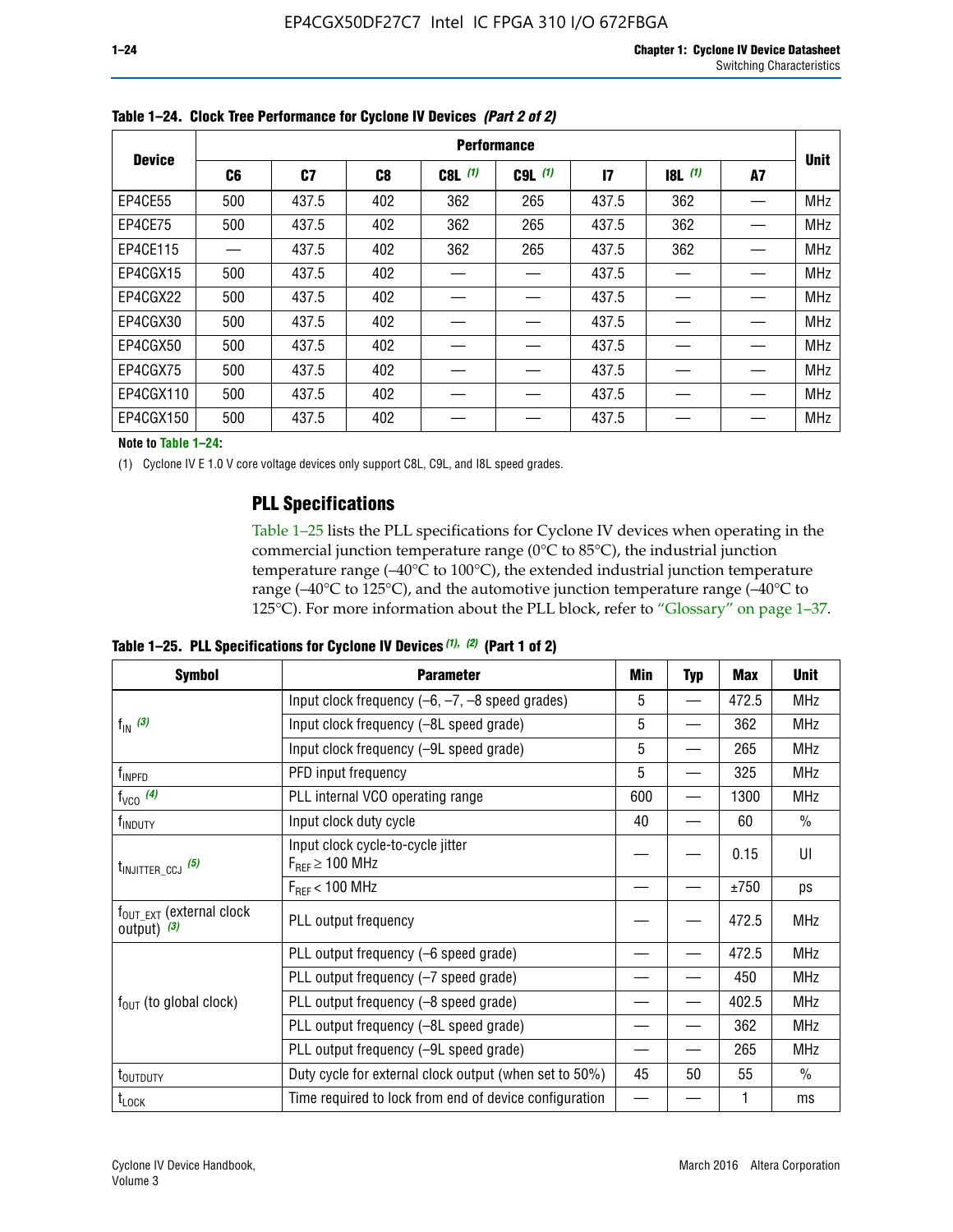**Table 1–24. Clock Tree Performance for Cyclone IV Devices *(Part 2 of 2)***

| Device | Performance | | | | | | | | Unit |
|---|---|---|---|---|---|---|---|---|---|
| | C6 | C7 | C8 | C8L (1) | C9L (1) | I7 | I8L (1) | A7 | |
| EP4CE55 | 500 | 437.5 | 402 | 362 | 265 | 437.5 | 362 | — | MHz |
| EP4CE75 | 500 | 437.5 | 402 | 362 | 265 | 437.5 | 362 | — | MHz |
| EP4CE115 | — | 437.5 | 402 | 362 | 265 | 437.5 | 362 | — | MHz |
| EP4CGX15 | 500 | 437.5 | 402 | — | — | 437.5 | — | — | MHz |
| EP4CGX22 | 500 | 437.5 | 402 | — | — | 437.5 | — | — | MHz |
| EP4CGX30 | 500 | 437.5 | 402 | — | — | 437.5 | — | — | MHz |
| EP4CGX50 | 500 | 437.5 | 402 | — | — | 437.5 | — | — | MHz |
| EP4CGX75 | 500 | 437.5 | 402 | — | — | 437.5 | — | — | MHz |
| EP4CGX110 | 500 | 437.5 | 402 | — | — | 437.5 | — | — | MHz |
| EP4CGX150 | 500 | 437.5 | 402 | — | — | 437.5 | — | — | MHz |

**Note to Table 1–24:**

(1) Cyclone IV E 1.0 V core voltage devices only support C8L, C9L, and I8L speed grades.

## PLL Specifications

Table 1–25 lists the PLL specifications for Cyclone IV devices when operating in the commercial junction temperature range (0°C to 85°C), the industrial junction temperature range (–40°C to 100°C), the extended industrial junction temperature range (–40°C to 125°C), and the automotive junction temperature range (–40°C to 125°C). For more information about the PLL block, refer to "Glossary" on page 1–37.

**Table 1–25. PLL Specifications for Cyclone IV Devices *(1), (2)* (Part 1 of 2)**

| Symbol | Parameter | Min | Typ | Max | Unit |
|---|---|---|---|---|---|
| $f_{IN}$ (3) | Input clock frequency (–6, –7, –8 speed grades) | 5 | — | 472.5 | MHz |
| | Input clock frequency (–8L speed grade) | 5 | — | 362 | MHz |
| | Input clock frequency (–9L speed grade) | 5 | — | 265 | MHz |
| $f_{INPFD}$ | PFD input frequency | 5 | — | 325 | MHz |
| $f_{VCO}$ (4) | PLL internal VCO operating range | 600 | — | 1300 | MHz |
| $f_{INDUTY}$ | Input clock duty cycle | 40 | — | 60 | % |
| $t_{INJITTER\_CCJ}$ (5) | Input clock cycle-to-cycle jitter $F_{REF} \geq 100$ MHz | — | — | 0.15 | UI |
| | $F_{REF} < 100$ MHz | — | — | ±750 | ps |
| $f_{OUT\_EXT}$ (external clock output) (3) | PLL output frequency | — | — | 472.5 | MHz |
| $f_{OUT}$ (to global clock) | PLL output frequency (–6 speed grade) | — | — | 472.5 | MHz |
| | PLL output frequency (–7 speed grade) | — | — | 450 | MHz |
| | PLL output frequency (–8 speed grade) | — | — | 402.5 | MHz |
| | PLL output frequency (–8L speed grade) | — | — | 362 | MHz |
| | PLL output frequency (–9L speed grade) | — | — | 265 | MHz |
| $t_{OUTDUTY}$ | Duty cycle for external clock output (when set to 50%) | 45 | 50 | 55 | % |
| $t_{LOCK}$ | Time required to lock from end of device configuration | — | — | 1 | ms |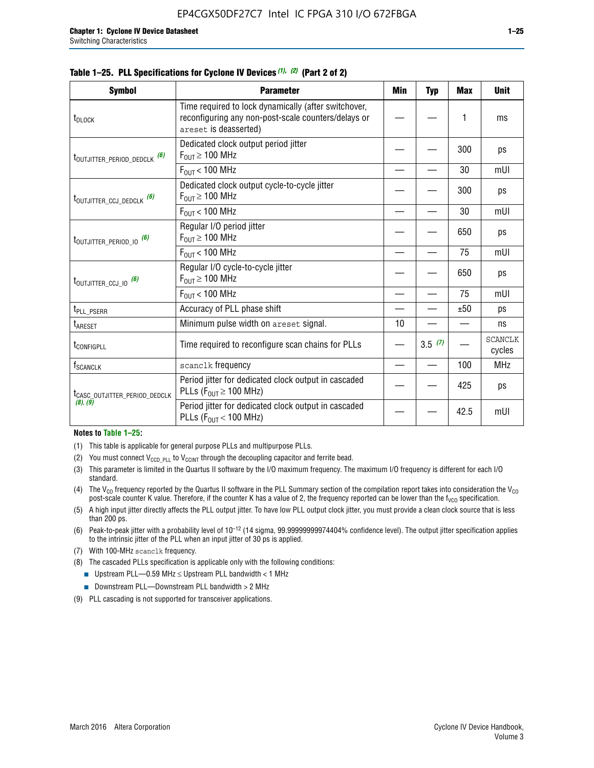**Table 1–25. PLL Specifications for Cyclone IV Devices (1), (2) (Part 2 of 2)**

| Symbol | Parameter | Min | Typ | Max | Unit |
|---|---|---|---|---|---|
| $t_{DLOCK}$ | Time required to lock dynamically (after switchover, reconfiguring any non-post-scale counters/delays or areset is deasserted) | — | — | 1 | ms |
| $t_{OUTJITTER\_PERIOD\_DEDCLK}$ (6) | Dedicated clock output period jitter $F_{OUT} \geq 100$ MHz | — | — | 300 | ps |
| | $F_{OUT} < 100$ MHz | — | — | 30 | mUI |
| $t_{OUTJITTER\_CCJ\_DEDCLK}$ (6) | Dedicated clock output cycle-to-cycle jitter $F_{OUT} \geq 100$ MHz | — | — | 300 | ps |
| | $F_{OUT} < 100$ MHz | — | — | 30 | mUI |
| $t_{OUTJITTER\_PERIOD\_IO}$ (6) | Regular I/O period jitter $F_{OUT} \geq 100$ MHz | — | — | 650 | ps |
| | $F_{OUT} < 100$ MHz | — | — | 75 | mUI |
| $t_{OUTJITTER\_CCJ\_IO}$ (6) | Regular I/O cycle-to-cycle jitter $F_{OUT} \geq 100$ MHz | — | — | 650 | ps |
| | $F_{OUT} < 100$ MHz | — | — | 75 | mUI |
| $t_{PLL\_PSERR}$ | Accuracy of PLL phase shift | — | — | ±50 | ps |
| $t_{ARESET}$ | Minimum pulse width on areset signal. | 10 | — | — | ns |
| $t_{CONFIGPLL}$ | Time required to reconfigure scan chains for PLLs | — | 3.5 (7) | — | SCANCLK cycles |
| $f_{SCANCLK}$ | scanclk frequency | — | — | 100 | MHz |
| $t_{CASC\_OUTJITTER\_PERIOD\_DEDCLK}$ (8), (9) | Period jitter for dedicated clock output in cascaded PLLs ($F_{OUT} \geq 100$ MHz) | — | — | 425 | ps |
| | Period jitter for dedicated clock output in cascaded PLLs ($F_{OUT} < 100$ MHz) | — | — | 42.5 | mUI |

**Notes to Table 1–25:**

(1) This table is applicable for general purpose PLLs and multipurpose PLLs.

(2) You must connect $V_{CCD\_PLL}$ to $V_{CCINT}$ through the decoupling capacitor and ferrite bead.

(3) This parameter is limited in the Quartus II software by the I/O maximum frequency. The maximum I/O frequency is different for each I/O standard.

(4) The $V_{CO}$ frequency reported by the Quartus II software in the PLL Summary section of the compilation report takes into consideration the $V_{CO}$ post-scale counter K value. Therefore, if the counter K has a value of 2, the frequency reported can be lower than the $f_{VCO}$ specification.

(5) A high input jitter directly affects the PLL output jitter. To have low PLL output clock jitter, you must provide a clean clock source that is less than 200 ps.

(6) Peak-to-peak jitter with a probability level of $10^{-12}$ (14 sigma, 99.99999999974404% confidence level). The output jitter specification applies to the intrinsic jitter of the PLL when an input jitter of 30 ps is applied.

(7) With 100-MHz scanclk frequency.

(8) The cascaded PLLs specification is applicable only with the following conditions:
- Upstream PLL—0.59 MHz ≤ Upstream PLL bandwidth < 1 MHz
- Downstream PLL—Downstream PLL bandwidth > 2 MHz

(9) PLL cascading is not supported for transceiver applications.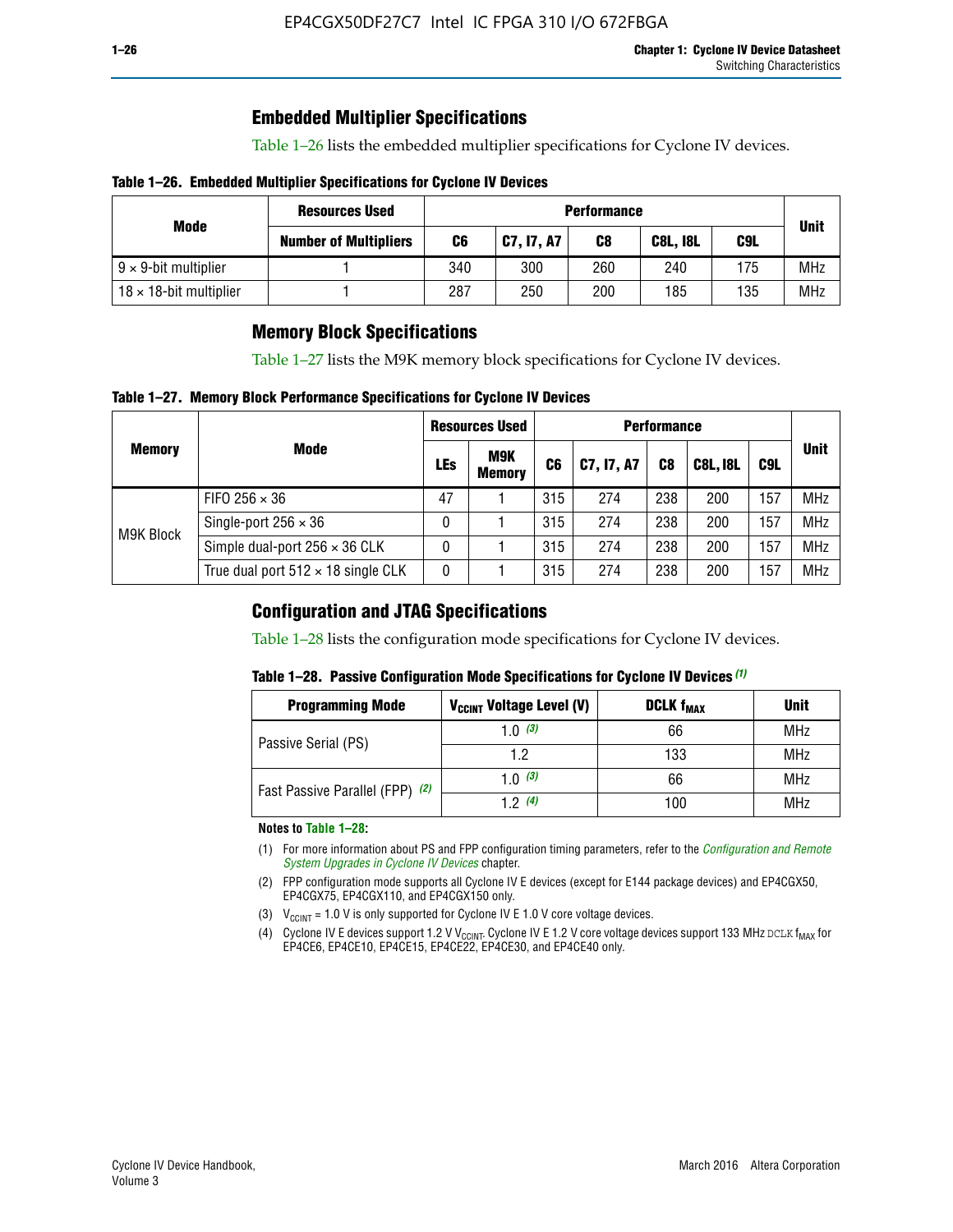## Embedded Multiplier Specifications

Table 1–26 lists the embedded multiplier specifications for Cyclone IV devices.

**Table 1–26. Embedded Multiplier Specifications for Cyclone IV Devices**

| Mode | Resources Used | Performance | | | | | Unit |
|---|---|---|---|---|---|---|---|
| | Number of Multipliers | C6 | C7, I7, A7 | C8 | C8L, I8L | C9L | |
| 9 × 9-bit multiplier | 1 | 340 | 300 | 260 | 240 | 175 | MHz |
| 18 × 18-bit multiplier | 1 | 287 | 250 | 200 | 185 | 135 | MHz |

## Memory Block Specifications

Table 1–27 lists the M9K memory block specifications for Cyclone IV devices.

**Table 1–27. Memory Block Performance Specifications for Cyclone IV Devices**

| Memory | Mode | Resources Used | | Performance | | | | | Unit |
|---|---|---|---|---|---|---|---|---|---|
| | | LEs | M9K Memory | C6 | C7, I7, A7 | C8 | C8L, I8L | C9L | |
| M9K Block | FIFO 256 × 36 | 47 | 1 | 315 | 274 | 238 | 200 | 157 | MHz |
| | Single-port 256 × 36 | 0 | 1 | 315 | 274 | 238 | 200 | 157 | MHz |
| | Simple dual-port 256 × 36 CLK | 0 | 1 | 315 | 274 | 238 | 200 | 157 | MHz |
| | True dual port 512 × 18 single CLK | 0 | 1 | 315 | 274 | 238 | 200 | 157 | MHz |

## Configuration and JTAG Specifications

Table 1–28 lists the configuration mode specifications for Cyclone IV devices.

**Table 1–28. Passive Configuration Mode Specifications for Cyclone IV Devices** *(1)*

| Programming Mode | $V_{CCINT}$ Voltage Level (V) | DCLK $f_{MAX}$ | Unit |
|---|---|---|---|
| Passive Serial (PS) | 1.0 *(3)* | 66 | MHz |
| | 1.2 | 133 | MHz |
| Fast Passive Parallel (FPP) *(2)* | 1.0 *(3)* | 66 | MHz |
| | 1.2 *(4)* | 100 | MHz |

**Notes to Table 1–28:**

(1) For more information about PS and FPP configuration timing parameters, refer to the *Configuration and Remote System Upgrades in Cyclone IV Devices* chapter.

(2) FPP configuration mode supports all Cyclone IV E devices (except for E144 package devices) and EP4CGX50, EP4CGX75, EP4CGX110, and EP4CGX150 only.

(3) $V_{CCINT}$ = 1.0 V is only supported for Cyclone IV E 1.0 V core voltage devices.

(4) Cyclone IV E devices support 1.2 V $V_{CCINT}$. Cyclone IV E 1.2 V core voltage devices support 133 MHz DCLK $f_{MAX}$ for EP4CE6, EP4CE10, EP4CE15, EP4CE22, EP4CE30, and EP4CE40 only.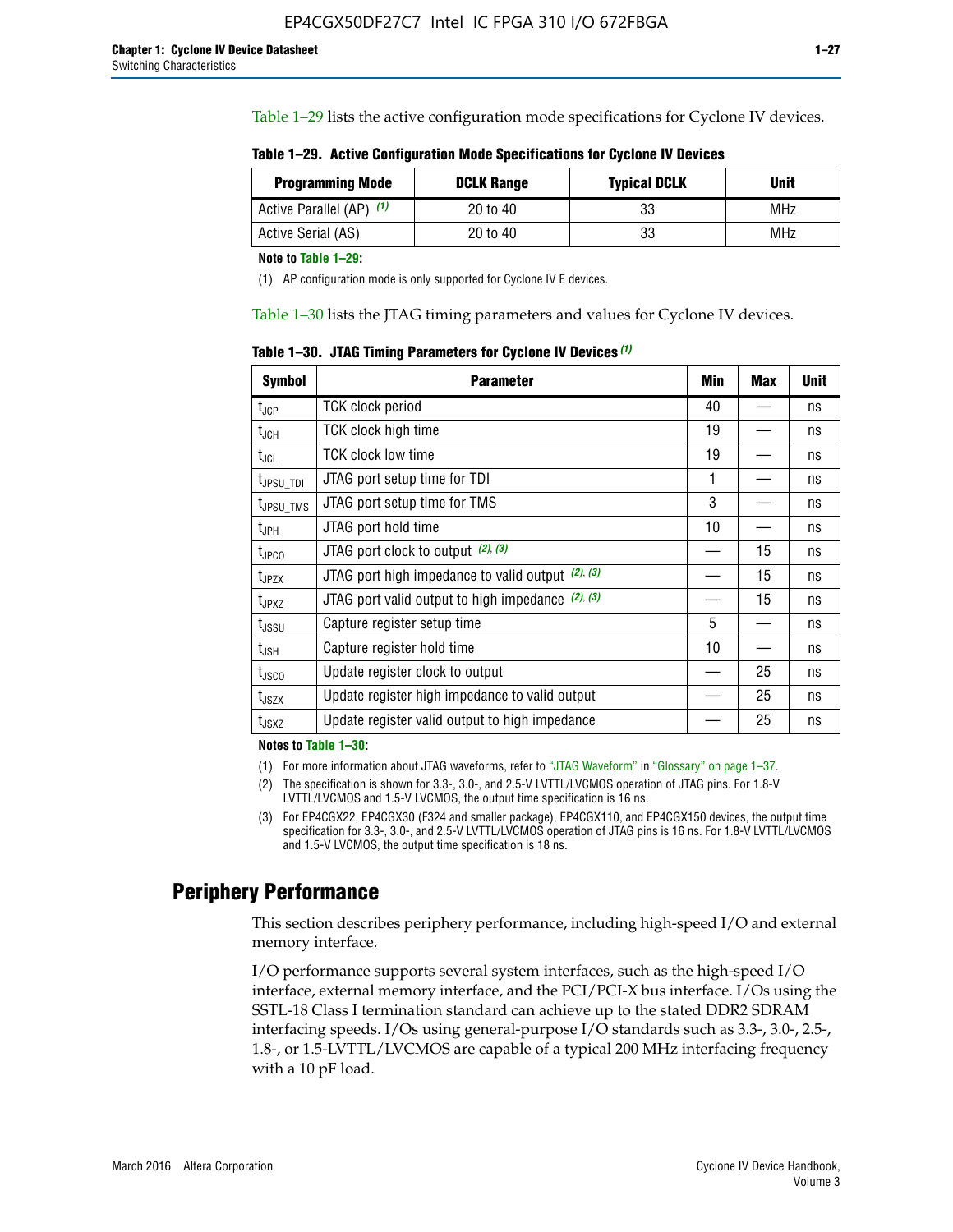Table 1–29 lists the active configuration mode specifications for Cyclone IV devices.

**Table 1–29. Active Configuration Mode Specifications for Cyclone IV Devices**

| Programming Mode | DCLK Range | Typical DCLK | Unit |
|---|---|---|---|
| Active Parallel (AP) (1) | 20 to 40 | 33 | MHz |
| Active Serial (AS) | 20 to 40 | 33 | MHz |

**Note to Table 1–29:**

(1) AP configuration mode is only supported for Cyclone IV E devices.

Table 1–30 lists the JTAG timing parameters and values for Cyclone IV devices.

**Table 1–30. JTAG Timing Parameters for Cyclone IV Devices (1)**

| Symbol | Parameter | Min | Max | Unit |
|---|---|---|---|---|
| $t_{JCP}$ | TCK clock period | 40 | — | ns |
| $t_{JCH}$ | TCK clock high time | 19 | — | ns |
| $t_{JCL}$ | TCK clock low time | 19 | — | ns |
| $t_{JPSU\_TDI}$ | JTAG port setup time for TDI | 1 | — | ns |
| $t_{JPSU\_TMS}$ | JTAG port setup time for TMS | 3 | — | ns |
| $t_{JPH}$ | JTAG port hold time | 10 | — | ns |
| $t_{JPCO}$ | JTAG port clock to output (2), (3) | — | 15 | ns |
| $t_{JPZX}$ | JTAG port high impedance to valid output (2), (3) | — | 15 | ns |
| $t_{JPXZ}$ | JTAG port valid output to high impedance (2), (3) | — | 15 | ns |
| $t_{JSSU}$ | Capture register setup time | 5 | — | ns |
| $t_{JSH}$ | Capture register hold time | 10 | — | ns |
| $t_{JSCO}$ | Update register clock to output | — | 25 | ns |
| $t_{JSZX}$ | Update register high impedance to valid output | — | 25 | ns |
| $t_{JSXZ}$ | Update register valid output to high impedance | — | 25 | ns |

**Notes to Table 1–30:**

(1) For more information about JTAG waveforms, refer to "JTAG Waveform" in "Glossary" on page 1–37.

(2) The specification is shown for 3.3-, 3.0-, and 2.5-V LVTTL/LVCMOS operation of JTAG pins. For 1.8-V LVTTL/LVCMOS and 1.5-V LVCMOS, the output time specification is 16 ns.

(3) For EP4CGX22, EP4CGX30 (F324 and smaller package), EP4CGX110, and EP4CGX150 devices, the output time specification for 3.3-, 3.0-, and 2.5-V LVTTL/LVCMOS operation of JTAG pins is 16 ns. For 1.8-V LVTTL/LVCMOS and 1.5-V LVCMOS, the output time specification is 18 ns.

## Periphery Performance

This section describes periphery performance, including high-speed I/O and external memory interface.

I/O performance supports several system interfaces, such as the high-speed I/O interface, external memory interface, and the PCI/PCI-X bus interface. I/Os using the SSTL-18 Class I termination standard can achieve up to the stated DDR2 SDRAM interfacing speeds. I/Os using general-purpose I/O standards such as 3.3-, 3.0-, 2.5-, 1.8-, or 1.5-LVTTL/LVCMOS are capable of a typical 200 MHz interfacing frequency with a 10 pF load.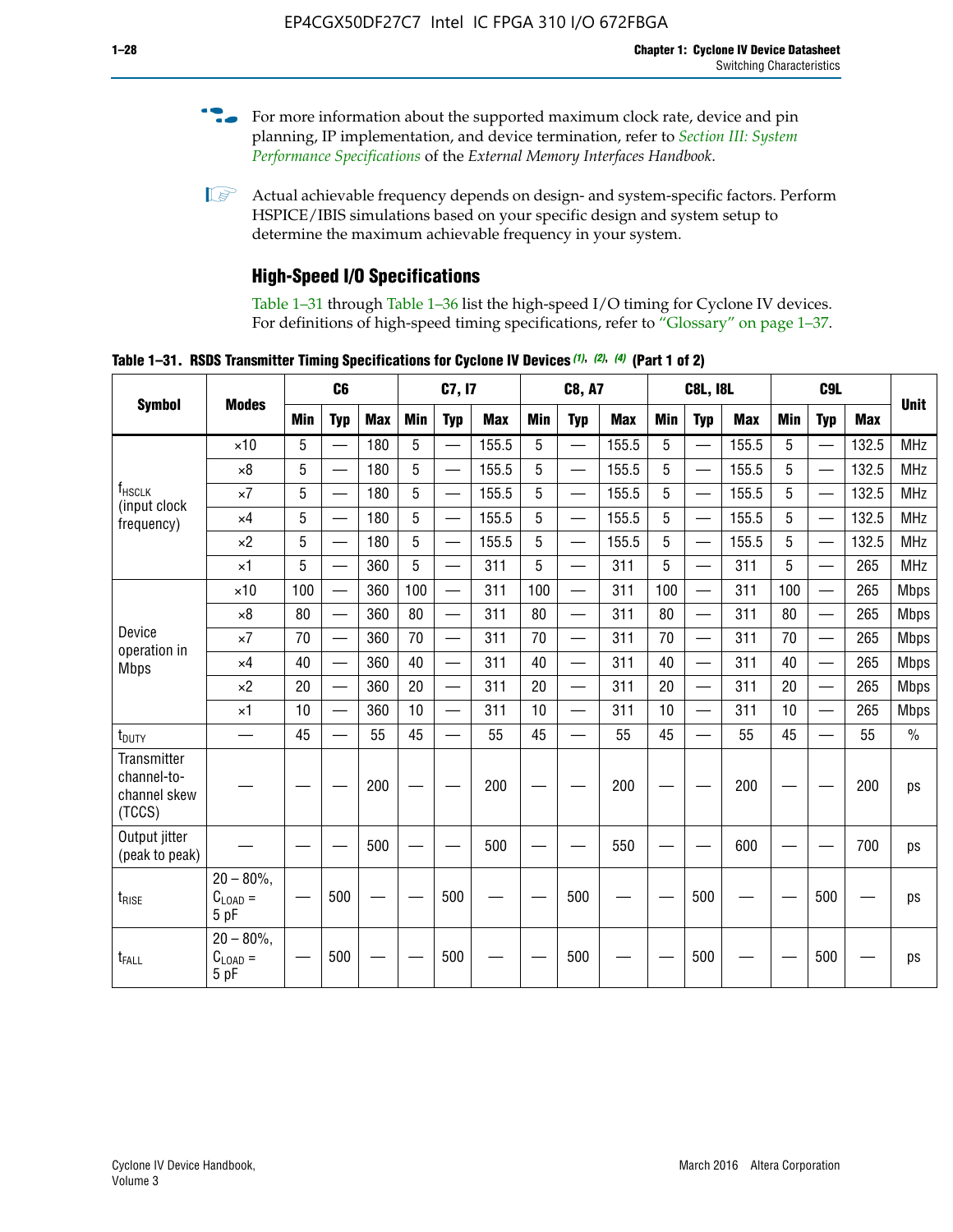For more information about the supported maximum clock rate, device and pin planning, IP implementation, and device termination, refer to *Section III: System Performance Specifications* of the *External Memory Interfaces Handbook*.

Actual achievable frequency depends on design- and system-specific factors. Perform HSPICE/IBIS simulations based on your specific design and system setup to determine the maximum achievable frequency in your system.

## High-Speed I/O Specifications

Table 1–31 through Table 1–36 list the high-speed I/O timing for Cyclone IV devices. For definitions of high-speed timing specifications, refer to "Glossary" on page 1–37.

**Table 1–31. RSDS Transmitter Timing Specifications for Cyclone IV Devices (1), (2), (4) (Part 1 of 2)**

| Symbol | Modes | C6 | | | C7, I7 | | | C8, A7 | | | C8L, I8L | | | C9L | | | Unit |
|---|---|---|---|---|---|---|---|---|---|---|---|---|---|---|---|---|---|
| | | Min | Typ | Max | Min | Typ | Max | Min | Typ | Max | Min | Typ | Max | Min | Typ | Max | |
| $f_{HSCLK}$ (input clock frequency) | ×10 | 5 | — | 180 | 5 | — | 155.5 | 5 | — | 155.5 | 5 | — | 155.5 | 5 | — | 132.5 | MHz |
| | ×8 | 5 | — | 180 | 5 | — | 155.5 | 5 | — | 155.5 | 5 | — | 155.5 | 5 | — | 132.5 | MHz |
| | ×7 | 5 | — | 180 | 5 | — | 155.5 | 5 | — | 155.5 | 5 | — | 155.5 | 5 | — | 132.5 | MHz |
| | ×4 | 5 | — | 180 | 5 | — | 155.5 | 5 | — | 155.5 | 5 | — | 155.5 | 5 | — | 132.5 | MHz |
| | ×2 | 5 | — | 180 | 5 | — | 155.5 | 5 | — | 155.5 | 5 | — | 155.5 | 5 | — | 132.5 | MHz |
| | ×1 | 5 | — | 360 | 5 | — | 311 | 5 | — | 311 | 5 | — | 311 | 5 | — | 265 | MHz |
| Device operation in Mbps | ×10 | 100 | — | 360 | 100 | — | 311 | 100 | — | 311 | 100 | — | 311 | 100 | — | 265 | Mbps |
| | ×8 | 80 | — | 360 | 80 | — | 311 | 80 | — | 311 | 80 | — | 311 | 80 | — | 265 | Mbps |
| | ×7 | 70 | — | 360 | 70 | — | 311 | 70 | — | 311 | 70 | — | 311 | 70 | — | 265 | Mbps |
| | ×4 | 40 | — | 360 | 40 | — | 311 | 40 | — | 311 | 40 | — | 311 | 40 | — | 265 | Mbps |
| | ×2 | 20 | — | 360 | 20 | — | 311 | 20 | — | 311 | 20 | — | 311 | 20 | — | 265 | Mbps |
| | ×1 | 10 | — | 360 | 10 | — | 311 | 10 | — | 311 | 10 | — | 311 | 10 | — | 265 | Mbps |
| $t_{DUTY}$ | — | 45 | — | 55 | 45 | — | 55 | 45 | — | 55 | 45 | — | 55 | 45 | — | 55 | % |
| Transmitter channel-to-channel skew (TCCS) | — | — | — | 200 | — | — | 200 | — | — | 200 | — | — | 200 | — | — | 200 | ps |
| Output jitter (peak to peak) | — | — | — | 500 | — | — | 500 | — | — | 550 | — | — | 600 | — | — | 700 | ps |
| $t_{RISE}$ | 20 – 80%, $C_{LOAD}$ = 5 pF | — | 500 | — | — | 500 | — | — | 500 | — | — | 500 | — | — | 500 | — | ps |
| $t_{FALL}$ | 20 – 80%, $C_{LOAD}$ = 5 pF | — | 500 | — | — | 500 | — | — | 500 | — | — | 500 | — | — | 500 | — | ps |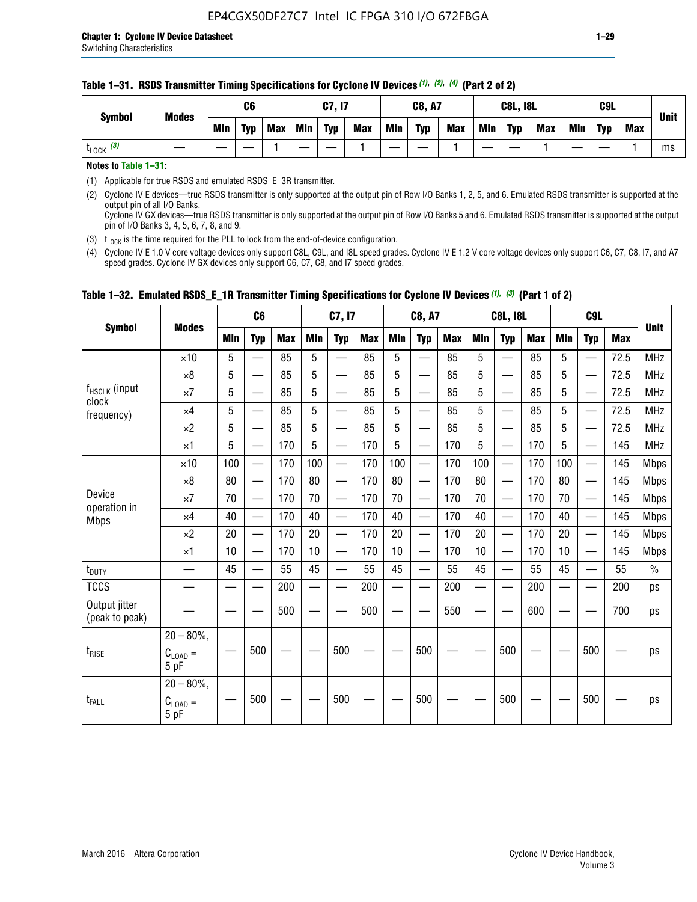**Table 1–31. RSDS Transmitter Timing Specifications for Cyclone IV Devices (1), (2), (4) (Part 2 of 2)**

| Symbol | Modes | C6 | | | C7, I7 | | | C8, A7 | | | C8L, I8L | | | C9L | | | Unit |
|---|---|---|---|---|---|---|---|---|---|---|---|---|---|---|---|---|---|
| | | Min | Typ | Max | Min | Typ | Max | Min | Typ | Max | Min | Typ | Max | Min | Typ | Max | |
| $t_{LOCK}$ (3) | — | — | — | 1 | — | — | 1 | — | — | 1 | — | — | 1 | — | — | 1 | ms |

**Notes to Table 1–31:**

(1) Applicable for true RSDS and emulated RSDS_E_3R transmitter.

(2) Cyclone IV E devices—true RSDS transmitter is only supported at the output pin of Row I/O Banks 1, 2, 5, and 6. Emulated RSDS transmitter is supported at the output pin of all I/O Banks.
Cyclone IV GX devices—true RSDS transmitter is only supported at the output pin of Row I/O Banks 5 and 6. Emulated RSDS transmitter is supported at the output pin of I/O Banks 3, 4, 5, 6, 7, 8, and 9.

(3) $t_{LOCK}$ is the time required for the PLL to lock from the end-of-device configuration.

(4) Cyclone IV E 1.0 V core voltage devices only support C8L, C9L, and I8L speed grades. Cyclone IV E 1.2 V core voltage devices only support C6, C7, C8, I7, and A7 speed grades. Cyclone IV GX devices only support C6, C7, C8, and I7 speed grades.

**Table 1–32. Emulated RSDS_E_1R Transmitter Timing Specifications for Cyclone IV Devices (1), (3) (Part 1 of 2)**

| Symbol | Modes | C6 | | | C7, I7 | | | C8, A7 | | | C8L, I8L | | | C9L | | | Unit |
|---|---|---|---|---|---|---|---|---|---|---|---|---|---|---|---|---|---|
| | | Min | Typ | Max | Min | Typ | Max | Min | Typ | Max | Min | Typ | Max | Min | Typ | Max | |
| $f_{HSCLK}$ (input clock frequency) | ×10 | 5 | — | 85 | 5 | — | 85 | 5 | — | 85 | 5 | — | 85 | 5 | — | 72.5 | MHz |
| | ×8 | 5 | — | 85 | 5 | — | 85 | 5 | — | 85 | 5 | — | 85 | 5 | — | 72.5 | MHz |
| | ×7 | 5 | — | 85 | 5 | — | 85 | 5 | — | 85 | 5 | — | 85 | 5 | — | 72.5 | MHz |
| | ×4 | 5 | — | 85 | 5 | — | 85 | 5 | — | 85 | 5 | — | 85 | 5 | — | 72.5 | MHz |
| | ×2 | 5 | — | 85 | 5 | — | 85 | 5 | — | 85 | 5 | — | 85 | 5 | — | 72.5 | MHz |
| | ×1 | 5 | — | 170 | 5 | — | 170 | 5 | — | 170 | 5 | — | 170 | 5 | — | 145 | MHz |
| Device operation in Mbps | ×10 | 100 | — | 170 | 100 | — | 170 | 100 | — | 170 | 100 | — | 170 | 100 | — | 145 | Mbps |
| | ×8 | 80 | — | 170 | 80 | — | 170 | 80 | — | 170 | 80 | — | 170 | 80 | — | 145 | Mbps |
| | ×7 | 70 | — | 170 | 70 | — | 170 | 70 | — | 170 | 70 | — | 170 | 70 | — | 145 | Mbps |
| | ×4 | 40 | — | 170 | 40 | — | 170 | 40 | — | 170 | 40 | — | 170 | 40 | — | 145 | Mbps |
| | ×2 | 20 | — | 170 | 20 | — | 170 | 20 | — | 170 | 20 | — | 170 | 20 | — | 145 | Mbps |
| | ×1 | 10 | — | 170 | 10 | — | 170 | 10 | — | 170 | 10 | — | 170 | 10 | — | 145 | Mbps |
| $t_{DUTY}$ | — | 45 | — | 55 | 45 | — | 55 | 45 | — | 55 | 45 | — | 55 | 45 | — | 55 | % |
| TCCS | — | — | — | 200 | — | — | 200 | — | — | 200 | — | — | 200 | — | — | 200 | ps |
| Output jitter (peak to peak) | — | — | — | 500 | — | — | 500 | — | — | 550 | — | — | 600 | — | — | 700 | ps |
| $t_{RISE}$ | 20 – 80%, $C_{LOAD}$ = 5 pF | — | 500 | — | — | 500 | — | — | 500 | — | — | 500 | — | — | 500 | — | ps |
| $t_{FALL}$ | 20 – 80%, $C_{LOAD}$ = 5 pF | — | 500 | — | — | 500 | — | — | 500 | — | — | 500 | — | — | 500 | — | ps |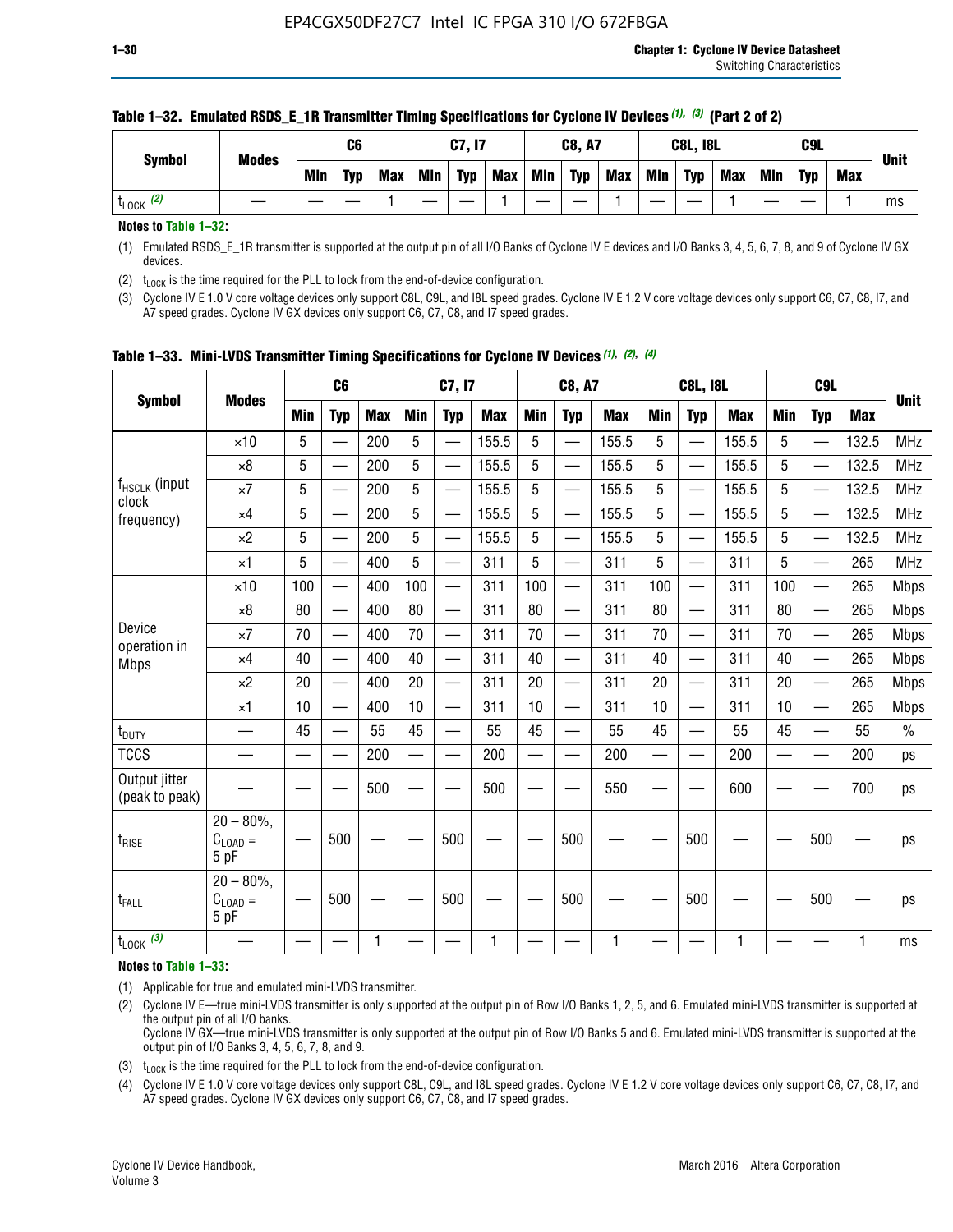**Table 1–32. Emulated RSDS_E_1R Transmitter Timing Specifications for Cyclone IV Devices (1), (3) (Part 2 of 2)**

| Symbol | Modes | C6 | | | C7, I7 | | | C8, A7 | | | C8L, I8L | | | C9L | | | Unit |
|---|---|---|---|---|---|---|---|---|---|---|---|---|---|---|---|---|---|
| | | Min | Typ | Max | Min | Typ | Max | Min | Typ | Max | Min | Typ | Max | Min | Typ | Max | |
| $t_{LOCK}$ (2) | — | — | — | 1 | — | — | 1 | — | — | 1 | — | — | 1 | — | — | 1 | ms |

**Notes to Table 1–32:**

(1) Emulated RSDS_E_1R transmitter is supported at the output pin of all I/O Banks of Cyclone IV E devices and I/O Banks 3, 4, 5, 6, 7, 8, and 9 of Cyclone IV GX devices.

(2) $t_{LOCK}$ is the time required for the PLL to lock from the end-of-device configuration.

(3) Cyclone IV E 1.0 V core voltage devices only support C8L, C9L, and I8L speed grades. Cyclone IV E 1.2 V core voltage devices only support C6, C7, C8, I7, and A7 speed grades. Cyclone IV GX devices only support C6, C7, C8, and I7 speed grades.

**Table 1–33. Mini-LVDS Transmitter Timing Specifications for Cyclone IV Devices (1), (2), (4)**

| Symbol | Modes | C6 | | | C7, I7 | | | C8, A7 | | | C8L, I8L | | | C9L | | | Unit |
|---|---|---|---|---|---|---|---|---|---|---|---|---|---|---|---|---|---|
| | | Min | Typ | Max | Min | Typ | Max | Min | Typ | Max | Min | Typ | Max | Min | Typ | Max | |
| $f_{HSCLK}$ (input clock frequency) | ×10 | 5 | — | 200 | 5 | — | 155.5 | 5 | — | 155.5 | 5 | — | 155.5 | 5 | — | 132.5 | MHz |
| | ×8 | 5 | — | 200 | 5 | — | 155.5 | 5 | — | 155.5 | 5 | — | 155.5 | 5 | — | 132.5 | MHz |
| | ×7 | 5 | — | 200 | 5 | — | 155.5 | 5 | — | 155.5 | 5 | — | 155.5 | 5 | — | 132.5 | MHz |
| | ×4 | 5 | — | 200 | 5 | — | 155.5 | 5 | — | 155.5 | 5 | — | 155.5 | 5 | — | 132.5 | MHz |
| | ×2 | 5 | — | 200 | 5 | — | 155.5 | 5 | — | 155.5 | 5 | — | 155.5 | 5 | — | 132.5 | MHz |
| | ×1 | 5 | — | 400 | 5 | — | 311 | 5 | — | 311 | 5 | — | 311 | 5 | — | 265 | MHz |
| Device operation in Mbps | ×10 | 100 | — | 400 | 100 | — | 311 | 100 | — | 311 | 100 | — | 311 | 100 | — | 265 | Mbps |
| | ×8 | 80 | — | 400 | 80 | — | 311 | 80 | — | 311 | 80 | — | 311 | 80 | — | 265 | Mbps |
| | ×7 | 70 | — | 400 | 70 | — | 311 | 70 | — | 311 | 70 | — | 311 | 70 | — | 265 | Mbps |
| | ×4 | 40 | — | 400 | 40 | — | 311 | 40 | — | 311 | 40 | — | 311 | 40 | — | 265 | Mbps |
| | ×2 | 20 | — | 400 | 20 | — | 311 | 20 | — | 311 | 20 | — | 311 | 20 | — | 265 | Mbps |
| | ×1 | 10 | — | 400 | 10 | — | 311 | 10 | — | 311 | 10 | — | 311 | 10 | — | 265 | Mbps |
| $t_{DUTY}$ | — | 45 | — | 55 | 45 | — | 55 | 45 | — | 55 | 45 | — | 55 | 45 | — | 55 | % |
| TCCS | — | — | — | 200 | — | — | 200 | — | — | 200 | — | — | 200 | — | — | 200 | ps |
| Output jitter (peak to peak) | — | — | — | 500 | — | — | 500 | — | — | 550 | — | — | 600 | — | — | 700 | ps |
| $t_{RISE}$ | 20 – 80%, $C_{LOAD}$ = 5 pF | — | 500 | — | — | 500 | — | — | 500 | — | — | 500 | — | — | 500 | — | ps |
| $t_{FALL}$ | 20 – 80%, $C_{LOAD}$ = 5 pF | — | 500 | — | — | 500 | — | — | 500 | — | — | 500 | — | — | 500 | — | ps |
| $t_{LOCK}$ (3) | — | — | — | 1 | — | — | 1 | — | — | 1 | — | — | 1 | — | — | 1 | ms |

**Notes to Table 1–33:**

(1) Applicable for true and emulated mini-LVDS transmitter.

(2) Cyclone IV E—true mini-LVDS transmitter is only supported at the output pin of Row I/O Banks 1, 2, 5, and 6. Emulated mini-LVDS transmitter is supported at the output pin of all I/O Banks.
Cyclone IV GX—true mini-LVDS transmitter is only supported at the output pin of Row I/O Banks 5 and 6. Emulated mini-LVDS transmitter is supported at the output pin of I/O Banks 3, 4, 5, 6, 7, 8, and 9.

(3) $t_{LOCK}$ is the time required for the PLL to lock from the end-of-device configuration.

(4) Cyclone IV E 1.0 V core voltage devices only support C8L, C9L, and I8L speed grades. Cyclone IV E 1.2 V core voltage devices only support C6, C7, C8, I7, and A7 speed grades. Cyclone IV GX devices only support C6, C7, C8, and I7 speed grades.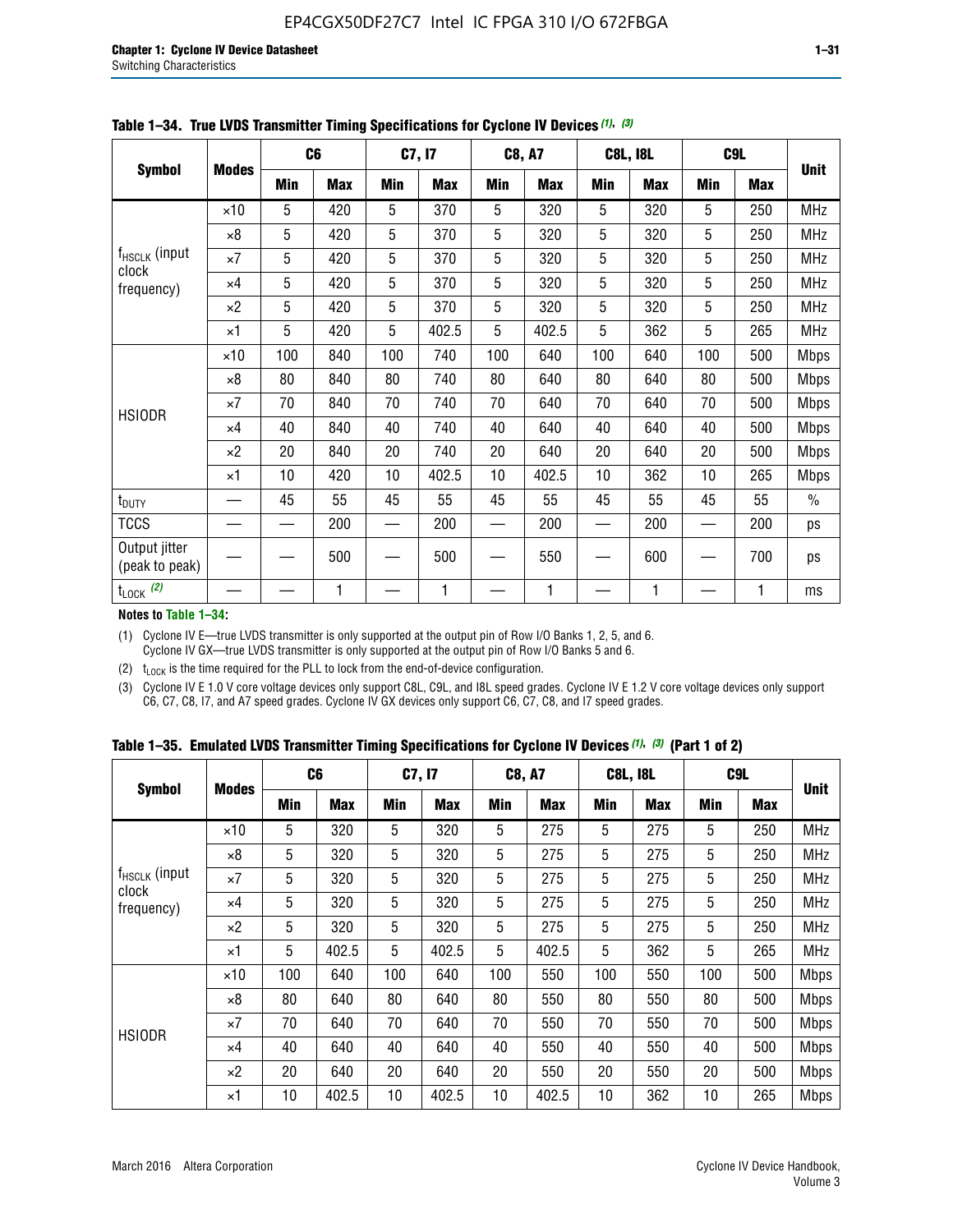**Table 1–34. True LVDS Transmitter Timing Specifications for Cyclone IV Devices (1), (3)**

| Symbol | Modes | C6 | | C7, I7 | | C8, A7 | | C8L, I8L | | C9L | | Unit |
|---|---|---|---|---|---|---|---|---|---|---|---|---|
| | | Min | Max | Min | Max | Min | Max | Min | Max | Min | Max | |
| $f_{HSCLK}$ (input clock frequency) | ×10 | 5 | 420 | 5 | 370 | 5 | 320 | 5 | 320 | 5 | 250 | MHz |
| | ×8 | 5 | 420 | 5 | 370 | 5 | 320 | 5 | 320 | 5 | 250 | MHz |
| | ×7 | 5 | 420 | 5 | 370 | 5 | 320 | 5 | 320 | 5 | 250 | MHz |
| | ×4 | 5 | 420 | 5 | 370 | 5 | 320 | 5 | 320 | 5 | 250 | MHz |
| | ×2 | 5 | 420 | 5 | 370 | 5 | 320 | 5 | 320 | 5 | 250 | MHz |
| | ×1 | 5 | 420 | 5 | 402.5 | 5 | 402.5 | 5 | 362 | 5 | 265 | MHz |
| HSIODR | ×10 | 100 | 840 | 100 | 740 | 100 | 640 | 100 | 640 | 100 | 500 | Mbps |
| | ×8 | 80 | 840 | 80 | 740 | 80 | 640 | 80 | 640 | 80 | 500 | Mbps |
| | ×7 | 70 | 840 | 70 | 740 | 70 | 640 | 70 | 640 | 70 | 500 | Mbps |
| | ×4 | 40 | 840 | 40 | 740 | 40 | 640 | 40 | 640 | 40 | 500 | Mbps |
| | ×2 | 20 | 840 | 20 | 740 | 20 | 640 | 20 | 640 | 20 | 500 | Mbps |
| | ×1 | 10 | 420 | 10 | 402.5 | 10 | 402.5 | 10 | 362 | 10 | 265 | Mbps |
| $t_{DUTY}$ | — | 45 | 55 | 45 | 55 | 45 | 55 | 45 | 55 | 45 | 55 | % |
| TCCS | — | — | 200 | — | 200 | — | 200 | — | 200 | — | 200 | ps |
| Output jitter (peak to peak) | — | — | 500 | — | 500 | — | 550 | — | 600 | — | 700 | ps |
| $t_{LOCK}$ (2) | — | — | 1 | — | 1 | — | 1 | — | 1 | — | 1 | ms |

**Notes to Table 1–34:**

(1) Cyclone IV E—true LVDS transmitter is only supported at the output pin of Row I/O Banks 1, 2, 5, and 6. Cyclone IV GX—true LVDS transmitter is only supported at the output pin of Row I/O Banks 5 and 6.

(2) $t_{LOCK}$ is the time required for the PLL to lock from the end-of-device configuration.

(3) Cyclone IV E 1.0 V core voltage devices only support C8L, C9L, and I8L speed grades. Cyclone IV E 1.2 V core voltage devices only support C6, C7, C8, I7, and A7 speed grades. Cyclone IV GX devices only support C6, C7, C8, and I7 speed grades.

**Table 1–35. Emulated LVDS Transmitter Timing Specifications for Cyclone IV Devices (1), (3) (Part 1 of 2)**

| Symbol | Modes | C6 | | C7, I7 | | C8, A7 | | C8L, I8L | | C9L | | Unit |
|---|---|---|---|---|---|---|---|---|---|---|---|---|
| | | Min | Max | Min | Max | Min | Max | Min | Max | Min | Max | |
| $f_{HSCLK}$ (input clock frequency) | ×10 | 5 | 320 | 5 | 320 | 5 | 275 | 5 | 275 | 5 | 250 | MHz |
| | ×8 | 5 | 320 | 5 | 320 | 5 | 275 | 5 | 275 | 5 | 250 | MHz |
| | ×7 | 5 | 320 | 5 | 320 | 5 | 275 | 5 | 275 | 5 | 250 | MHz |
| | ×4 | 5 | 320 | 5 | 320 | 5 | 275 | 5 | 275 | 5 | 250 | MHz |
| | ×2 | 5 | 320 | 5 | 320 | 5 | 275 | 5 | 275 | 5 | 250 | MHz |
| | ×1 | 5 | 402.5 | 5 | 402.5 | 5 | 402.5 | 5 | 362 | 5 | 265 | MHz |
| HSIODR | ×10 | 100 | 640 | 100 | 640 | 100 | 550 | 100 | 550 | 100 | 500 | Mbps |
| | ×8 | 80 | 640 | 80 | 640 | 80 | 550 | 80 | 550 | 80 | 500 | Mbps |
| | ×7 | 70 | 640 | 70 | 640 | 70 | 550 | 70 | 550 | 70 | 500 | Mbps |
| | ×4 | 40 | 640 | 40 | 640 | 40 | 550 | 40 | 550 | 40 | 500 | Mbps |
| | ×2 | 20 | 640 | 20 | 640 | 20 | 550 | 20 | 550 | 20 | 500 | Mbps |
| | ×1 | 10 | 402.5 | 10 | 402.5 | 10 | 402.5 | 10 | 362 | 10 | 265 | Mbps |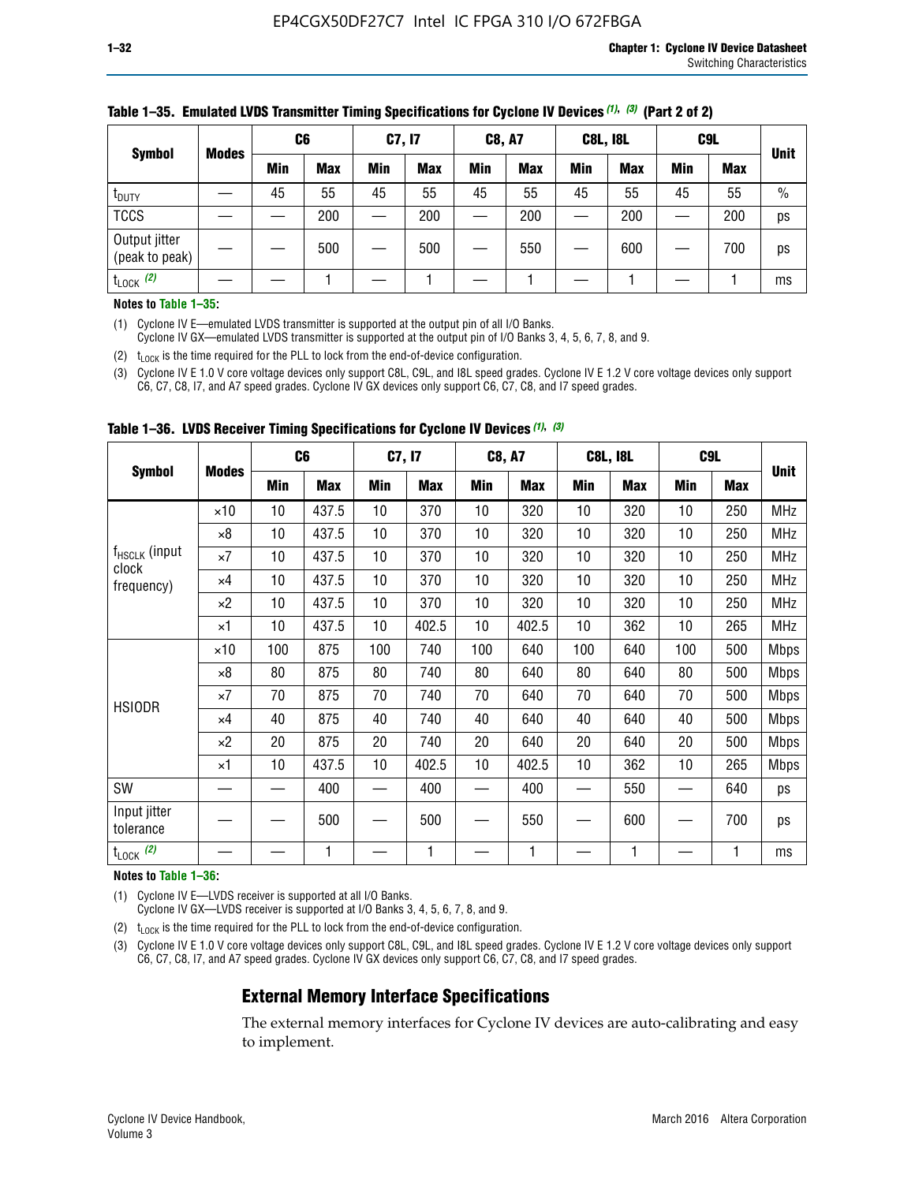**Table 1–35. Emulated LVDS Transmitter Timing Specifications for Cyclone IV Devices (1), (3) (Part 2 of 2)**

| Symbol | Modes | C6 | | C7, I7 | | C8, A7 | | C8L, I8L | | C9L | | Unit |
|---|---|---|---|---|---|---|---|---|---|---|---|---|
| | | Min | Max | Min | Max | Min | Max | Min | Max | Min | Max | |
| $t_{DUTY}$ | — | 45 | 55 | 45 | 55 | 45 | 55 | 45 | 55 | 45 | 55 | % |
| TCCS | — | — | 200 | — | 200 | — | 200 | — | 200 | — | 200 | ps |
| Output jitter (peak to peak) | — | — | 500 | — | 500 | — | 550 | — | 600 | — | 700 | ps |
| $t_{LOCK}$ (2) | — | — | 1 | — | 1 | — | 1 | — | 1 | — | 1 | ms |

**Notes to Table 1–35:**

(1) Cyclone IV E—emulated LVDS transmitter is supported at the output pin of all I/O Banks.
Cyclone IV GX—emulated LVDS transmitter is supported at the output pin of I/O Banks 3, 4, 5, 6, 7, 8, and 9.

(2) $t_{LOCK}$ is the time required for the PLL to lock from the end-of-device configuration.

(3) Cyclone IV E 1.0 V core voltage devices only support C8L, C9L, and I8L speed grades. Cyclone IV E 1.2 V core voltage devices only support C6, C7, C8, I7, and A7 speed grades. Cyclone IV GX devices only support C6, C7, C8, and I7 speed grades.

**Table 1–36. LVDS Receiver Timing Specifications for Cyclone IV Devices (1), (3)**

| Symbol | Modes | C6 | | C7, I7 | | C8, A7 | | C8L, I8L | | C9L | | Unit |
|---|---|---|---|---|---|---|---|---|---|---|---|---|
| | | Min | Max | Min | Max | Min | Max | Min | Max | Min | Max | |
| $f_{HSCLK}$ (input clock frequency) | ×10 | 10 | 437.5 | 10 | 370 | 10 | 320 | 10 | 320 | 10 | 250 | MHz |
| | ×8 | 10 | 437.5 | 10 | 370 | 10 | 320 | 10 | 320 | 10 | 250 | MHz |
| | ×7 | 10 | 437.5 | 10 | 370 | 10 | 320 | 10 | 320 | 10 | 250 | MHz |
| | ×4 | 10 | 437.5 | 10 | 370 | 10 | 320 | 10 | 320 | 10 | 250 | MHz |
| | ×2 | 10 | 437.5 | 10 | 370 | 10 | 320 | 10 | 320 | 10 | 250 | MHz |
| | ×1 | 10 | 437.5 | 10 | 402.5 | 10 | 402.5 | 10 | 362 | 10 | 265 | MHz |
| HSIODR | ×10 | 100 | 875 | 100 | 740 | 100 | 640 | 100 | 640 | 100 | 500 | Mbps |
| | ×8 | 80 | 875 | 80 | 740 | 80 | 640 | 80 | 640 | 80 | 500 | Mbps |
| | ×7 | 70 | 875 | 70 | 740 | 70 | 640 | 70 | 640 | 70 | 500 | Mbps |
| | ×4 | 40 | 875 | 40 | 740 | 40 | 640 | 40 | 640 | 40 | 500 | Mbps |
| | ×2 | 20 | 875 | 20 | 740 | 20 | 640 | 20 | 640 | 20 | 500 | Mbps |
| | ×1 | 10 | 437.5 | 10 | 402.5 | 10 | 402.5 | 10 | 362 | 10 | 265 | Mbps |
| SW | — | — | 400 | — | 400 | — | 400 | — | 550 | — | 640 | ps |
| Input jitter tolerance | — | — | 500 | — | 500 | — | 550 | — | 600 | — | 700 | ps |
| $t_{LOCK}$ (2) | — | — | 1 | — | 1 | — | 1 | — | 1 | — | 1 | ms |

**Notes to Table 1–36:**

(1) Cyclone IV E—LVDS receiver is supported at all I/O Banks.
Cyclone IV GX—LVDS receiver is supported at I/O Banks 3, 4, 5, 6, 7, 8, and 9.

(2) $t_{LOCK}$ is the time required for the PLL to lock from the end-of-device configuration.

(3) Cyclone IV E 1.0 V core voltage devices only support C8L, C9L, and I8L speed grades. Cyclone IV E 1.2 V core voltage devices only support C6, C7, C8, I7, and A7 speed grades. Cyclone IV GX devices only support C6, C7, C8, and I7 speed grades.

## External Memory Interface Specifications

The external memory interfaces for Cyclone IV devices are auto-calibrating and easy to implement.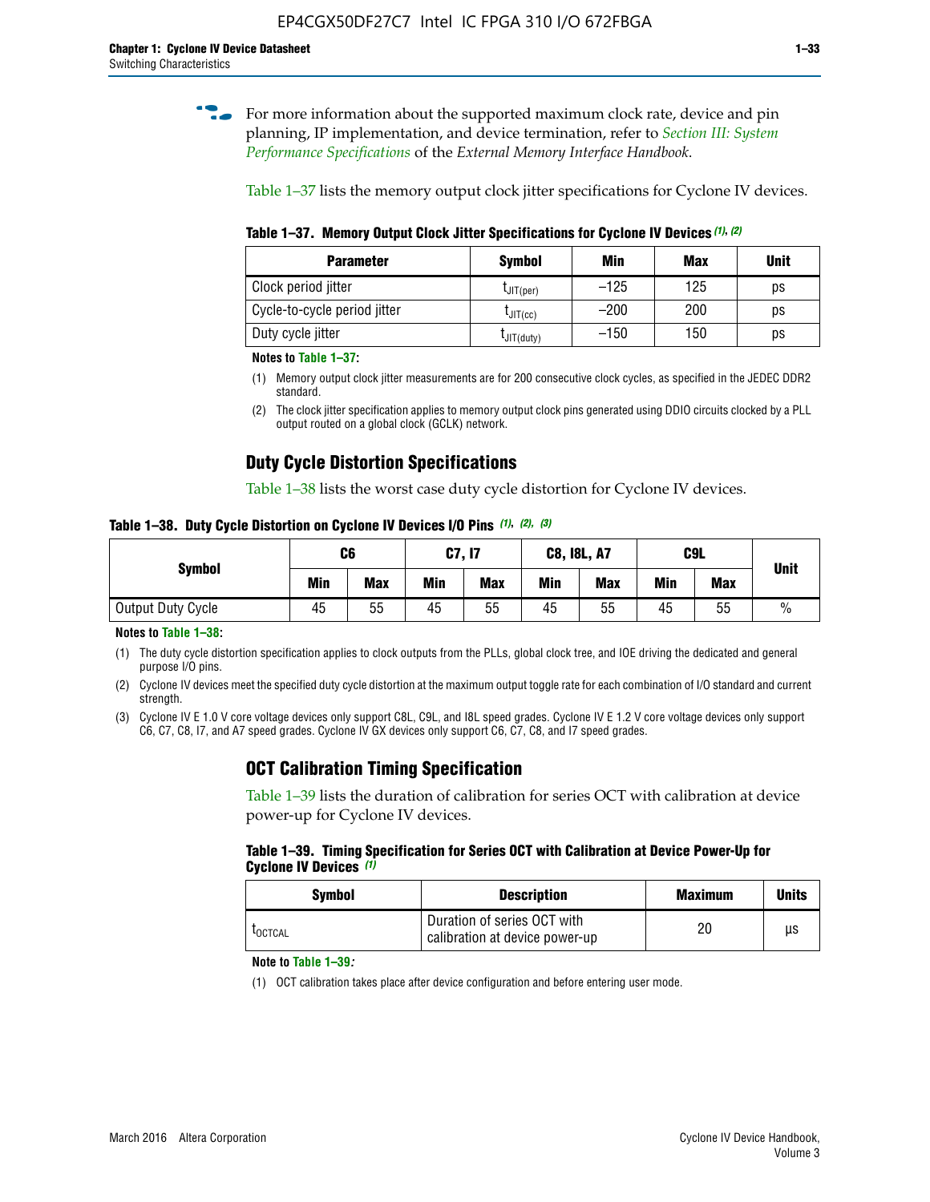For more information about the supported maximum clock rate, device and pin planning, IP implementation, and device termination, refer to *Section III: System Performance Specifications* of the *External Memory Interface Handbook*.

Table 1–37 lists the memory output clock jitter specifications for Cyclone IV devices.

**Table 1–37. Memory Output Clock Jitter Specifications for Cyclone IV Devices (1), (2)**

| Parameter | Symbol | Min | Max | Unit |
|---|---|---|---|---|
| Clock period jitter | $t_{JIT(per)}$ | –125 | 125 | ps |
| Cycle-to-cycle period jitter | $t_{JIT(cc)}$ | –200 | 200 | ps |
| Duty cycle jitter | $t_{JIT(duty)}$ | –150 | 150 | ps |

**Notes to Table 1–37:**

(1) Memory output clock jitter measurements are for 200 consecutive clock cycles, as specified in the JEDEC DDR2 standard.

(2) The clock jitter specification applies to memory output clock pins generated using DDIO circuits clocked by a PLL output routed on a global clock (GCLK) network.

## Duty Cycle Distortion Specifications

Table 1–38 lists the worst case duty cycle distortion for Cyclone IV devices.

**Table 1–38. Duty Cycle Distortion on Cyclone IV Devices I/O Pins (1), (2), (3)**

| Symbol | C6 | | C7, I7 | | C8, I8L, A7 | | C9L | | Unit |
|---|---|---|---|---|---|---|---|---|---|
| | Min | Max | Min | Max | Min | Max | Min | Max | |
| Output Duty Cycle | 45 | 55 | 45 | 55 | 45 | 55 | 45 | 55 | % |

**Notes to Table 1–38:**

(1) The duty cycle distortion specification applies to clock outputs from the PLLs, global clock tree, and IOE driving the dedicated and general purpose I/O pins.

(2) Cyclone IV devices meet the specified duty cycle distortion at the maximum output toggle rate for each combination of I/O standard and current strength.

(3) Cyclone IV E 1.0 V core voltage devices only support C8L, C9L, and I8L speed grades. Cyclone IV E 1.2 V core voltage devices only support C6, C7, C8, I7, and A7 speed grades. Cyclone IV GX devices only support C6, C7, C8, and I7 speed grades.

## OCT Calibration Timing Specification

Table 1–39 lists the duration of calibration for series OCT with calibration at device power-up for Cyclone IV devices.

**Table 1–39. Timing Specification for Series OCT with Calibration at Device Power-Up for Cyclone IV Devices (1)**

| Symbol | Description | Maximum | Units |
|---|---|---|---|
| $t_{OCTCAL}$ | Duration of series OCT with calibration at device power-up | 20 | µs |

**Note to Table 1–39:**

(1) OCT calibration takes place after device configuration and before entering user mode.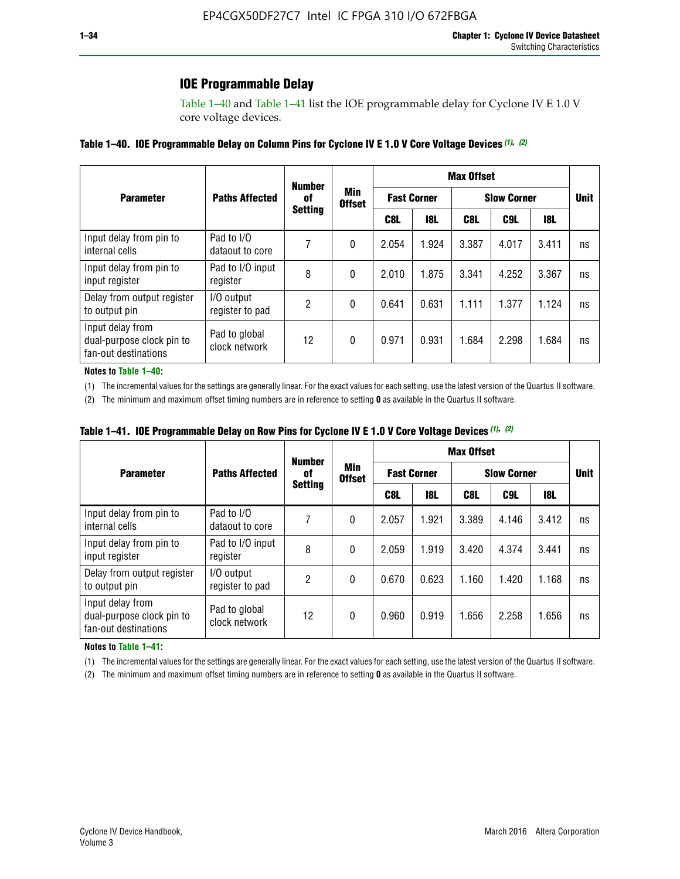## IOE Programmable Delay

Table 1–40 and Table 1–41 list the IOE programmable delay for Cyclone IV E 1.0 V core voltage devices.

**Table 1–40. IOE Programmable Delay on Column Pins for Cyclone IV E 1.0 V Core Voltage Devices (1), (2)**

| Parameter | Paths Affected | Number of Setting | Min Offset | Max Offset | | | | | Unit |
|---|---|---|---|---|---|---|---|---|---|
| | | | | Fast Corner | | Slow Corner | | | |
| | | | | C8L | I8L | C8L | C9L | I8L | |
| Input delay from pin to internal cells | Pad to I/O dataout to core | 7 | 0 | 2.054 | 1.924 | 3.387 | 4.017 | 3.411 | ns |
| Input delay from pin to input register | Pad to I/O input register | 8 | 0 | 2.010 | 1.875 | 3.341 | 4.252 | 3.367 | ns |
| Delay from output register to output pin | I/O output register to pad | 2 | 0 | 0.641 | 0.631 | 1.111 | 1.377 | 1.124 | ns |
| Input delay from dual-purpose clock pin to fan-out destinations | Pad to global clock network | 12 | 0 | 0.971 | 0.931 | 1.684 | 2.298 | 1.684 | ns |

**Notes to Table 1–40:**

(1) The incremental values for the settings are generally linear. For the exact values for each setting, use the latest version of the Quartus II software.

(2) The minimum and maximum offset timing numbers are in reference to setting **0** as available in the Quartus II software.

**Table 1–41. IOE Programmable Delay on Row Pins for Cyclone IV E 1.0 V Core Voltage Devices (1), (2)**

| Parameter | Paths Affected | Number of Setting | Min Offset | Max Offset | | | | | Unit |
|---|---|---|---|---|---|---|---|---|---|
| | | | | Fast Corner | | Slow Corner | | | |
| | | | | C8L | I8L | C8L | C9L | I8L | |
| Input delay from pin to internal cells | Pad to I/O dataout to core | 7 | 0 | 2.057 | 1.921 | 3.389 | 4.146 | 3.412 | ns |
| Input delay from pin to input register | Pad to I/O input register | 8 | 0 | 2.059 | 1.919 | 3.420 | 4.374 | 3.441 | ns |
| Delay from output register to output pin | I/O output register to pad | 2 | 0 | 0.670 | 0.623 | 1.160 | 1.420 | 1.168 | ns |
| Input delay from dual-purpose clock pin to fan-out destinations | Pad to global clock network | 12 | 0 | 0.960 | 0.919 | 1.656 | 2.258 | 1.656 | ns |

**Notes to Table 1–41:**

(1) The incremental values for the settings are generally linear. For the exact values for each setting, use the latest version of the Quartus II software.

(2) The minimum and maximum offset timing numbers are in reference to setting **0** as available in the Quartus II software.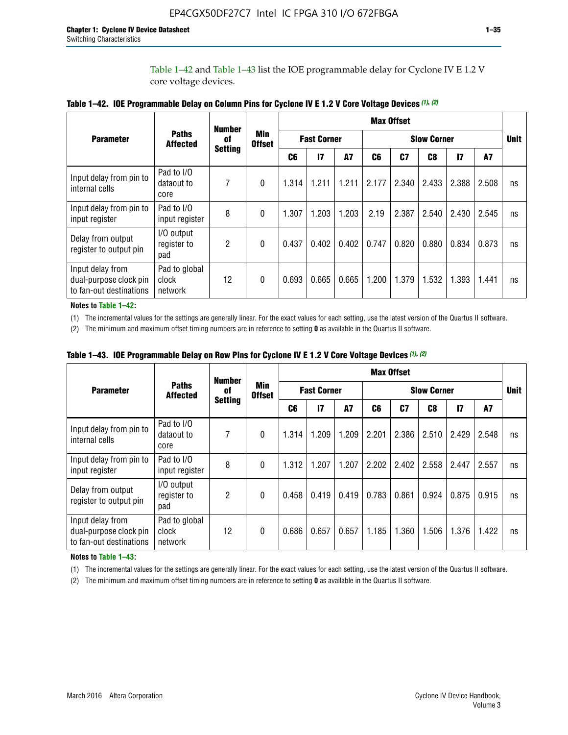Table 1–42 and Table 1–43 list the IOE programmable delay for Cyclone IV E 1.2 V core voltage devices.

**Table 1–42. IOE Programmable Delay on Column Pins for Cyclone IV E 1.2 V Core Voltage Devices (1), (2)**

| Parameter | Paths Affected | Number of Setting | Min Offset | Max Offset | | | | | | | | Unit |
|---|---|---|---|---|---|---|---|---|---|---|---|---|
| | | | | Fast Corner | | | Slow Corner | | | | | |
| | | | | C6 | I7 | A7 | C6 | C7 | C8 | I7 | A7 | |
| Input delay from pin to internal cells | Pad to I/O dataout to core | 7 | 0 | 1.314 | 1.211 | 1.211 | 2.177 | 2.340 | 2.433 | 2.388 | 2.508 | ns |
| Input delay from pin to input register | Pad to I/O input register | 8 | 0 | 1.307 | 1.203 | 1.203 | 2.19 | 2.387 | 2.540 | 2.430 | 2.545 | ns |
| Delay from output register to output pin | I/O output register to pad | 2 | 0 | 0.437 | 0.402 | 0.402 | 0.747 | 0.820 | 0.880 | 0.834 | 0.873 | ns |
| Input delay from dual-purpose clock pin to fan-out destinations | Pad to global clock network | 12 | 0 | 0.693 | 0.665 | 0.665 | 1.200 | 1.379 | 1.532 | 1.393 | 1.441 | ns |

**Notes to Table 1–42:**

(1) The incremental values for the settings are generally linear. For the exact values for each setting, use the latest version of the Quartus II software.

(2) The minimum and maximum offset timing numbers are in reference to setting **0** as available in the Quartus II software.

**Table 1–43. IOE Programmable Delay on Row Pins for Cyclone IV E 1.2 V Core Voltage Devices (1), (2)**

| Parameter | Paths Affected | Number of Setting | Min Offset | Max Offset | | | | | | | | Unit |
|---|---|---|---|---|---|---|---|---|---|---|---|---|
| | | | | Fast Corner | | | Slow Corner | | | | | |
| | | | | C6 | I7 | A7 | C6 | C7 | C8 | I7 | A7 | |
| Input delay from pin to internal cells | Pad to I/O dataout to core | 7 | 0 | 1.314 | 1.209 | 1.209 | 2.201 | 2.386 | 2.510 | 2.429 | 2.548 | ns |
| Input delay from pin to input register | Pad to I/O input register | 8 | 0 | 1.312 | 1.207 | 1.207 | 2.202 | 2.402 | 2.558 | 2.447 | 2.557 | ns |
| Delay from output register to output pin | I/O output register to pad | 2 | 0 | 0.458 | 0.419 | 0.419 | 0.783 | 0.861 | 0.924 | 0.875 | 0.915 | ns |
| Input delay from dual-purpose clock pin to fan-out destinations | Pad to global clock network | 12 | 0 | 0.686 | 0.657 | 0.657 | 1.185 | 1.360 | 1.506 | 1.376 | 1.422 | ns |

**Notes to Table 1–43:**

(1) The incremental values for the settings are generally linear. For the exact values for each setting, use the latest version of the Quartus II software.

(2) The minimum and maximum offset timing numbers are in reference to setting **0** as available in the Quartus II software.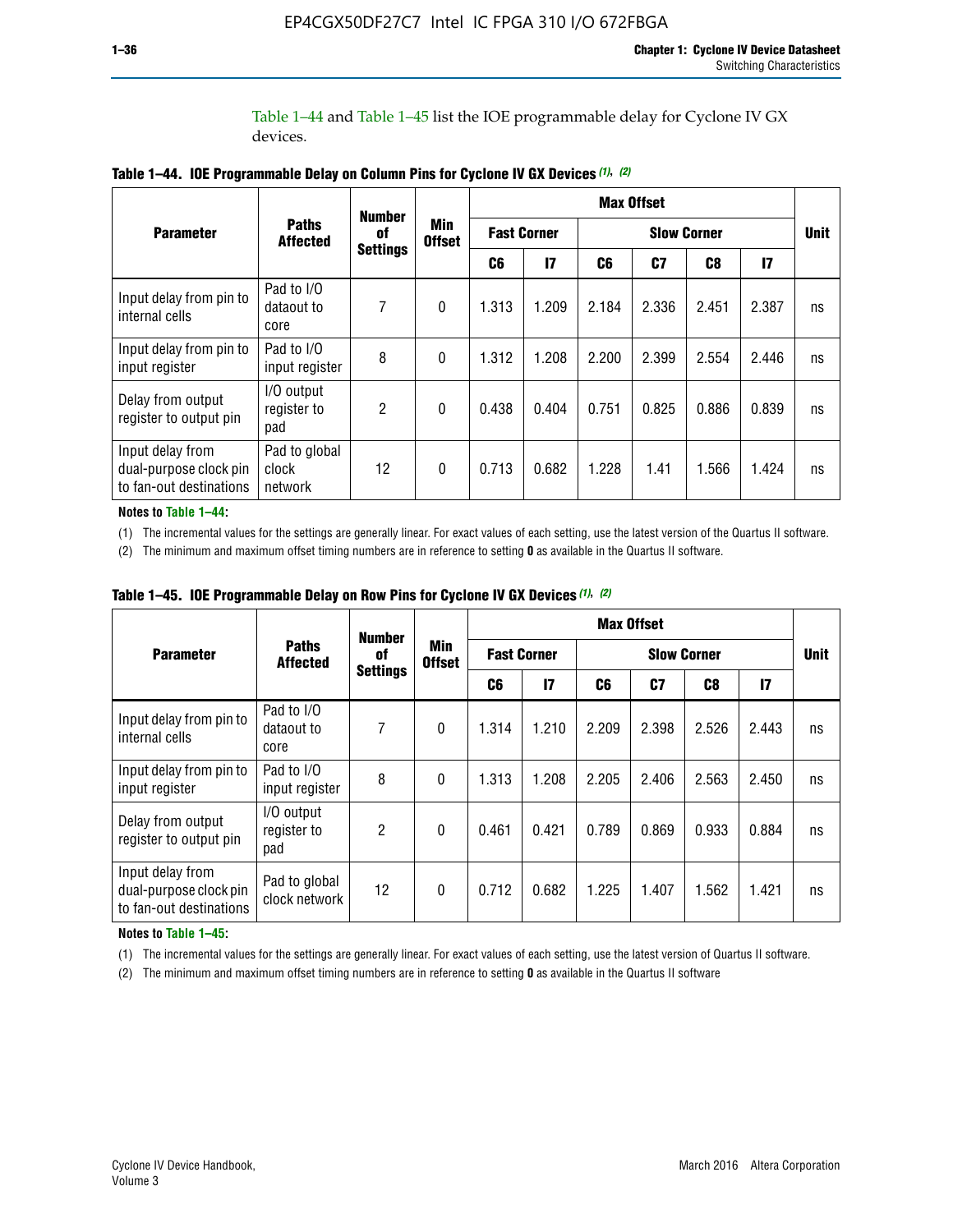Table 1–44 and Table 1–45 list the IOE programmable delay for Cyclone IV GX devices.

**Table 1–44. IOE Programmable Delay on Column Pins for Cyclone IV GX Devices (1), (2)**

| Parameter | Paths Affected | Number of Settings | Min Offset | Max Offset | | | | | | Unit |
|---|---|---|---|---|---|---|---|---|---|---|
| | | | | Fast Corner | | Slow Corner | | | | |
| | | | | C6 | I7 | C6 | C7 | C8 | I7 | |
| Input delay from pin to internal cells | Pad to I/O dataout to core | 7 | 0 | 1.313 | 1.209 | 2.184 | 2.336 | 2.451 | 2.387 | ns |
| Input delay from pin to input register | Pad to I/O input register | 8 | 0 | 1.312 | 1.208 | 2.200 | 2.399 | 2.554 | 2.446 | ns |
| Delay from output register to output pin | I/O output register to pad | 2 | 0 | 0.438 | 0.404 | 0.751 | 0.825 | 0.886 | 0.839 | ns |
| Input delay from dual-purpose clock pin to fan-out destinations | Pad to global clock network | 12 | 0 | 0.713 | 0.682 | 1.228 | 1.41 | 1.566 | 1.424 | ns |

**Notes to Table 1–44:**

(1) The incremental values for the settings are generally linear. For exact values of each setting, use the latest version of the Quartus II software.

(2) The minimum and maximum offset timing numbers are in reference to setting **0** as available in the Quartus II software.

**Table 1–45. IOE Programmable Delay on Row Pins for Cyclone IV GX Devices (1), (2)**

| Parameter | Paths Affected | Number of Settings | Min Offset | Max Offset | | | | | | Unit |
|---|---|---|---|---|---|---|---|---|---|---|
| | | | | Fast Corner | | Slow Corner | | | | |
| | | | | C6 | I7 | C6 | C7 | C8 | I7 | |
| Input delay from pin to internal cells | Pad to I/O dataout to core | 7 | 0 | 1.314 | 1.210 | 2.209 | 2.398 | 2.526 | 2.443 | ns |
| Input delay from pin to input register | Pad to I/O input register | 8 | 0 | 1.313 | 1.208 | 2.205 | 2.406 | 2.563 | 2.450 | ns |
| Delay from output register to output pin | I/O output register to pad | 2 | 0 | 0.461 | 0.421 | 0.789 | 0.869 | 0.933 | 0.884 | ns |
| Input delay from dual-purpose clock pin to fan-out destinations | Pad to global clock network | 12 | 0 | 0.712 | 0.682 | 1.225 | 1.407 | 1.562 | 1.421 | ns |

**Notes to Table 1–45:**

(1) The incremental values for the settings are generally linear. For exact values of each setting, use the latest version of Quartus II software.

(2) The minimum and maximum offset timing numbers are in reference to setting **0** as available in the Quartus II software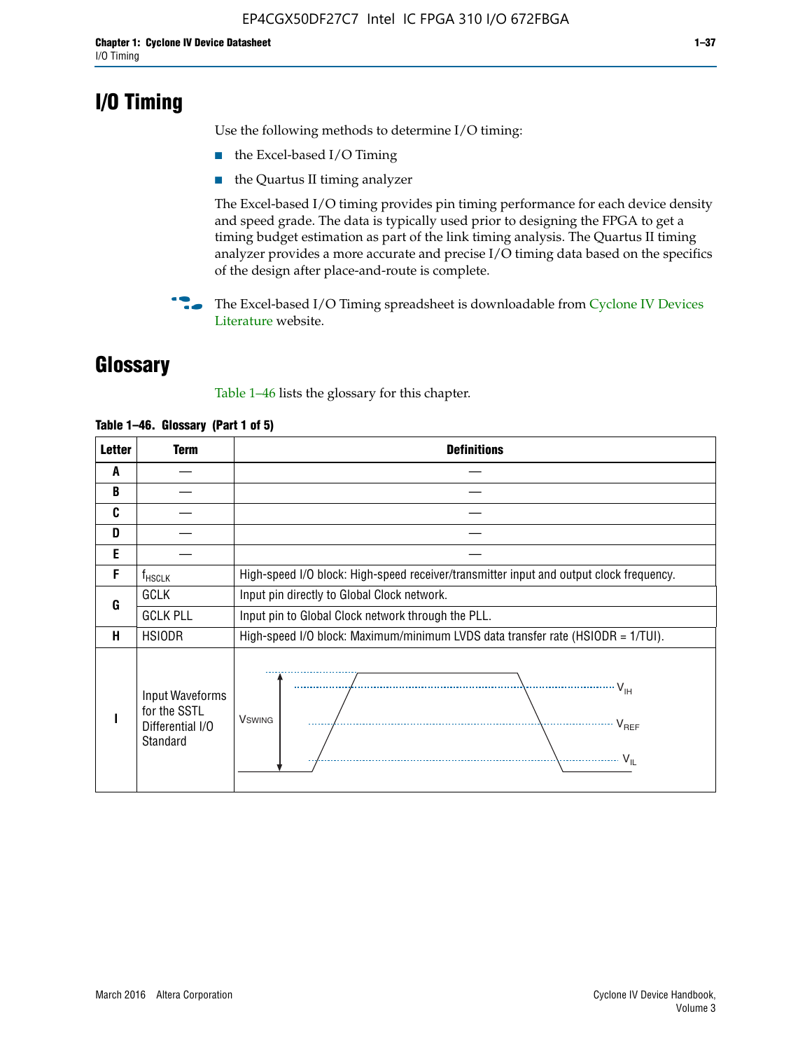# I/O Timing

Use the following methods to determine I/O timing:

- the Excel-based I/O Timing
- the Quartus II timing analyzer

The Excel-based I/O timing provides pin timing performance for each device density and speed grade. The data is typically used prior to designing the FPGA to get a timing budget estimation as part of the link timing analysis. The Quartus II timing analyzer provides a more accurate and precise I/O timing data based on the specifics of the design after place-and-route is complete.

The Excel-based I/O Timing spreadsheet is downloadable from Cyclone IV Devices Literature website.

# Glossary

Table 1–46 lists the glossary for this chapter.

**Table 1–46. Glossary (Part 1 of 5)**

| Letter | Term | Definitions |
|---|---|---|
| A | — | — |
| B | — | — |
| C | — | — |
| D | — | — |
| E | — | — |
| F | $f_{HSCLK}$ | High-speed I/O block: High-speed receiver/transmitter input and output clock frequency. |
| G | GCLK | Input pin directly to Global Clock network. |
| | GCLK PLL | Input pin to Global Clock network through the PLL. |
| H | HSIODR | High-speed I/O block: Maximum/minimum LVDS data transfer rate (HSIODR = 1/TUI). |
| I | Input Waveforms for the SSTL Differential I/O Standard | $V_{SWING}$, $V_{IH}$, $V_{REF}$, $V_{IL}$ |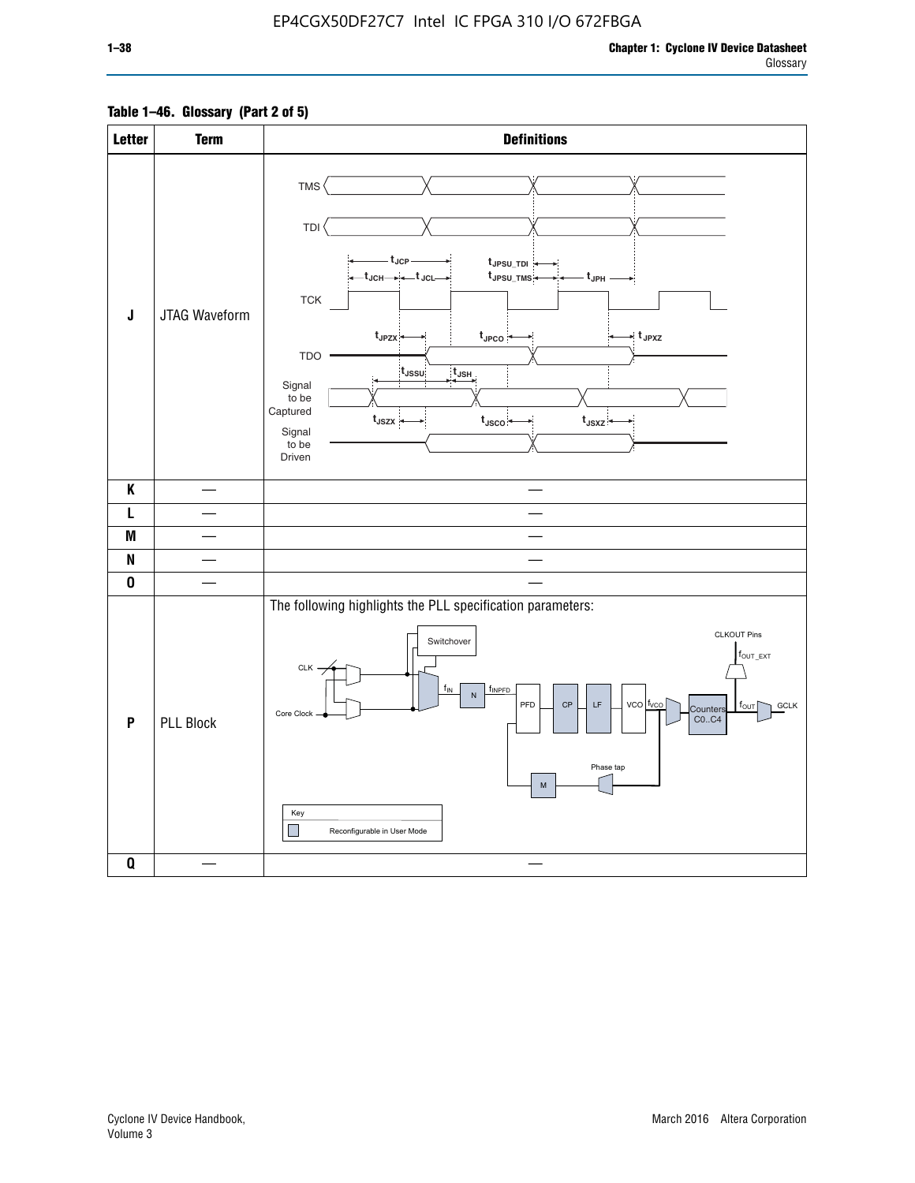**Table 1–46. Glossary (Part 2 of 5)**

| Letter | Term | Definitions |
|---|---|---|
| J | JTAG Waveform | TMS, TDI, TCK, TDO, Signal to be Captured, Signal to be Driven; $t_{JCP}$, $t_{JCH}$, $t_{JCL}$, $t_{JPSU\_TDI}$, $t_{JPSU\_TMS}$, $t_{JPH}$, $t_{JPZX}$, $t_{JPCO}$, $t_{JPXZ}$, $t_{JSSU}$, $t_{JSH}$, $t_{JSZX}$, $t_{JSCO}$, $t_{JSXZ}$ |
| K | — | — |
| L | — | — |
| M | — | — |
| N | — | — |
| O | — | — |
| P | PLL Block | The following highlights the PLL specification parameters: CLK, Core Clock, Switchover, $f_{IN}$, N, $f_{INPFD}$, PFD, CP, LF, VCO, $f_{VCO}$, Counters C0..C4, $f_{OUT}$, GCLK, CLKOUT Pins, $f_{OUT\_EXT}$, Phase tap, M. Key: Reconfigurable in User Mode |
| Q | — | — |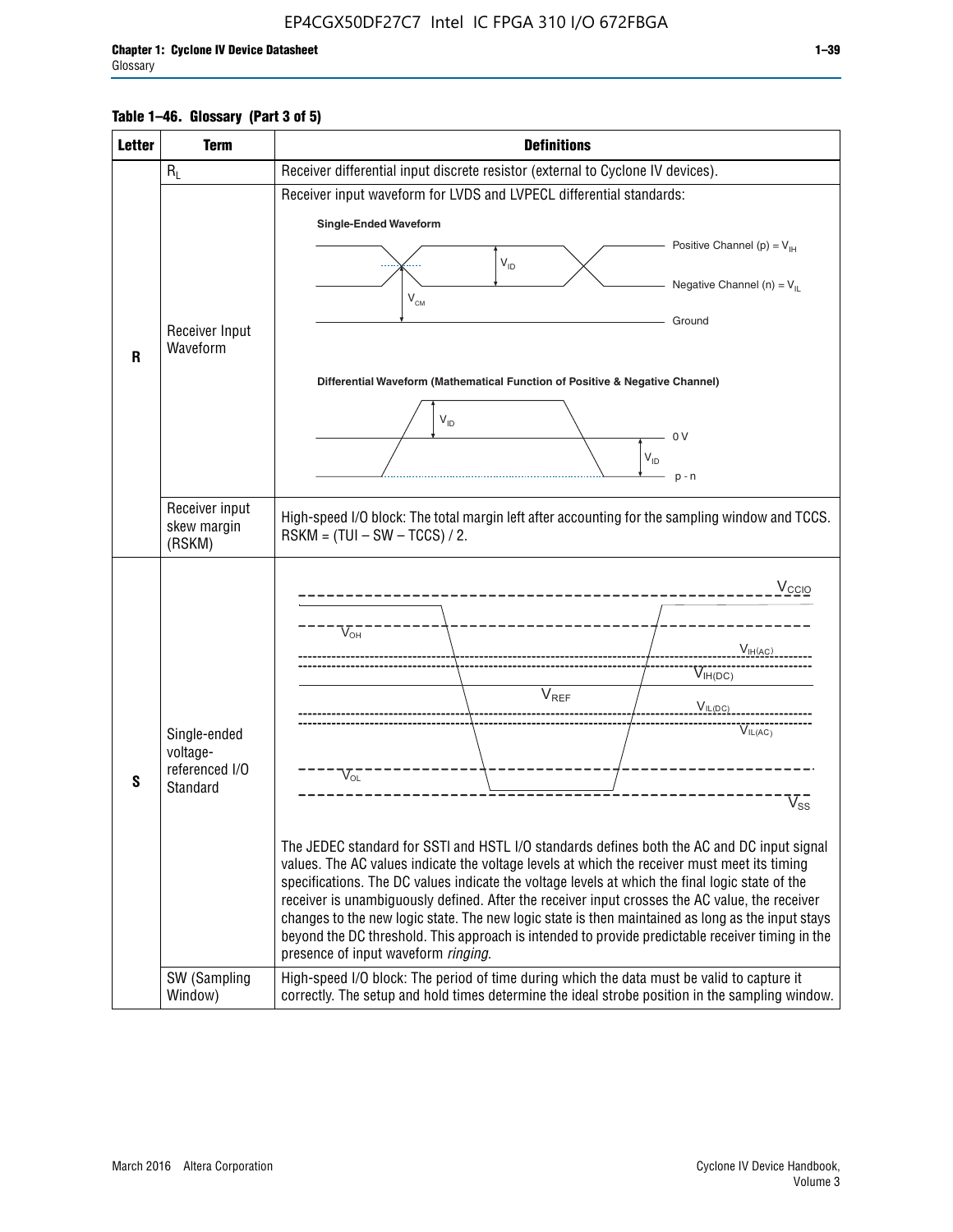**Table 1–46. Glossary (Part 3 of 5)**

| Letter | Term | Definitions |
|---|---|---|
| R | $R_L$ | Receiver differential input discrete resistor (external to Cyclone IV devices). |
| | Receiver Input Waveform | Receiver input waveform for LVDS and LVPECL differential standards:<br><br>Single-Ended Waveform<br>Positive Channel (p) = $V_{IH}$<br>Negative Channel (n) = $V_{IL}$<br>Ground<br>$V_{ID}$, $V_{CM}$<br><br>Differential Waveform (Mathematical Function of Positive & Negative Channel)<br>$V_{ID}$<br>0 V<br>p - n |
| | Receiver input skew margin (RSKM) | High-speed I/O block: The total margin left after accounting for the sampling window and TCCS. RSKM = (TUI – SW – TCCS) / 2. |
| S | Single-ended voltage-referenced I/O Standard | $V_{CCIO}$, $V_{OH}$, $V_{IH(AC)}$, $V_{IH(DC)}$, $V_{REF}$, $V_{IL(DC)}$, $V_{IL(AC)}$, $V_{OL}$, $V_{SS}$<br><br>The JEDEC standard for SSTl and HSTL I/O standards defines both the AC and DC input signal values. The AC values indicate the voltage levels at which the receiver must meet its timing specifications. The DC values indicate the voltage levels at which the final logic state of the receiver is unambiguously defined. After the receiver input crosses the AC value, the receiver changes to the new logic state. The new logic state is then maintained as long as the input stays beyond the DC threshold. This approach is intended to provide predictable receiver timing in the presence of input waveform *ringing*. |
| | SW (Sampling Window) | High-speed I/O block: The period of time during which the data must be valid to capture it correctly. The setup and hold times determine the ideal strobe position in the sampling window. |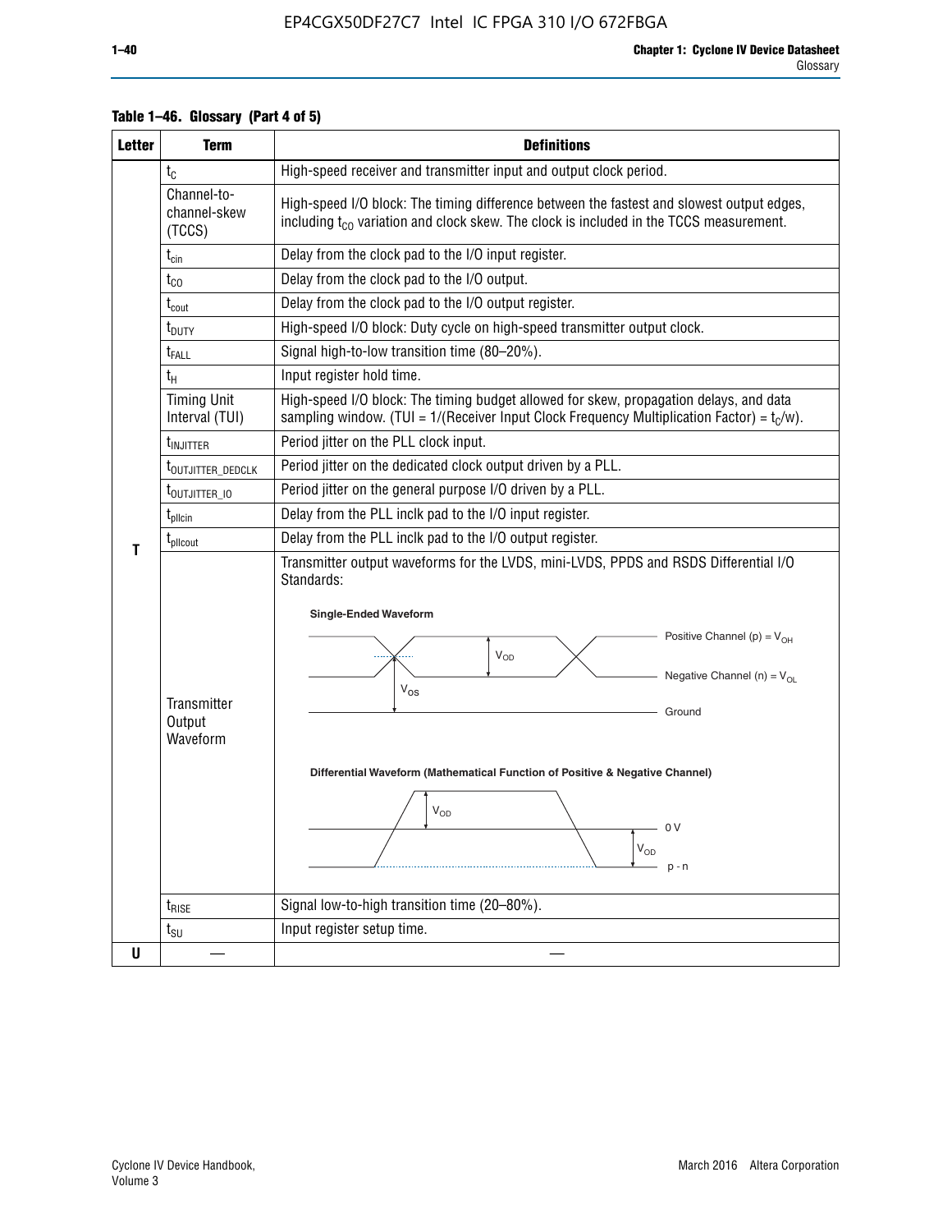**Table 1–46. Glossary (Part 4 of 5)**

| Letter | Term | Definitions |
|---|---|---|
| T | $t_C$ | High-speed receiver and transmitter input and output clock period. |
| | Channel-to-channel-skew (TCCS) | High-speed I/O block: The timing difference between the fastest and slowest output edges, including $t_{CO}$ variation and clock skew. The clock is included in the TCCS measurement. |
| | $t_{cin}$ | Delay from the clock pad to the I/O input register. |
| | $t_{CO}$ | Delay from the clock pad to the I/O output. |
| | $t_{cout}$ | Delay from the clock pad to the I/O output register. |
| | $t_{DUTY}$ | High-speed I/O block: Duty cycle on high-speed transmitter output clock. |
| | $t_{FALL}$ | Signal high-to-low transition time (80–20%). |
| | $t_H$ | Input register hold time. |
| | Timing Unit Interval (TUI) | High-speed I/O block: The timing budget allowed for skew, propagation delays, and data sampling window. (TUI = 1/(Receiver Input Clock Frequency Multiplication Factor) = $t_C/w$). |
| | $t_{INJITTER}$ | Period jitter on the PLL clock input. |
| | $t_{OUTJITTER\_DEDCLK}$ | Period jitter on the dedicated clock output driven by a PLL. |
| | $t_{OUTJITTER\_IO}$ | Period jitter on the general purpose I/O driven by a PLL. |
| | $t_{pllcin}$ | Delay from the PLL inclk pad to the I/O input register. |
| | $t_{pllcout}$ | Delay from the PLL inclk pad to the I/O output register. |
| | Transmitter Output Waveform | Transmitter output waveforms for the LVDS, mini-LVDS, PPDS and RSDS Differential I/O Standards:<br><br>**Single-Ended Waveform**<br>Positive Channel (p) = $V_{OH}$; $V_{OD}$; Negative Channel (n) = $V_{OL}$; $V_{OS}$; Ground<br><br>**Differential Waveform (Mathematical Function of Positive & Negative Channel)**<br>$V_{OD}$; 0 V; $V_{OD}$; p - n |
| | $t_{RISE}$ | Signal low-to-high transition time (20–80%). |
| | $t_{SU}$ | Input register setup time. |
| U | — | — |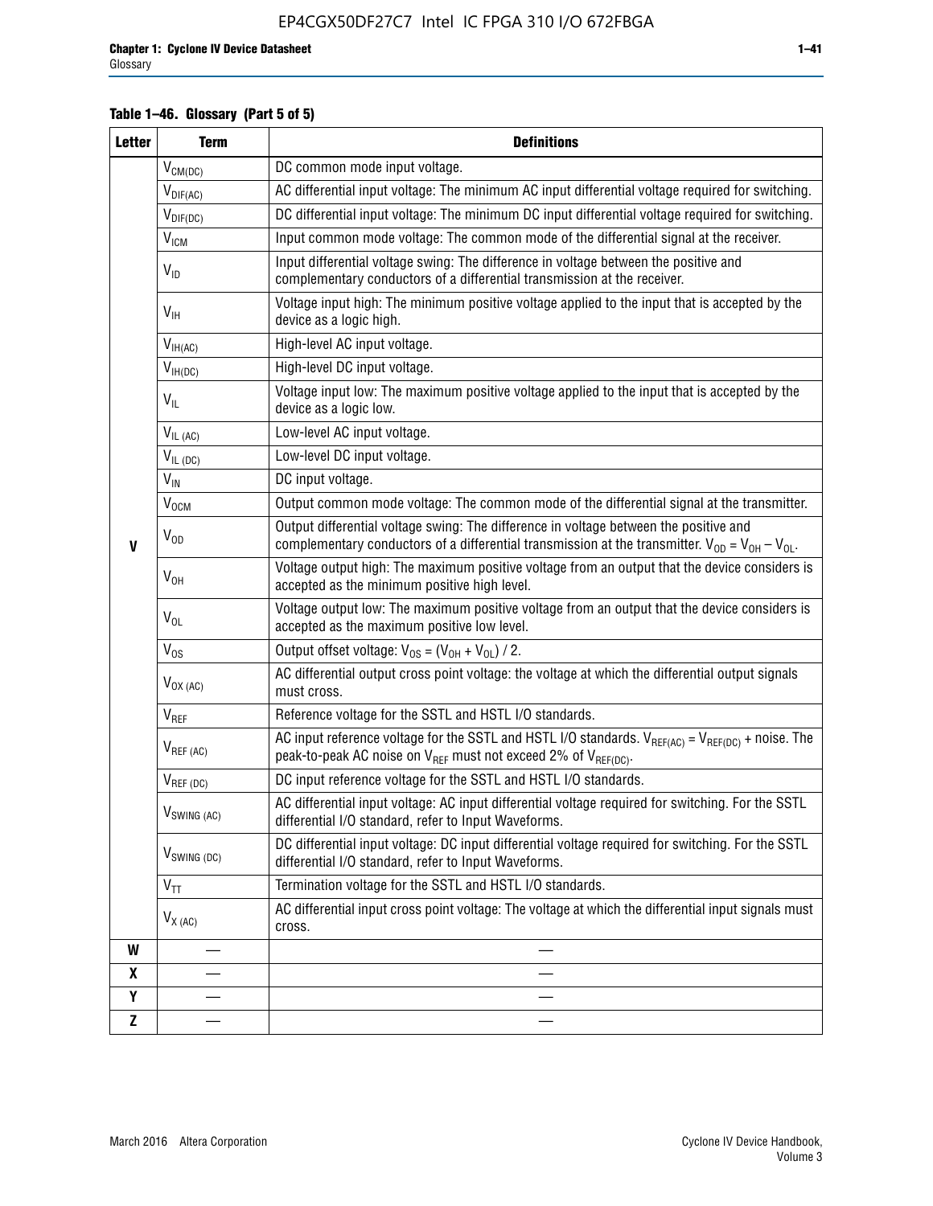**Table 1–46. Glossary (Part 5 of 5)**

| Letter | Term | Definitions |
|---|---|---|
| V | $V_{CM(DC)}$ | DC common mode input voltage. |
| | $V_{DIF(AC)}$ | AC differential input voltage: The minimum AC input differential voltage required for switching. |
| | $V_{DIF(DC)}$ | DC differential input voltage: The minimum DC input differential voltage required for switching. |
| | $V_{ICM}$ | Input common mode voltage: The common mode of the differential signal at the receiver. |
| | $V_{ID}$ | Input differential voltage swing: The difference in voltage between the positive and complementary conductors of a differential transmission at the receiver. |
| | $V_{IH}$ | Voltage input high: The minimum positive voltage applied to the input that is accepted by the device as a logic high. |
| | $V_{IH(AC)}$ | High-level AC input voltage. |
| | $V_{IH(DC)}$ | High-level DC input voltage. |
| | $V_{IL}$ | Voltage input low: The maximum positive voltage applied to the input that is accepted by the device as a logic low. |
| | $V_{IL\ (AC)}$ | Low-level AC input voltage. |
| | $V_{IL\ (DC)}$ | Low-level DC input voltage. |
| | $V_{IN}$ | DC input voltage. |
| | $V_{OCM}$ | Output common mode voltage: The common mode of the differential signal at the transmitter. |
| | $V_{OD}$ | Output differential voltage swing: The difference in voltage between the positive and complementary conductors of a differential transmission at the transmitter. $V_{OD} = V_{OH} – V_{OL}$. |
| | $V_{OH}$ | Voltage output high: The maximum positive voltage from an output that the device considers is accepted as the minimum positive high level. |
| | $V_{OL}$ | Voltage output low: The maximum positive voltage from an output that the device considers is accepted as the maximum positive low level. |
| | $V_{OS}$ | Output offset voltage: $V_{OS} = (V_{OH} + V_{OL}) / 2$. |
| | $V_{OX\ (AC)}$ | AC differential output cross point voltage: the voltage at which the differential output signals must cross. |
| | $V_{REF}$ | Reference voltage for the SSTL and HSTL I/O standards. |
| | $V_{REF\ (AC)}$ | AC input reference voltage for the SSTL and HSTL I/O standards. $V_{REF(AC)} = V_{REF(DC)}$ + noise. The peak-to-peak AC noise on $V_{REF}$ must not exceed 2% of $V_{REF(DC)}$. |
| | $V_{REF\ (DC)}$ | DC input reference voltage for the SSTL and HSTL I/O standards. |
| | $V_{SWING\ (AC)}$ | AC differential input voltage: AC input differential voltage required for switching. For the SSTL differential I/O standard, refer to Input Waveforms. |
| | $V_{SWING\ (DC)}$ | DC differential input voltage: DC input differential voltage required for switching. For the SSTL differential I/O standard, refer to Input Waveforms. |
| | $V_{TT}$ | Termination voltage for the SSTL and HSTL I/O standards. |
| | $V_{X\ (AC)}$ | AC differential input cross point voltage: The voltage at which the differential input signals must cross. |
| W | — | — |
| X | — | — |
| Y | — | — |
| Z | — | — |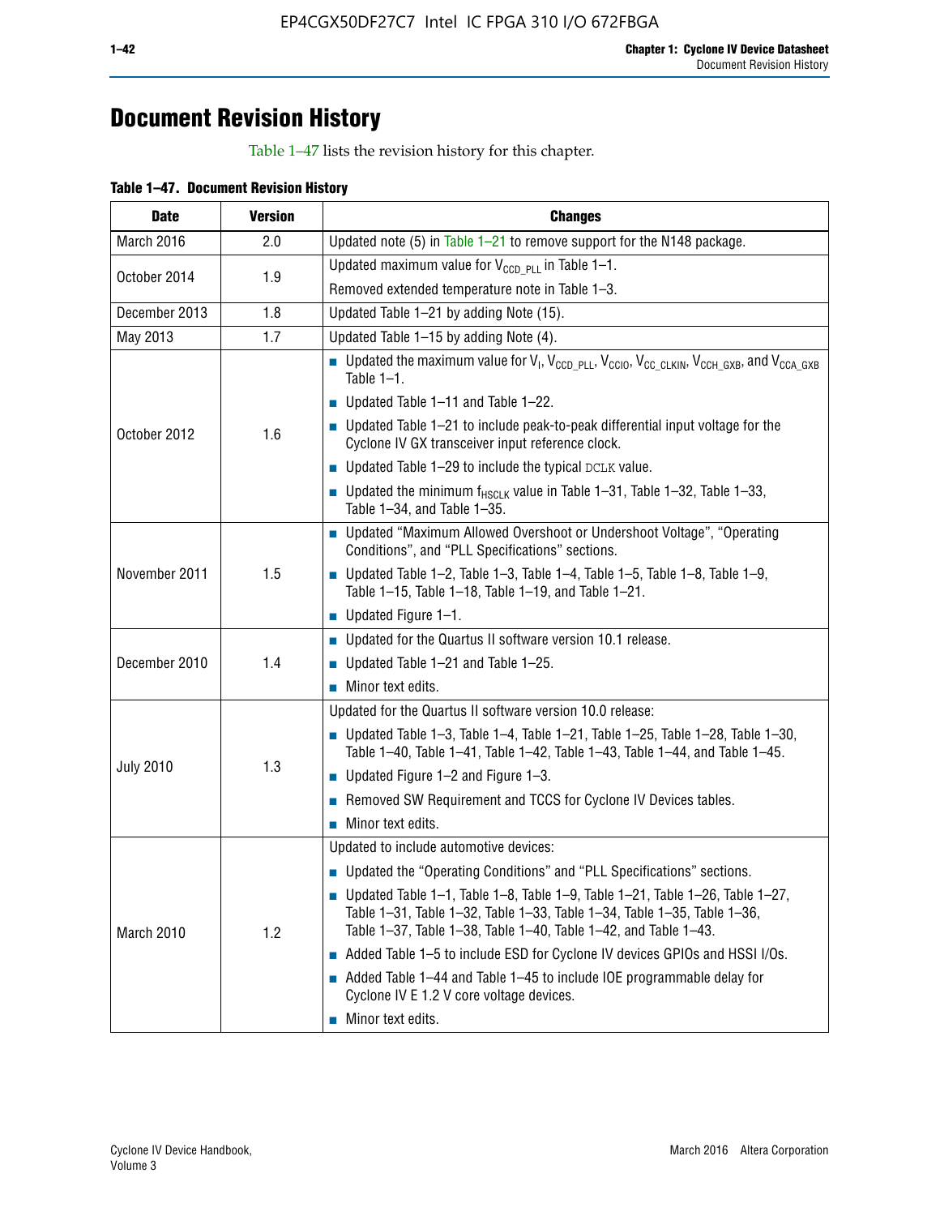# Document Revision History

Table 1–47 lists the revision history for this chapter.

**Table 1–47. Document Revision History**

| Date | Version | Changes |
|---|---|---|
| March 2016 | 2.0 | Updated note (5) in Table 1–21 to remove support for the N148 package. |
| October 2014 | 1.9 | Updated maximum value for $V_{CCD\_PLL}$ in Table 1–1.<br>Removed extended temperature note in Table 1–3. |
| December 2013 | 1.8 | Updated Table 1–21 by adding Note (15). |
| May 2013 | 1.7 | Updated Table 1–15 by adding Note (4). |
| October 2012 | 1.6 | ■ Updated the maximum value for $V_I$, $V_{CCD\_PLL}$, $V_{CCIO}$, $V_{CC\_CLKIN}$, $V_{CCH\_GXB}$, and $V_{CCA\_GXB}$ Table 1–1.<br>■ Updated Table 1–11 and Table 1–22.<br>■ Updated Table 1–21 to include peak-to-peak differential input voltage for the Cyclone IV GX transceiver input reference clock.<br>■ Updated Table 1–29 to include the typical DCLK value.<br>■ Updated the minimum $f_{HSCLK}$ value in Table 1–31, Table 1–32, Table 1–33, Table 1–34, and Table 1–35. |
| November 2011 | 1.5 | ■ Updated "Maximum Allowed Overshoot or Undershoot Voltage", "Operating Conditions", and "PLL Specifications" sections.<br>■ Updated Table 1–2, Table 1–3, Table 1–4, Table 1–5, Table 1–8, Table 1–9, Table 1–15, Table 1–18, Table 1–19, and Table 1–21.<br>■ Updated Figure 1–1. |
| December 2010 | 1.4 | ■ Updated for the Quartus II software version 10.1 release.<br>■ Updated Table 1–21 and Table 1–25.<br>■ Minor text edits. |
| July 2010 | 1.3 | Updated for the Quartus II software version 10.0 release:<br>■ Updated Table 1–3, Table 1–4, Table 1–21, Table 1–25, Table 1–28, Table 1–30, Table 1–40, Table 1–41, Table 1–42, Table 1–43, Table 1–44, and Table 1–45.<br>■ Updated Figure 1–2 and Figure 1–3.<br>■ Removed SW Requirement and TCCS for Cyclone IV Devices tables.<br>■ Minor text edits. |
| March 2010 | 1.2 | Updated to include automotive devices:<br>■ Updated the "Operating Conditions" and "PLL Specifications" sections.<br>■ Updated Table 1–1, Table 1–8, Table 1–9, Table 1–21, Table 1–26, Table 1–27, Table 1–31, Table 1–32, Table 1–33, Table 1–34, Table 1–35, Table 1–36, Table 1–37, Table 1–38, Table 1–40, Table 1–42, and Table 1–43.<br>■ Added Table 1–5 to include ESD for Cyclone IV devices GPIOs and HSSI I/Os.<br>■ Added Table 1–44 and Table 1–45 to include IOE programmable delay for Cyclone IV E 1.2 V core voltage devices.<br>■ Minor text edits. |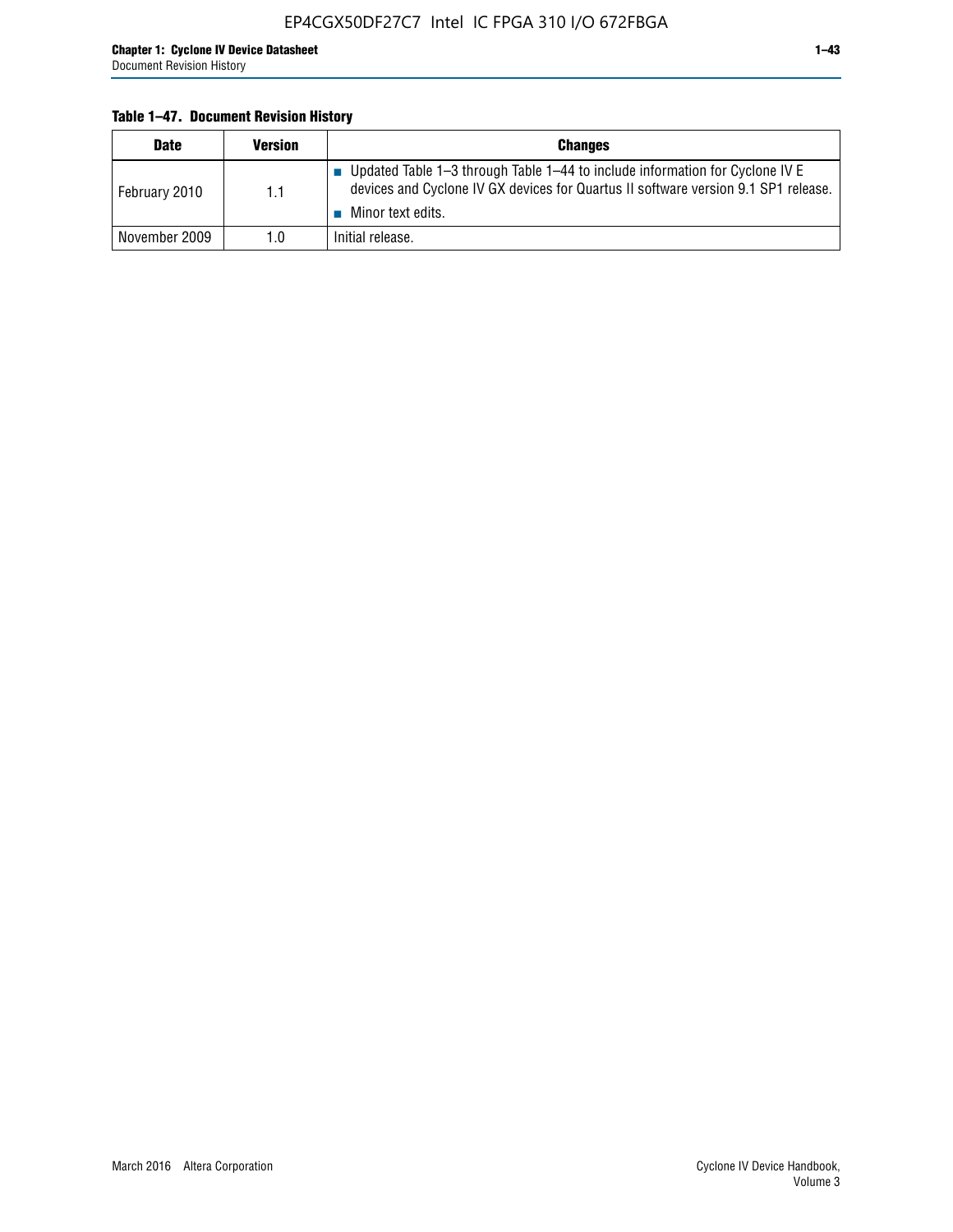**Table 1–47. Document Revision History**

| Date | Version | Changes |
|---|---|---|
| February 2010 | 1.1 | ■ Updated Table 1–3 through Table 1–44 to include information for Cyclone IV E devices and Cyclone IV GX devices for Quartus II software version 9.1 SP1 release.<br>■ Minor text edits. |
| November 2009 | 1.0 | Initial release. |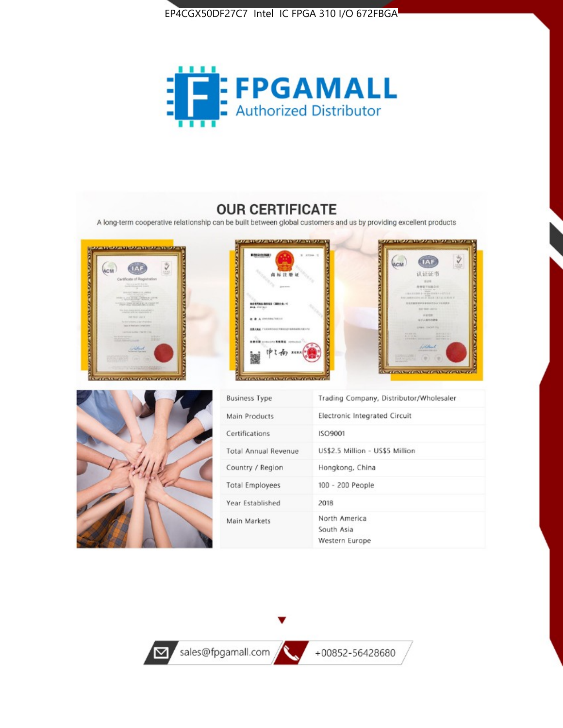FPGAMALL

Authorized Distributor

## OUR CERTIFICATE

A long-term cooperative relationship can be built between global customers and us by providing excellent products

| | |
|---|---|
| Business Type | Trading Company, Distributor/Wholesaler |
| Main Products | Electronic Integrated Circuit |
| Certifications | ISO9001 |
| Total Annual Revenue | US$2.5 Million - US$5 Million |
| Country / Region | Hongkong, China |
| Total Employees | 100 - 200 People |
| Year Established | 2018 |
| Main Markets | North America<br>South Asia<br>Western Europe |

sales@fpgamall.com

+00852-56428680